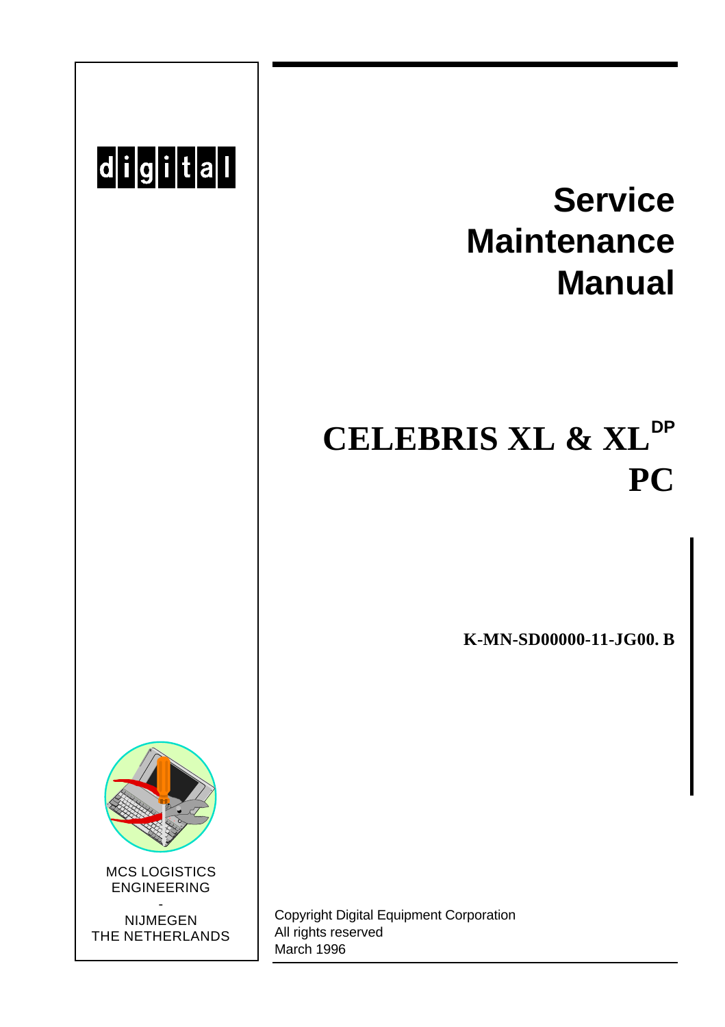digital

# Service Maintenance Manual

# CELEBRIS XL & XL DP PC

**K-MN-SD00000-11-JG00. B**

MCS LOGISTICS
ENGINEERING
-
NIJMEGEN
THE NETHERLANDS

Copyright Digital Equipment Corporation
All rights reserved
March 1996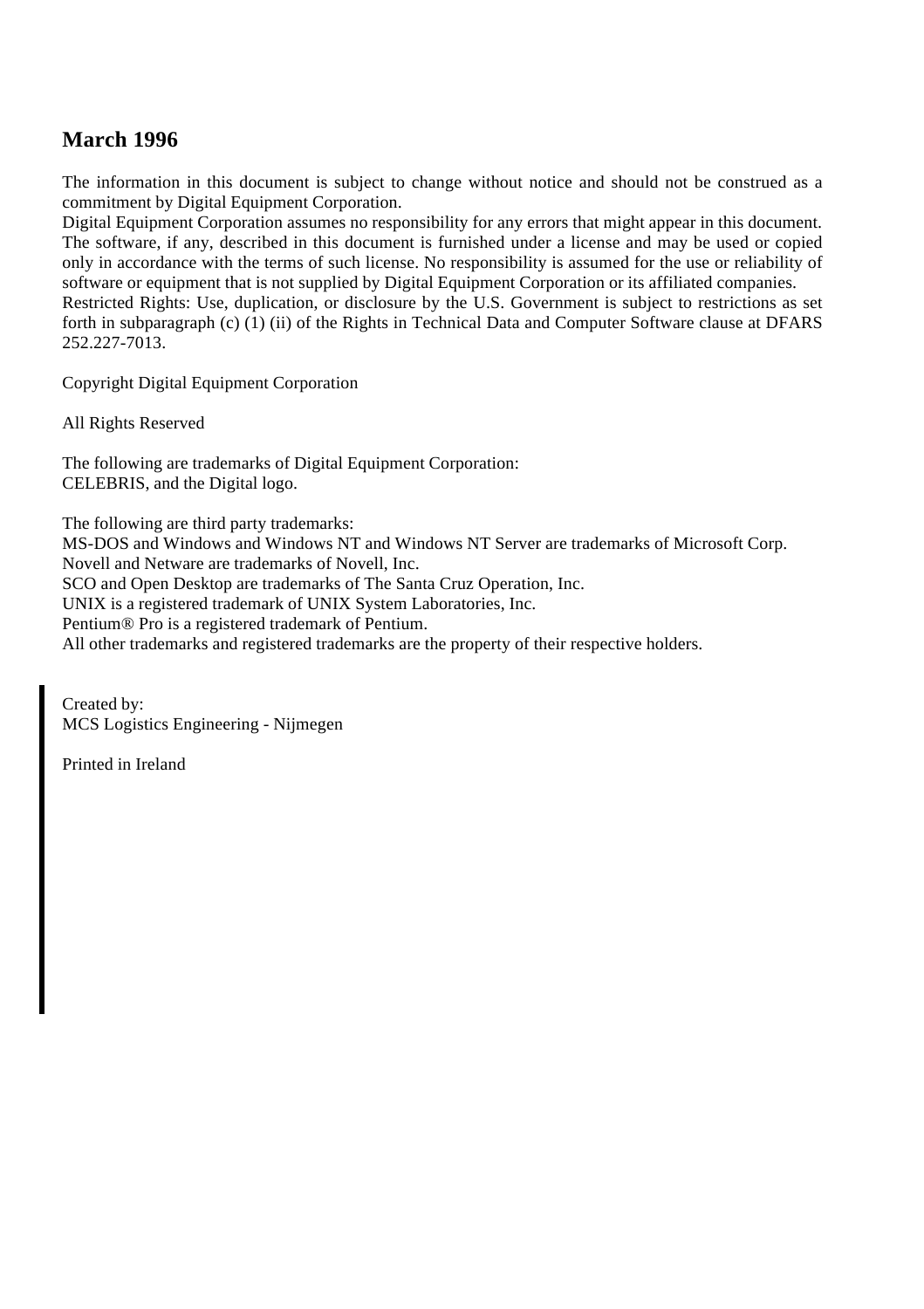## March 1996

The information in this document is subject to change without notice and should not be construed as a commitment by Digital Equipment Corporation.
Digital Equipment Corporation assumes no responsibility for any errors that might appear in this document.
The software, if any, described in this document is furnished under a license and may be used or copied only in accordance with the terms of such license. No responsibility is assumed for the use or reliability of software or equipment that is not supplied by Digital Equipment Corporation or its affiliated companies.
Restricted Rights: Use, duplication, or disclosure by the U.S. Government is subject to restrictions as set forth in subparagraph (c) (1) (ii) of the Rights in Technical Data and Computer Software clause at DFARS 252.227-7013.

Copyright Digital Equipment Corporation

All Rights Reserved

The following are trademarks of Digital Equipment Corporation:
CELEBRIS, and the Digital logo.

The following are third party trademarks:
MS-DOS and Windows and Windows NT and Windows NT Server are trademarks of Microsoft Corp.
Novell and Netware are trademarks of Novell, Inc.
SCO and Open Desktop are trademarks of The Santa Cruz Operation, Inc.
UNIX is a registered trademark of UNIX System Laboratories, Inc.
Pentium® Pro is a registered trademark of Pentium.
All other trademarks and registered trademarks are the property of their respective holders.

Created by:
MCS Logistics Engineering - Nijmegen

Printed in Ireland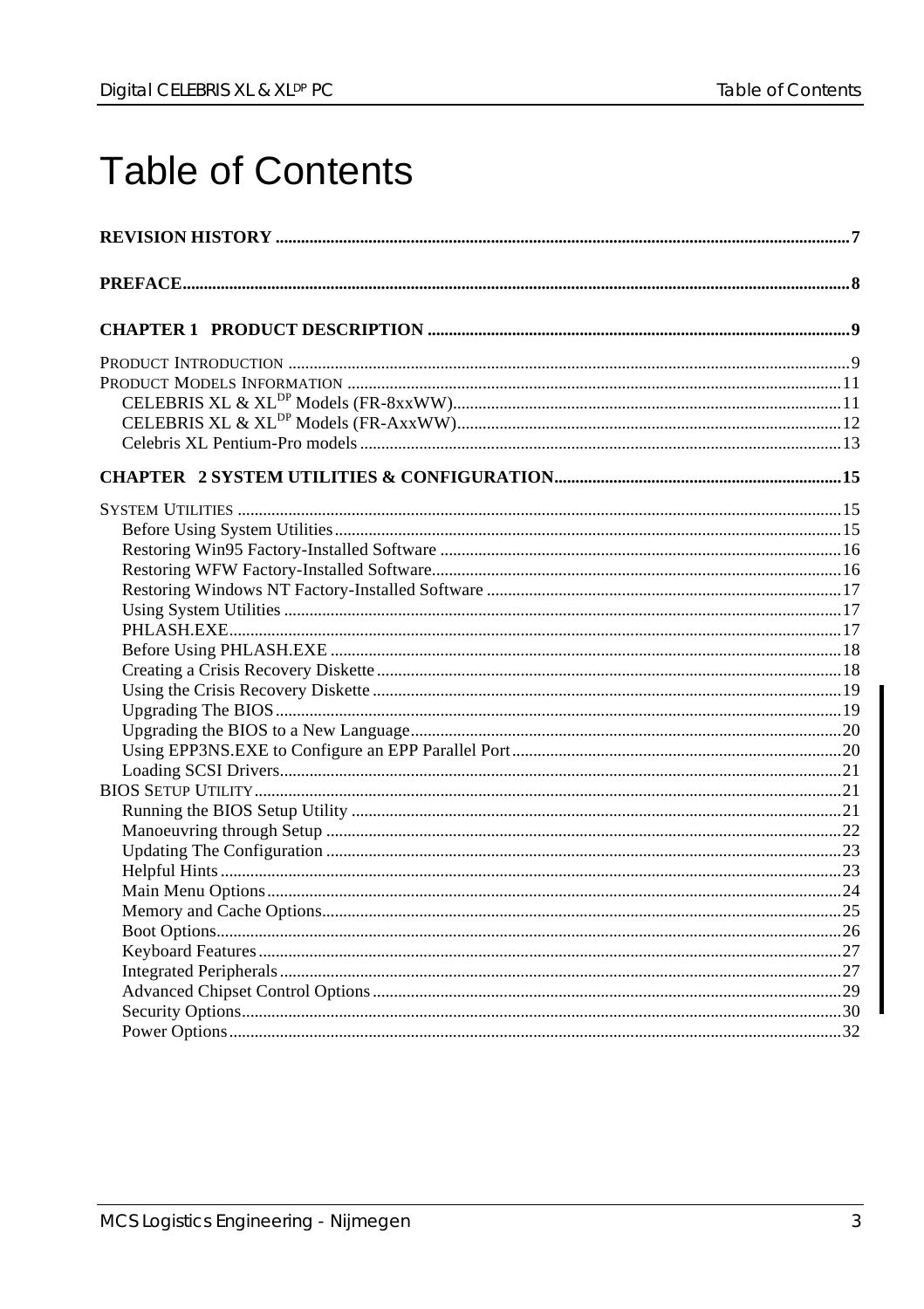# Table of Contents

**REVISION HISTORY** ..... 7

**PREFACE** ..... 8

**CHAPTER 1 PRODUCT DESCRIPTION** ..... 9

PRODUCT INTRODUCTION ..... 9
PRODUCT MODELS INFORMATION ..... 11
- CELEBRIS XL & XL[DP] Models (FR-8xxWW) ..... 11
- CELEBRIS XL & XL[DP] Models (FR-AxxWW) ..... 12
- Celebris XL Pentium-Pro models ..... 13

**CHAPTER 2 SYSTEM UTILITIES & CONFIGURATION** ..... 15

SYSTEM UTILITIES ..... 15
- Before Using System Utilities ..... 15
- Restoring Win95 Factory-Installed Software ..... 16
- Restoring WFW Factory-Installed Software ..... 16
- Restoring Windows NT Factory-Installed Software ..... 17
- Using System Utilities ..... 17
- PHLASH.EXE ..... 17
- Before Using PHLASH.EXE ..... 18
- Creating a Crisis Recovery Diskette ..... 18
- Using the Crisis Recovery Diskette ..... 19
- Upgrading The BIOS ..... 19
- Upgrading the BIOS to a New Language ..... 20
- Using EPP3NS.EXE to Configure an EPP Parallel Port ..... 20
- Loading SCSI Drivers ..... 21

BIOS SETUP UTILITY ..... 21
- Running the BIOS Setup Utility ..... 21
- Manoeuvring through Setup ..... 22
- Updating The Configuration ..... 23
- Helpful Hints ..... 23
- Main Menu Options ..... 24
- Memory and Cache Options ..... 25
- Boot Options ..... 26
- Keyboard Features ..... 27
- Integrated Peripherals ..... 27
- Advanced Chipset Control Options ..... 29
- Security Options ..... 30
- Power Options ..... 32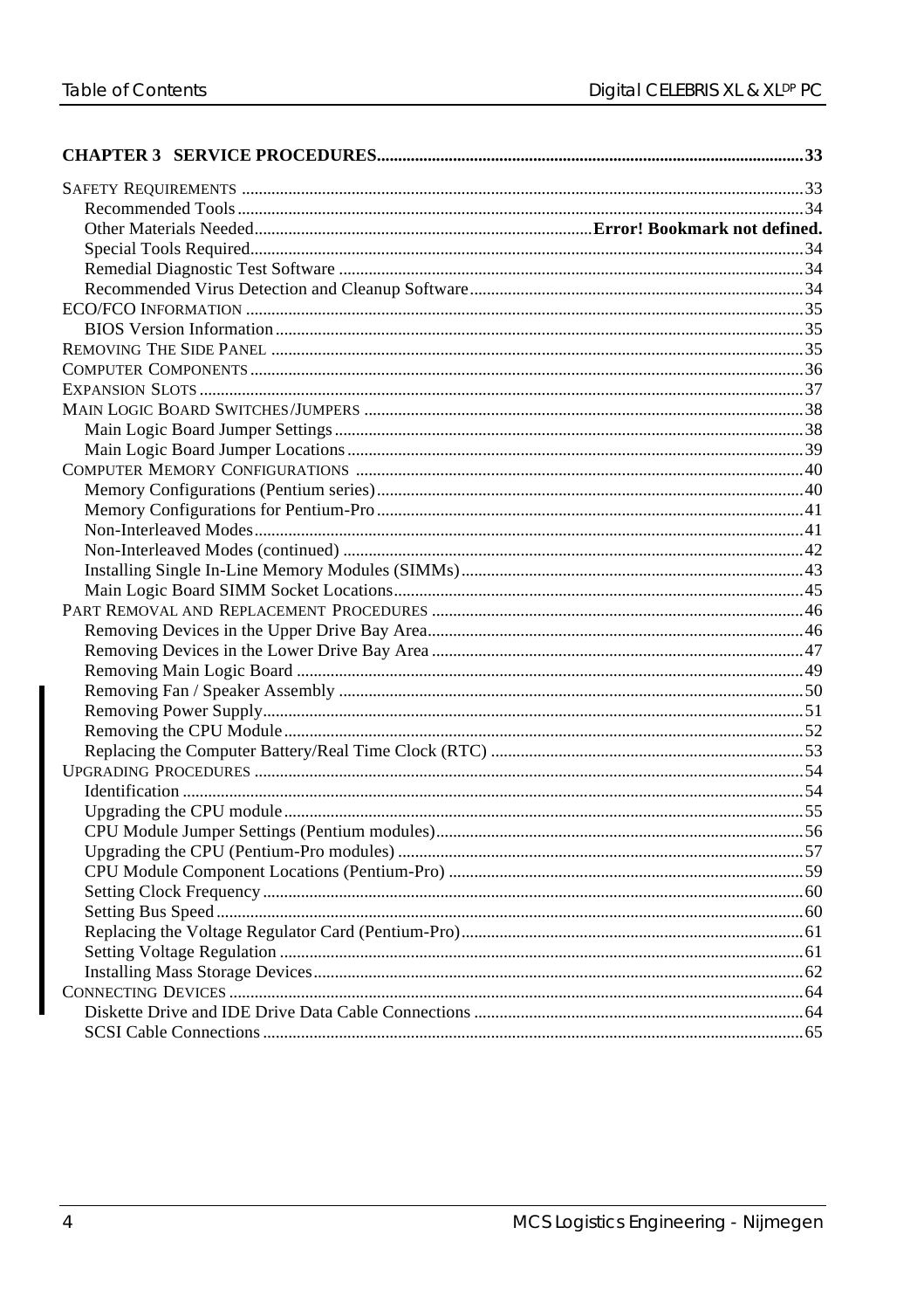**CHAPTER 3 SERVICE PROCEDURES**....................................................................................................33

SAFETY REQUIREMENTS ....................................................................................................................33
- Recommended Tools.....................................................................................................................34
- Other Materials Needed................................................................................Error! Bookmark not defined.
- Special Tools Required..................................................................................................................34
- Remedial Diagnostic Test Software .............................................................................................34
- Recommended Virus Detection and Cleanup Software...............................................................34

ECO/FCO INFORMATION ..................................................................................................................35
- BIOS Version Information............................................................................................................35

REMOVING THE SIDE PANEL ............................................................................................................35

COMPUTER COMPONENTS.................................................................................................................36

EXPANSION SLOTS.............................................................................................................................37

MAIN LOGIC BOARD SWITCHES/JUMPERS .......................................................................................38
- Main Logic Board Jumper Settings..............................................................................................38
- Main Logic Board Jumper Locations...........................................................................................39

COMPUTER MEMORY CONFIGURATIONS .........................................................................................40
- Memory Configurations (Pentium series)....................................................................................40
- Memory Configurations for Pentium-Pro....................................................................................41
- Non-Interleaved Modes.................................................................................................................41
- Non-Interleaved Modes (continued) ............................................................................................42
- Installing Single In-Line Memory Modules (SIMMs)................................................................43
- Main Logic Board SIMM Socket Locations................................................................................45

PART REMOVAL AND REPLACEMENT PROCEDURES .......................................................................46
- Removing Devices in the Upper Drive Bay Area........................................................................46
- Removing Devices in the Lower Drive Bay Area .......................................................................47
- Removing Main Logic Board .......................................................................................................49
- Removing Fan / Speaker Assembly .............................................................................................50
- Removing Power Supply...............................................................................................................51
- Removing the CPU Module..........................................................................................................52
- Replacing the Computer Battery/Real Time Clock (RTC) ..........................................................53

UPGRADING PROCEDURES ................................................................................................................54
- Identification ..................................................................................................................................54
- Upgrading the CPU module..........................................................................................................55
- CPU Module Jumper Settings (Pentium modules).......................................................................56
- Upgrading the CPU (Pentium-Pro modules) ................................................................................57
- CPU Module Component Locations (Pentium-Pro) ...................................................................59
- Setting Clock Frequency...............................................................................................................60
- Setting Bus Speed..........................................................................................................................60
- Replacing the Voltage Regulator Card (Pentium-Pro)................................................................61
- Setting Voltage Regulation ...........................................................................................................61
- Installing Mass Storage Devices...................................................................................................62

CONNECTING DEVICES ......................................................................................................................64
- Diskette Drive and IDE Drive Data Cable Connections .............................................................64
- SCSI Cable Connections...............................................................................................................65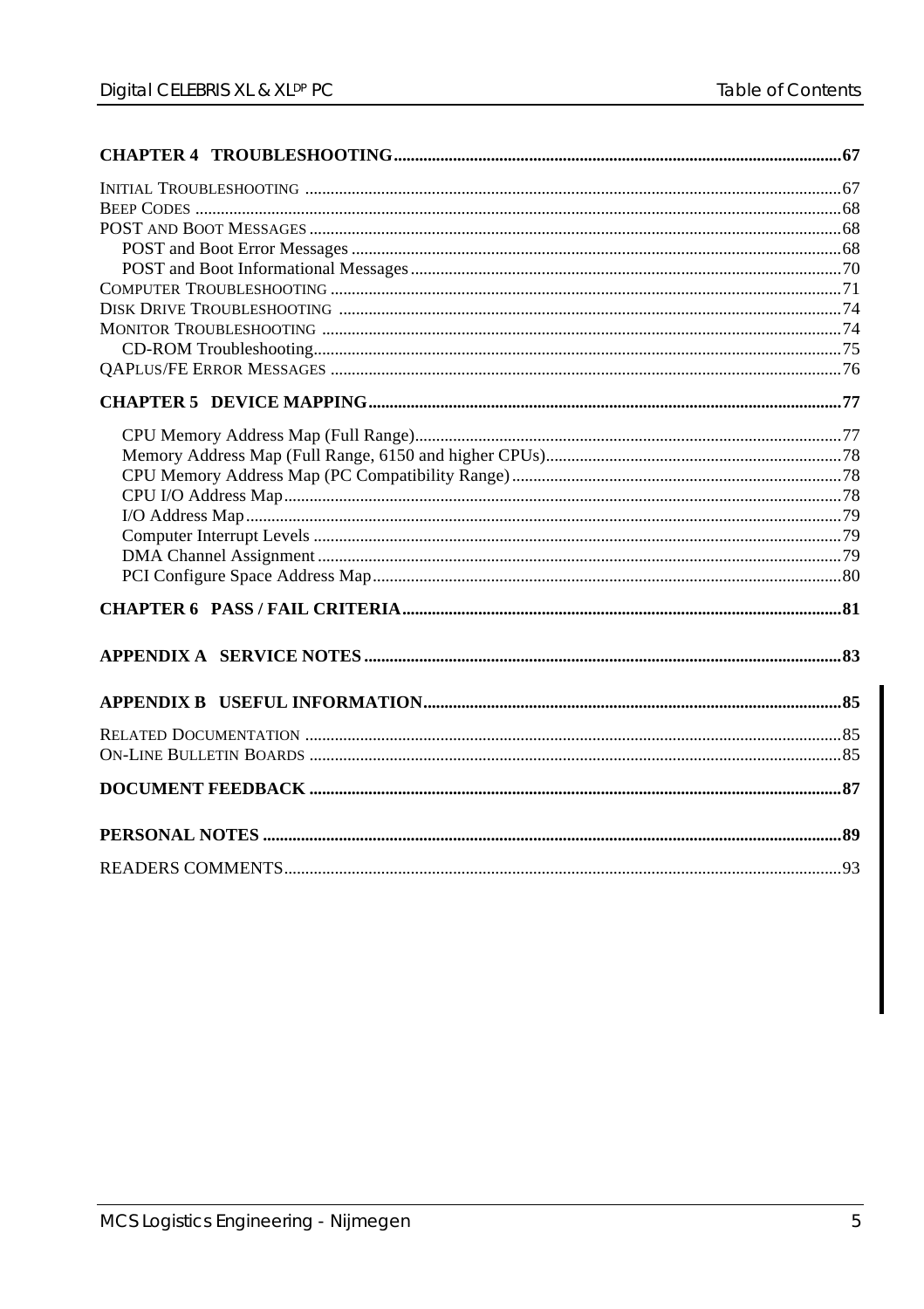**CHAPTER 4 TROUBLESHOOTING** .....67

INITIAL TROUBLESHOOTING .....67
BEEP CODES .....68
POST AND BOOT MESSAGES .....68
  POST and Boot Error Messages .....68
  POST and Boot Informational Messages .....70
COMPUTER TROUBLESHOOTING .....71
DISK DRIVE TROUBLESHOOTING .....74
MONITOR TROUBLESHOOTING .....74
  CD-ROM Troubleshooting .....75
QAPLUS/FE ERROR MESSAGES .....76

**CHAPTER 5 DEVICE MAPPING** .....77

  CPU Memory Address Map (Full Range) .....77
  Memory Address Map (Full Range, 6150 and higher CPUs) .....78
  CPU Memory Address Map (PC Compatibility Range) .....78
  CPU I/O Address Map .....78
  I/O Address Map .....79
  Computer Interrupt Levels .....79
  DMA Channel Assignment .....79
  PCI Configure Space Address Map .....80

**CHAPTER 6 PASS / FAIL CRITERIA** .....81

**APPENDIX A SERVICE NOTES** .....83

**APPENDIX B USEFUL INFORMATION** .....85

RELATED DOCUMENTATION .....85
ON-LINE BULLETIN BOARDS .....85

**DOCUMENT FEEDBACK** .....87

**PERSONAL NOTES** .....89

READERS COMMENTS .....93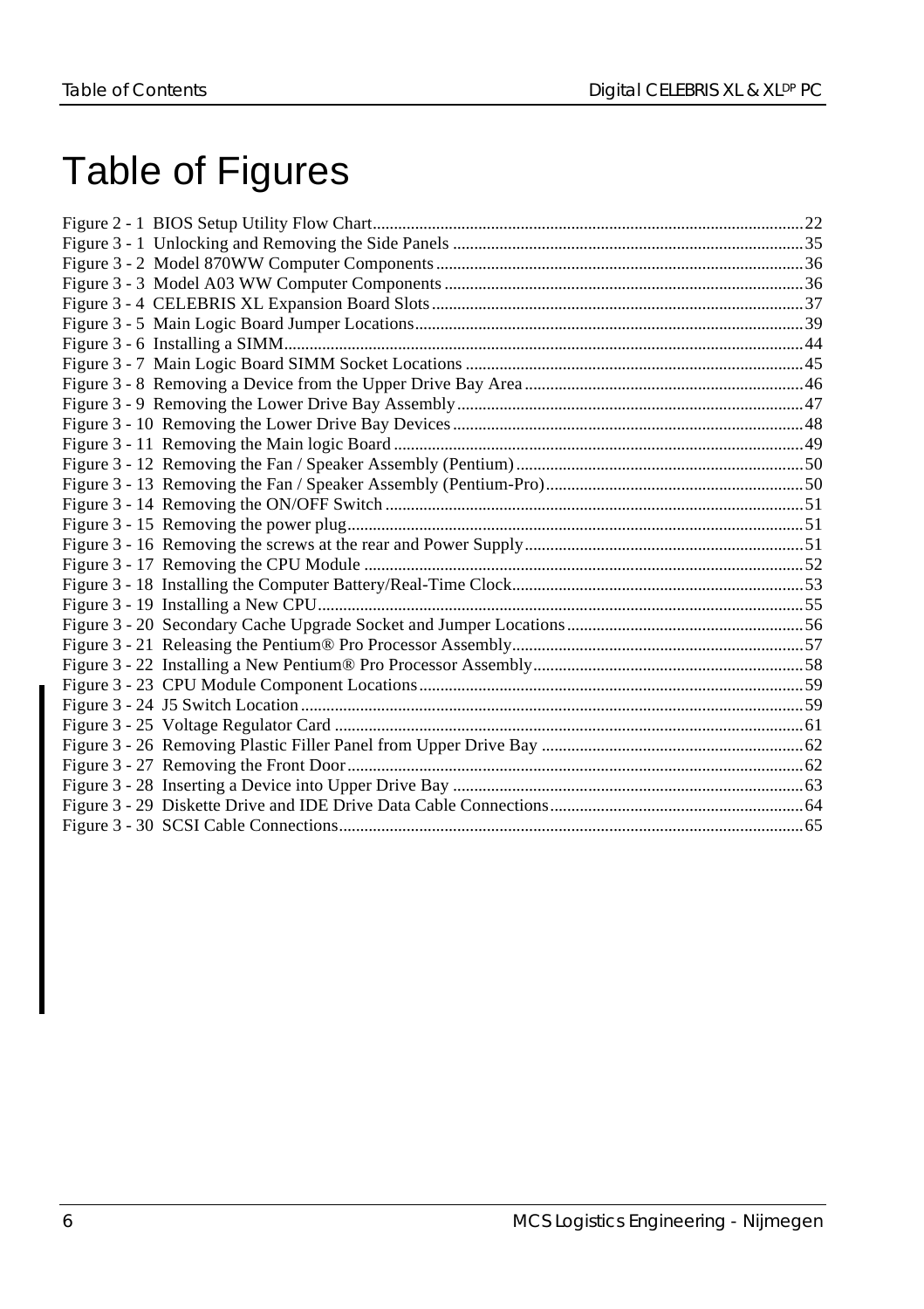# Table of Figures

Figure 2 - 1 BIOS Setup Utility Flow Chart....................................................................................................22
Figure 3 - 1 Unlocking and Removing the Side Panels .................................................................................35
Figure 3 - 2 Model 870WW Computer Components.....................................................................................36
Figure 3 - 3 Model A03 WW Computer Components...................................................................................36
Figure 3 - 4 CELEBRIS XL Expansion Board Slots......................................................................................37
Figure 3 - 5 Main Logic Board Jumper Locations..........................................................................................39
Figure 3 - 6 Installing a SIMM........................................................................................................................44
Figure 3 - 7 Main Logic Board SIMM Socket Locations ..............................................................................45
Figure 3 - 8 Removing a Device from the Upper Drive Bay Area.................................................................46
Figure 3 - 9 Removing the Lower Drive Bay Assembly................................................................................47
Figure 3 - 10 Removing the Lower Drive Bay Devices.................................................................................48
Figure 3 - 11 Removing the Main logic Board...............................................................................................49
Figure 3 - 12 Removing the Fan / Speaker Assembly (Pentium)..................................................................50
Figure 3 - 13 Removing the Fan / Speaker Assembly (Pentium-Pro)...........................................................50
Figure 3 - 14 Removing the ON/OFF Switch.................................................................................................51
Figure 3 - 15 Removing the power plug.........................................................................................................51
Figure 3 - 16 Removing the screws at the rear and Power Supply................................................................51
Figure 3 - 17 Removing the CPU Module .....................................................................................................52
Figure 3 - 18 Installing the Computer Battery/Real-Time Clock...................................................................53
Figure 3 - 19 Installing a New CPU................................................................................................................55
Figure 3 - 20 Secondary Cache Upgrade Socket and Jumper Locations.......................................................56
Figure 3 - 21 Releasing the Pentium® Pro Processor Assembly...................................................................57
Figure 3 - 22 Installing a New Pentium® Pro Processor Assembly...............................................................58
Figure 3 - 23 CPU Module Component Locations.........................................................................................59
Figure 3 - 24 J5 Switch Location....................................................................................................................59
Figure 3 - 25 Voltage Regulator Card ............................................................................................................61
Figure 3 - 26 Removing Plastic Filler Panel from Upper Drive Bay ............................................................62
Figure 3 - 27 Removing the Front Door.........................................................................................................62
Figure 3 - 28 Inserting a Device into Upper Drive Bay .................................................................................63
Figure 3 - 29 Diskette Drive and IDE Drive Data Cable Connections...........................................................64
Figure 3 - 30 SCSI Cable Connections...........................................................................................................65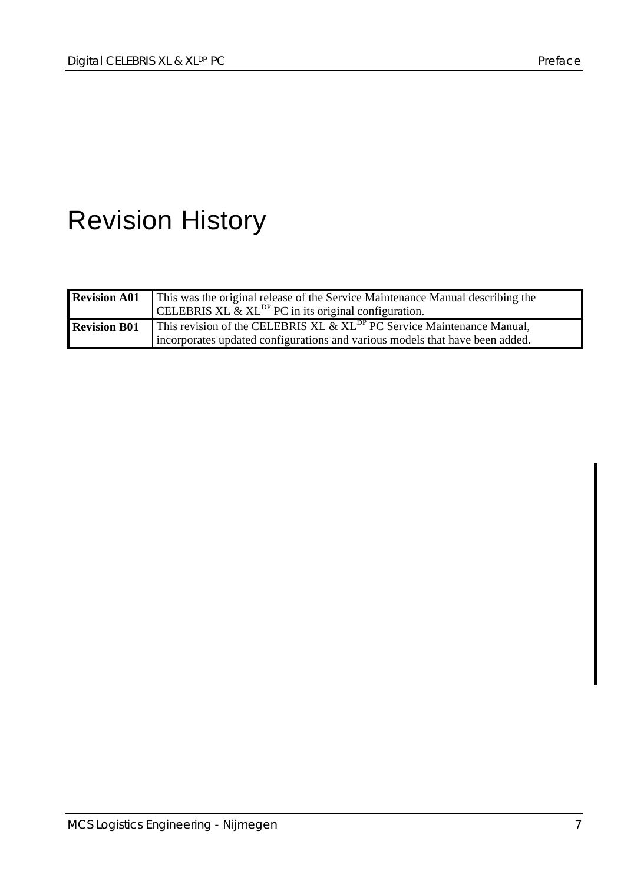# Revision History

| | |
|---|---|
| **Revision A01** | This was the original release of the Service Maintenance Manual describing the CELEBRIS XL & $XL^{DP}$ PC in its original configuration. |
| **Revision B01** | This revision of the CELEBRIS XL & $XL^{DP}$ PC Service Maintenance Manual, incorporates updated configurations and various models that have been added. |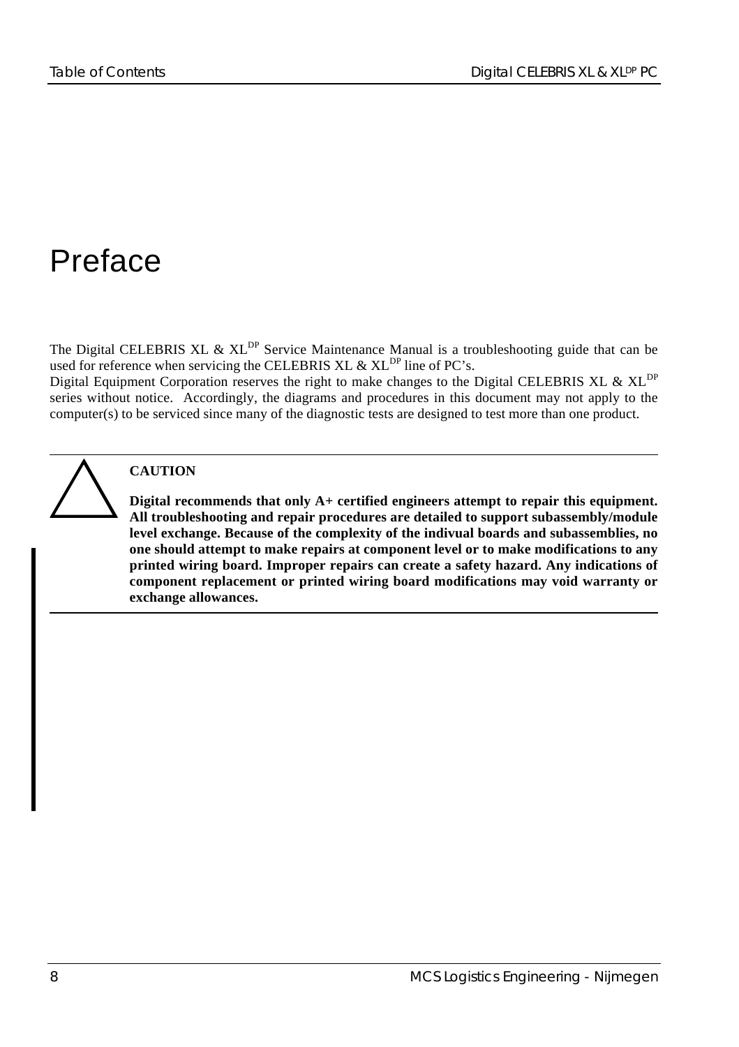# Preface

The Digital CELEBRIS XL & XL$^{DP}$ Service Maintenance Manual is a troubleshooting guide that can be used for reference when servicing the CELEBRIS XL & XL$^{DP}$ line of PC's.
Digital Equipment Corporation reserves the right to make changes to the Digital CELEBRIS XL & XL$^{DP}$ series without notice. Accordingly, the diagrams and procedures in this document may not apply to the computer(s) to be serviced since many of the diagnostic tests are designed to test more than one product.

---

**CAUTION**

**Digital recommends that only A+ certified engineers attempt to repair this equipment. All troubleshooting and repair procedures are detailed to support subassembly/module level exchange. Because of the complexity of the indivual boards and subassemblies, no one should attempt to make repairs at component level or to make modifications to any printed wiring board. Improper repairs can create a safety hazard. Any indications of component replacement or printed wiring board modifications may void warranty or exchange allowances.**

---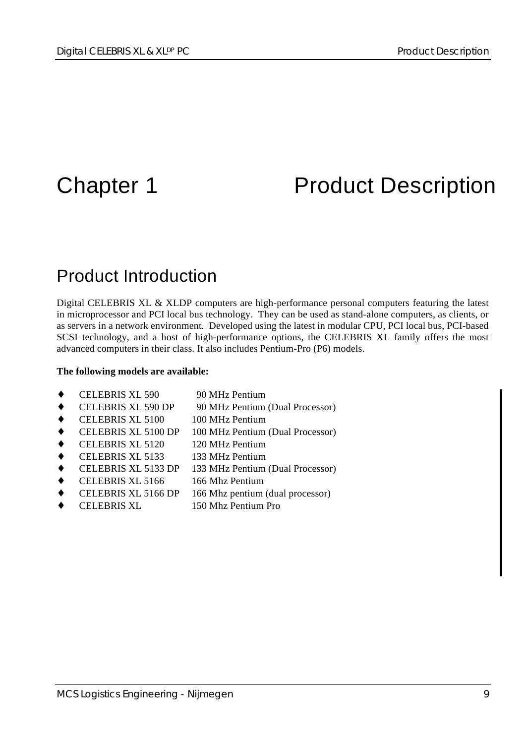# Chapter 1 Product Description

## Product Introduction

Digital CELEBRIS XL & XLDP computers are high-performance personal computers featuring the latest in microprocessor and PCI local bus technology. They can be used as stand-alone computers, as clients, or as servers in a network environment. Developed using the latest in modular CPU, PCI local bus, PCI-based SCSI technology, and a host of high-performance options, the CELEBRIS XL family offers the most advanced computers in their class. It also includes Pentium-Pro (P6) models.

**The following models are available:**

- CELEBRIS XL 590 — 90 MHz Pentium
- CELEBRIS XL 590 DP — 90 MHz Pentium (Dual Processor)
- CELEBRIS XL 5100 — 100 MHz Pentium
- CELEBRIS XL 5100 DP — 100 MHz Pentium (Dual Processor)
- CELEBRIS XL 5120 — 120 MHz Pentium
- CELEBRIS XL 5133 — 133 MHz Pentium
- CELEBRIS XL 5133 DP — 133 MHz Pentium (Dual Processor)
- CELEBRIS XL 5166 — 166 Mhz Pentium
- CELEBRIS XL 5166 DP — 166 Mhz pentium (dual processor)
- CELEBRIS XL — 150 Mhz Pentium Pro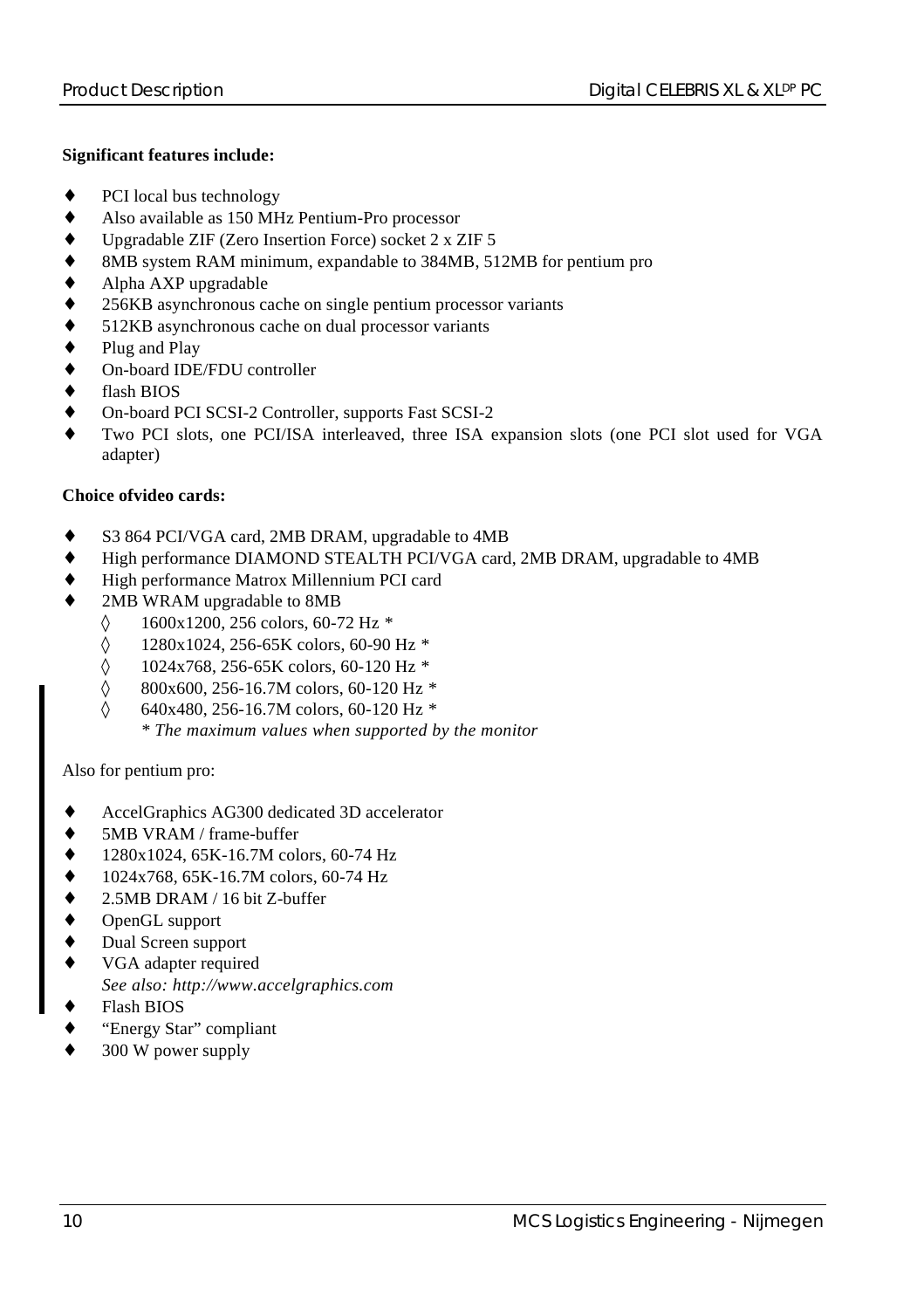**Significant features include:**

- PCI local bus technology
- Also available as 150 MHz Pentium-Pro processor
- Upgradable ZIF (Zero Insertion Force) socket 2 x ZIF 5
- 8MB system RAM minimum, expandable to 384MB, 512MB for pentium pro
- Alpha AXP upgradable
- 256KB asynchronous cache on single pentium processor variants
- 512KB asynchronous cache on dual processor variants
- Plug and Play
- On-board IDE/FDU controller
- flash BIOS
- On-board PCI SCSI-2 Controller, supports Fast SCSI-2
- Two PCI slots, one PCI/ISA interleaved, three ISA expansion slots (one PCI slot used for VGA adapter)

**Choice ofvideo cards:**

- S3 864 PCI/VGA card, 2MB DRAM, upgradable to 4MB
- High performance DIAMOND STEALTH PCI/VGA card, 2MB DRAM, upgradable to 4MB
- High performance Matrox Millennium PCI card
- 2MB WRAM upgradable to 8MB
  - 1600x1200, 256 colors, 60-72 Hz *
  - 1280x1024, 256-65K colors, 60-90 Hz *
  - 1024x768, 256-65K colors, 60-120 Hz *
  - 800x600, 256-16.7M colors, 60-120 Hz *
  - 640x480, 256-16.7M colors, 60-120 Hz *

  *\* The maximum values when supported by the monitor*

Also for pentium pro:

- AccelGraphics AG300 dedicated 3D accelerator
- 5MB VRAM / frame-buffer
- 1280x1024, 65K-16.7M colors, 60-74 Hz
- 1024x768, 65K-16.7M colors, 60-74 Hz
- 2.5MB DRAM / 16 bit Z-buffer
- OpenGL support
- Dual Screen support
- VGA adapter required
  *See also: http://www.accelgraphics.com*
- Flash BIOS
- "Energy Star" compliant
- 300 W power supply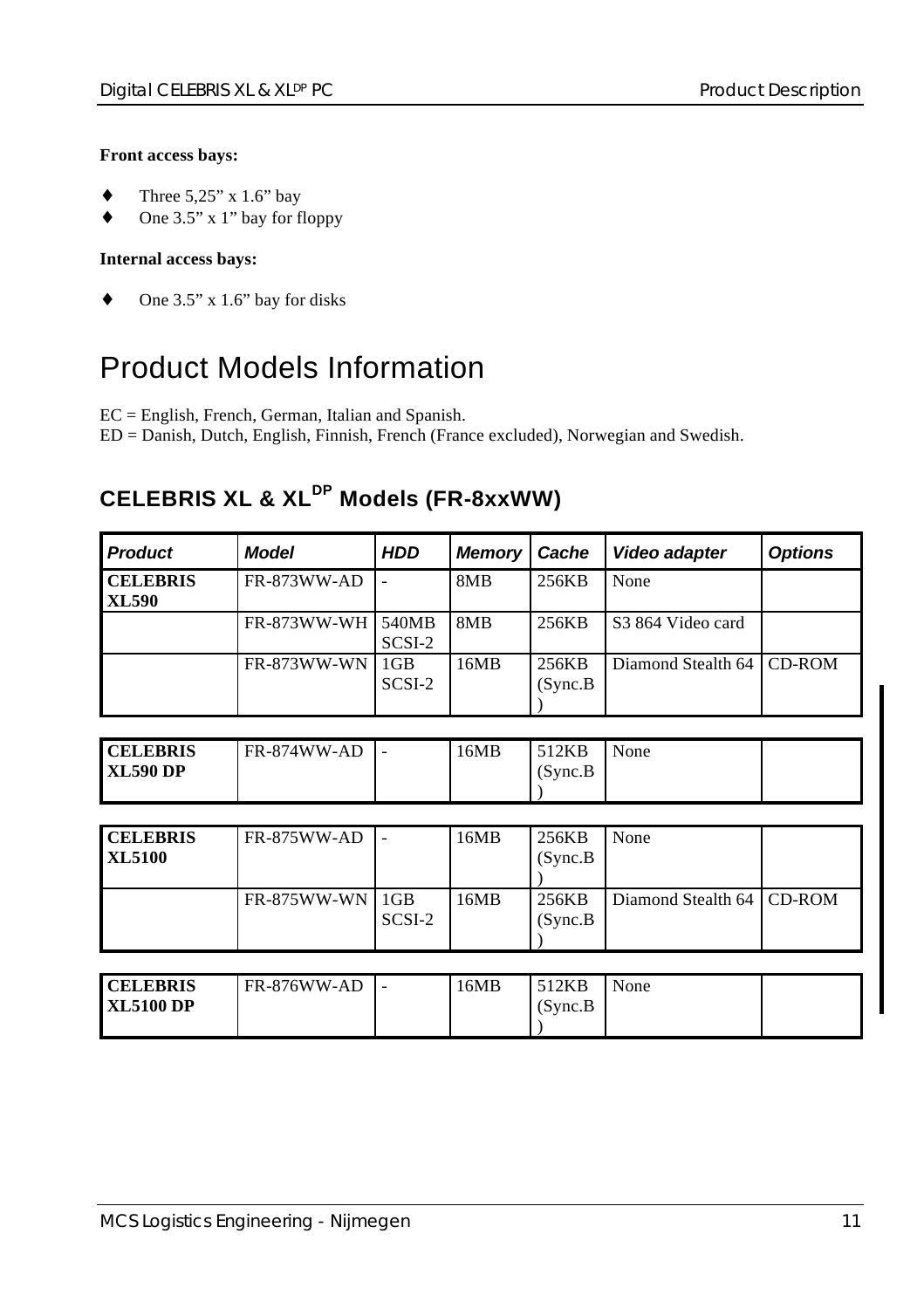**Front access bays:**

- Three 5,25” x 1.6” bay
- One 3.5” x 1” bay for floppy

**Internal access bays:**

- One 3.5” x 1.6” bay for disks

# Product Models Information

EC = English, French, German, Italian and Spanish.
ED = Danish, Dutch, English, Finnish, French (France excluded), Norwegian and Swedish.

## CELEBRIS XL & XL$^{DP}$ Models (FR-8xxWW)

| *Product* | *Model* | *HDD* | *Memory* | *Cache* | *Video adapter* | *Options* |
|---|---|---|---|---|---|---|
| **CELEBRIS XL590** | FR-873WW-AD | - | 8MB | 256KB | None | |
| | FR-873WW-WH | 540MB SCSI-2 | 8MB | 256KB | S3 864 Video card | |
| | FR-873WW-WN | 1GB SCSI-2 | 16MB | 256KB (Sync.B) | Diamond Stealth 64 | CD-ROM |
| **CELEBRIS XL590 DP** | FR-874WW-AD | - | 16MB | 512KB (Sync.B) | None | |
| **CELEBRIS XL5100** | FR-875WW-AD | - | 16MB | 256KB (Sync.B) | None | |
| | FR-875WW-WN | 1GB SCSI-2 | 16MB | 256KB (Sync.B) | Diamond Stealth 64 | CD-ROM |
| **CELEBRIS XL5100 DP** | FR-876WW-AD | - | 16MB | 512KB (Sync.B) | None | |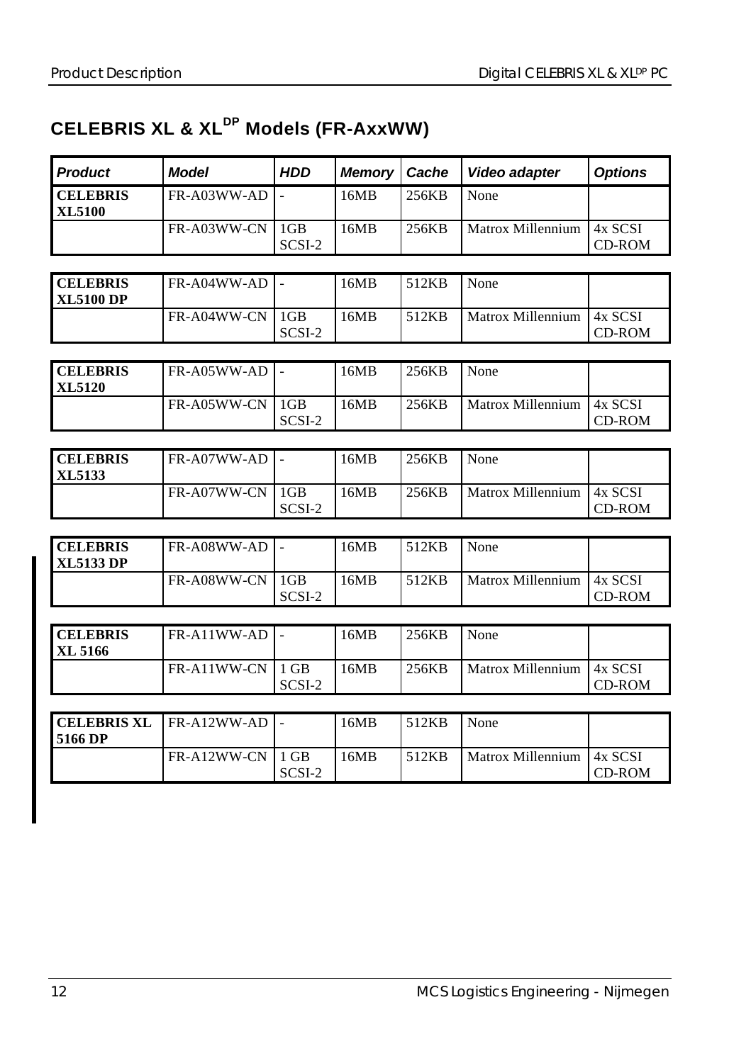## CELEBRIS XL & XL$^{DP}$ Models (FR-AxxWW)

| Product | Model | HDD | Memory | Cache | Video adapter | Options |
|---|---|---|---|---|---|---|
| **CELEBRIS XL5100** | FR-A03WW-AD | - | 16MB | 256KB | None | |
| | FR-A03WW-CN | 1GB SCSI-2 | 16MB | 256KB | Matrox Millennium | 4x SCSI CD-ROM |
| **CELEBRIS XL5100 DP** | FR-A04WW-AD | - | 16MB | 512KB | None | |
| | FR-A04WW-CN | 1GB SCSI-2 | 16MB | 512KB | Matrox Millennium | 4x SCSI CD-ROM |
| **CELEBRIS XL5120** | FR-A05WW-AD | - | 16MB | 256KB | None | |
| | FR-A05WW-CN | 1GB SCSI-2 | 16MB | 256KB | Matrox Millennium | 4x SCSI CD-ROM |
| **CELEBRIS XL5133** | FR-A07WW-AD | - | 16MB | 256KB | None | |
| | FR-A07WW-CN | 1GB SCSI-2 | 16MB | 256KB | Matrox Millennium | 4x SCSI CD-ROM |
| **CELEBRIS XL5133 DP** | FR-A08WW-AD | - | 16MB | 512KB | None | |
| | FR-A08WW-CN | 1GB SCSI-2 | 16MB | 512KB | Matrox Millennium | 4x SCSI CD-ROM |
| **CELEBRIS XL 5166** | FR-A11WW-AD | - | 16MB | 256KB | None | |
| | FR-A11WW-CN | 1 GB SCSI-2 | 16MB | 256KB | Matrox Millennium | 4x SCSI CD-ROM |
| **CELEBRIS XL 5166 DP** | FR-A12WW-AD | - | 16MB | 512KB | None | |
| | FR-A12WW-CN | 1 GB SCSI-2 | 16MB | 512KB | Matrox Millennium | 4x SCSI CD-ROM |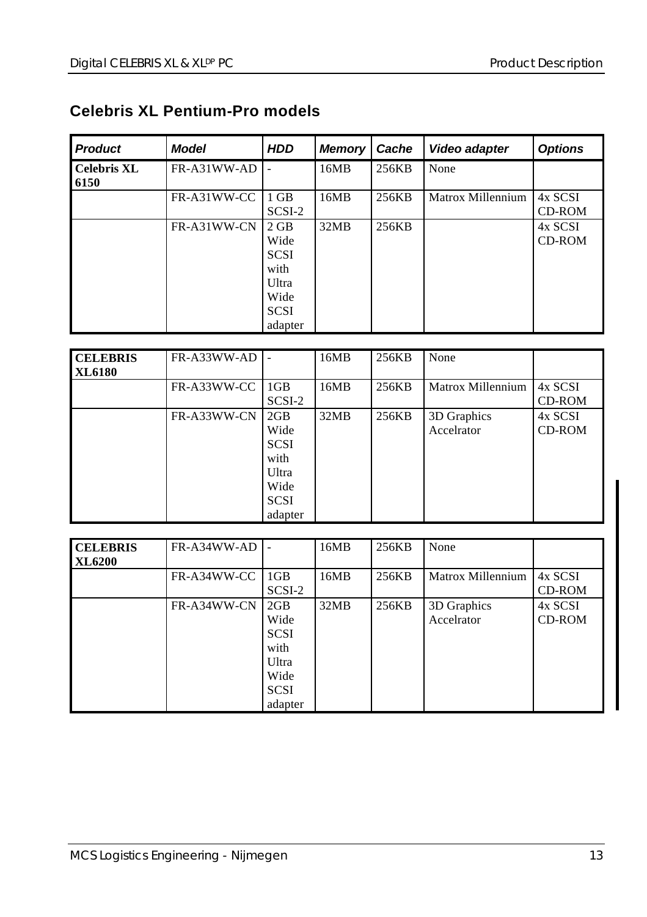## Celebris XL Pentium-Pro models

| Product | Model | HDD | Memory | Cache | Video adapter | Options |
|---|---|---|---|---|---|---|
| **Celebris XL 6150** | FR-A31WW-AD | - | 16MB | 256KB | None | |
| | FR-A31WW-CC | 1 GB SCSI-2 | 16MB | 256KB | Matrox Millennium | 4x SCSI CD-ROM |
| | FR-A31WW-CN | 2 GB Wide SCSI with Ultra Wide SCSI adapter | 32MB | 256KB | | 4x SCSI CD-ROM |

| Product | Model | HDD | Memory | Cache | Video adapter | Options |
|---|---|---|---|---|---|---|
| **CELEBRIS XL6180** | FR-A33WW-AD | - | 16MB | 256KB | None | |
| | FR-A33WW-CC | 1GB SCSI-2 | 16MB | 256KB | Matrox Millennium | 4x SCSI CD-ROM |
| | FR-A33WW-CN | 2GB Wide SCSI with Ultra Wide SCSI adapter | 32MB | 256KB | 3D Graphics Accelrator | 4x SCSI CD-ROM |

| Product | Model | HDD | Memory | Cache | Video adapter | Options |
|---|---|---|---|---|---|---|
| **CELEBRIS XL6200** | FR-A34WW-AD | - | 16MB | 256KB | None | |
| | FR-A34WW-CC | 1GB SCSI-2 | 16MB | 256KB | Matrox Millennium | 4x SCSI CD-ROM |
| | FR-A34WW-CN | 2GB Wide SCSI with Ultra Wide SCSI adapter | 32MB | 256KB | 3D Graphics Accelrator | 4x SCSI CD-ROM |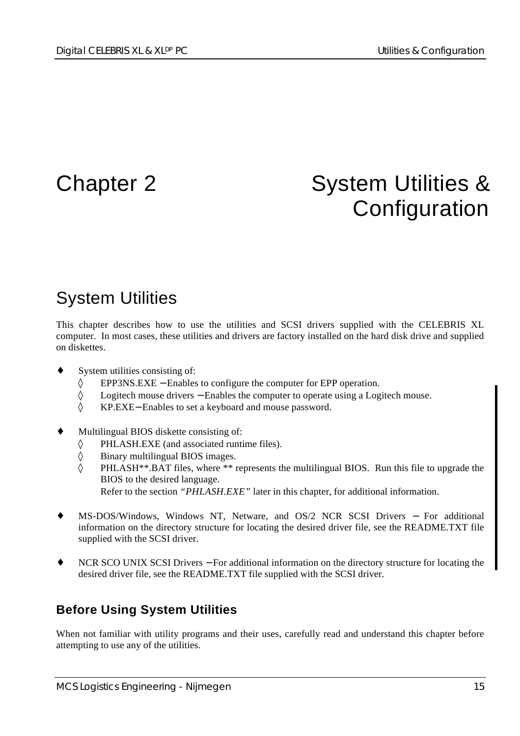# Chapter 2 System Utilities & Configuration

## System Utilities

This chapter describes how to use the utilities and SCSI drivers supplied with the CELEBRIS XL computer. In most cases, these utilities and drivers are factory installed on the hard disk drive and supplied on diskettes.

- System utilities consisting of:
  - EPP3NS.EXE − Enables to configure the computer for EPP operation.
  - Logitech mouse drivers − Enables the computer to operate using a Logitech mouse.
  - KP.EXE− Enables to set a keyboard and mouse password.

- Multilingual BIOS diskette consisting of:
  - PHLASH.EXE (and associated runtime files).
  - Binary multilingual BIOS images.
  - PHLASH**.BAT files, where ** represents the multilingual BIOS. Run this file to upgrade the BIOS to the desired language.

    Refer to the section *"PHLASH.EXE"* later in this chapter, for additional information.

- MS-DOS/Windows, Windows NT, Netware, and OS/2 NCR SCSI Drivers − For additional information on the directory structure for locating the desired driver file, see the README.TXT file supplied with the SCSI driver.

- NCR SCO UNIX SCSI Drivers − For additional information on the directory structure for locating the desired driver file, see the README.TXT file supplied with the SCSI driver.

### Before Using System Utilities

When not familiar with utility programs and their uses, carefully read and understand this chapter before attempting to use any of the utilities.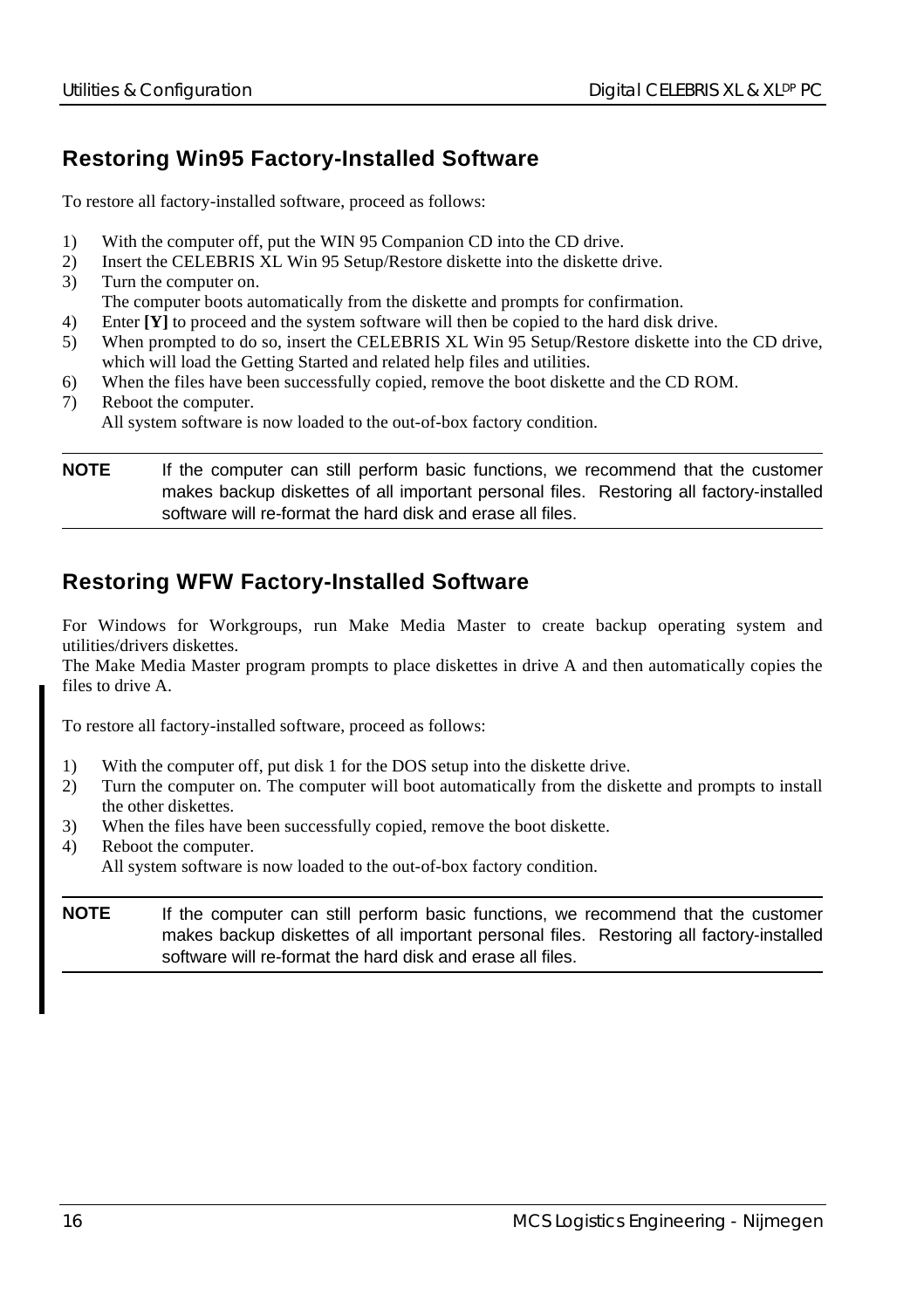## Restoring Win95 Factory-Installed Software

To restore all factory-installed software, proceed as follows:

1) With the computer off, put the WIN 95 Companion CD into the CD drive.
2) Insert the CELEBRIS XL Win 95 Setup/Restore diskette into the diskette drive.
3) Turn the computer on.
   The computer boots automatically from the diskette and prompts for confirmation.
4) Enter **[Y]** to proceed and the system software will then be copied to the hard disk drive.
5) When prompted to do so, insert the CELEBRIS XL Win 95 Setup/Restore diskette into the CD drive, which will load the Getting Started and related help files and utilities.
6) When the files have been successfully copied, remove the boot diskette and the CD ROM.
7) Reboot the computer.
   All system software is now loaded to the out-of-box factory condition.

**NOTE** If the computer can still perform basic functions, we recommend that the customer makes backup diskettes of all important personal files. Restoring all factory-installed software will re-format the hard disk and erase all files.

## Restoring WFW Factory-Installed Software

For Windows for Workgroups, run Make Media Master to create backup operating system and utilities/drivers diskettes.
The Make Media Master program prompts to place diskettes in drive A and then automatically copies the files to drive A.

To restore all factory-installed software, proceed as follows:

1) With the computer off, put disk 1 for the DOS setup into the diskette drive.
2) Turn the computer on. The computer will boot automatically from the diskette and prompts to install the other diskettes.
3) When the files have been successfully copied, remove the boot diskette.
4) Reboot the computer.
   All system software is now loaded to the out-of-box factory condition.

**NOTE** If the computer can still perform basic functions, we recommend that the customer makes backup diskettes of all important personal files. Restoring all factory-installed software will re-format the hard disk and erase all files.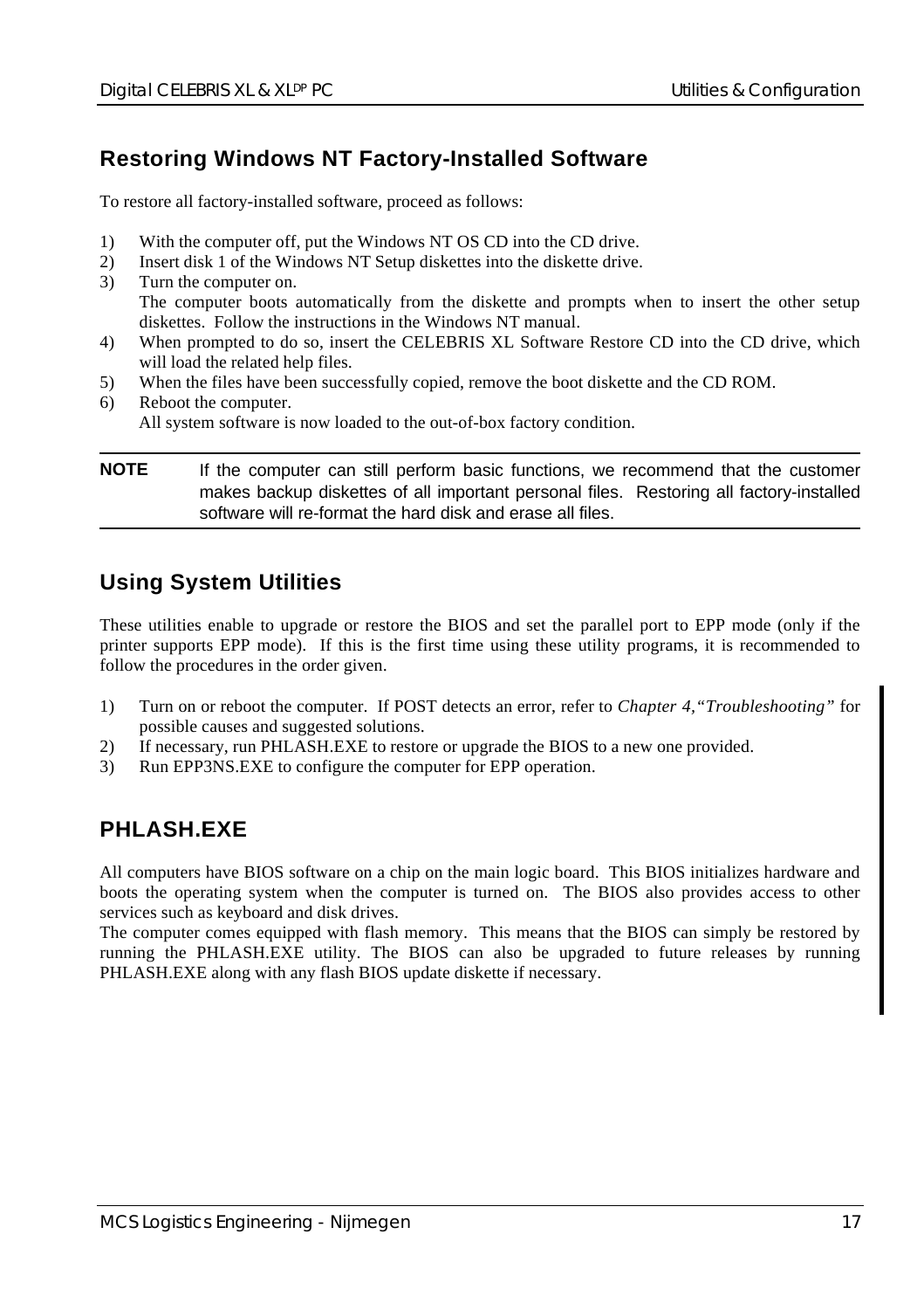## Restoring Windows NT Factory-Installed Software

To restore all factory-installed software, proceed as follows:

1) With the computer off, put the Windows NT OS CD into the CD drive.
2) Insert disk 1 of the Windows NT Setup diskettes into the diskette drive.
3) Turn the computer on.
   The computer boots automatically from the diskette and prompts when to insert the other setup diskettes. Follow the instructions in the Windows NT manual.
4) When prompted to do so, insert the CELEBRIS XL Software Restore CD into the CD drive, which will load the related help files.
5) When the files have been successfully copied, remove the boot diskette and the CD ROM.
6) Reboot the computer.
   All system software is now loaded to the out-of-box factory condition.

---

**NOTE** If the computer can still perform basic functions, we recommend that the customer makes backup diskettes of all important personal files. Restoring all factory-installed software will re-format the hard disk and erase all files.

---

## Using System Utilities

These utilities enable to upgrade or restore the BIOS and set the parallel port to EPP mode (only if the printer supports EPP mode). If this is the first time using these utility programs, it is recommended to follow the procedures in the order given.

1) Turn on or reboot the computer. If POST detects an error, refer to *Chapter 4,"Troubleshooting"* for possible causes and suggested solutions.
2) If necessary, run PHLASH.EXE to restore or upgrade the BIOS to a new one provided.
3) Run EPP3NS.EXE to configure the computer for EPP operation.

## PHLASH.EXE

All computers have BIOS software on a chip on the main logic board. This BIOS initializes hardware and boots the operating system when the computer is turned on. The BIOS also provides access to other services such as keyboard and disk drives.
The computer comes equipped with flash memory. This means that the BIOS can simply be restored by running the PHLASH.EXE utility. The BIOS can also be upgraded to future releases by running PHLASH.EXE along with any flash BIOS update diskette if necessary.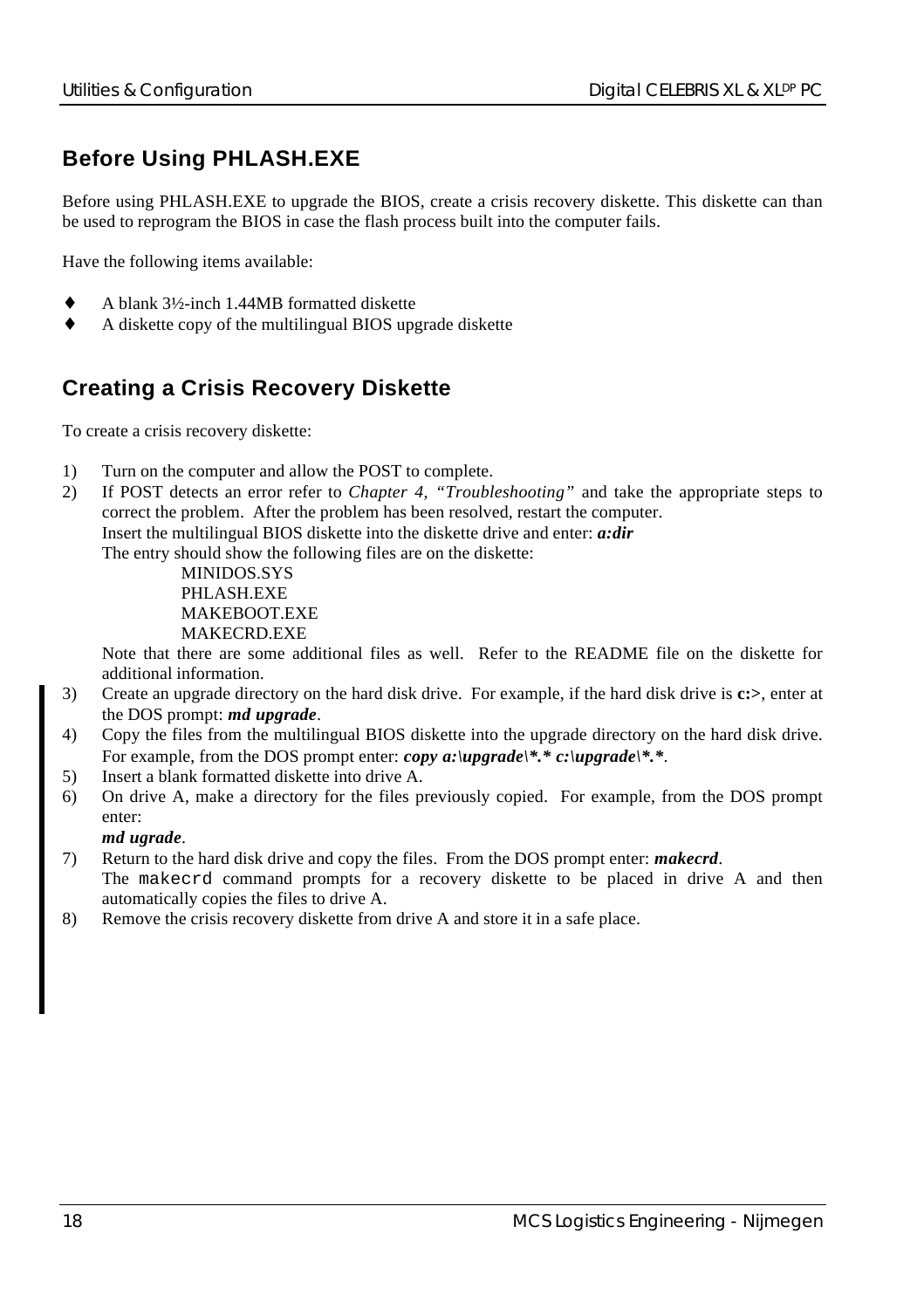## Before Using PHLASH.EXE

Before using PHLASH.EXE to upgrade the BIOS, create a crisis recovery diskette. This diskette can than be used to reprogram the BIOS in case the flash process built into the computer fails.

Have the following items available:

- A blank 3½-inch 1.44MB formatted diskette
- A diskette copy of the multilingual BIOS upgrade diskette

## Creating a Crisis Recovery Diskette

To create a crisis recovery diskette:

1) Turn on the computer and allow the POST to complete.
2) If POST detects an error refer to *Chapter 4, "Troubleshooting"* and take the appropriate steps to correct the problem. After the problem has been resolved, restart the computer.
   Insert the multilingual BIOS diskette into the diskette drive and enter: ***a:dir***
   The entry should show the following files are on the diskette:
   MINIDOS.SYS
   PHLASH.EXE
   MAKEBOOT.EXE
   MAKECRD.EXE
   Note that there are some additional files as well. Refer to the README file on the diskette for additional information.
3) Create an upgrade directory on the hard disk drive. For example, if the hard disk drive is **c:>**, enter at the DOS prompt: ***md upgrade***.
4) Copy the files from the multilingual BIOS diskette into the upgrade directory on the hard disk drive. For example, from the DOS prompt enter: ***copy a:\upgrade\*.* c:\upgrade\*.****.*
5) Insert a blank formatted diskette into drive A.
6) On drive A, make a directory for the files previously copied. For example, from the DOS prompt enter:
   ***md ugrade***.
7) Return to the hard disk drive and copy the files. From the DOS prompt enter: ***makecrd***.
   The `makecrd` command prompts for a recovery diskette to be placed in drive A and then automatically copies the files to drive A.
8) Remove the crisis recovery diskette from drive A and store it in a safe place.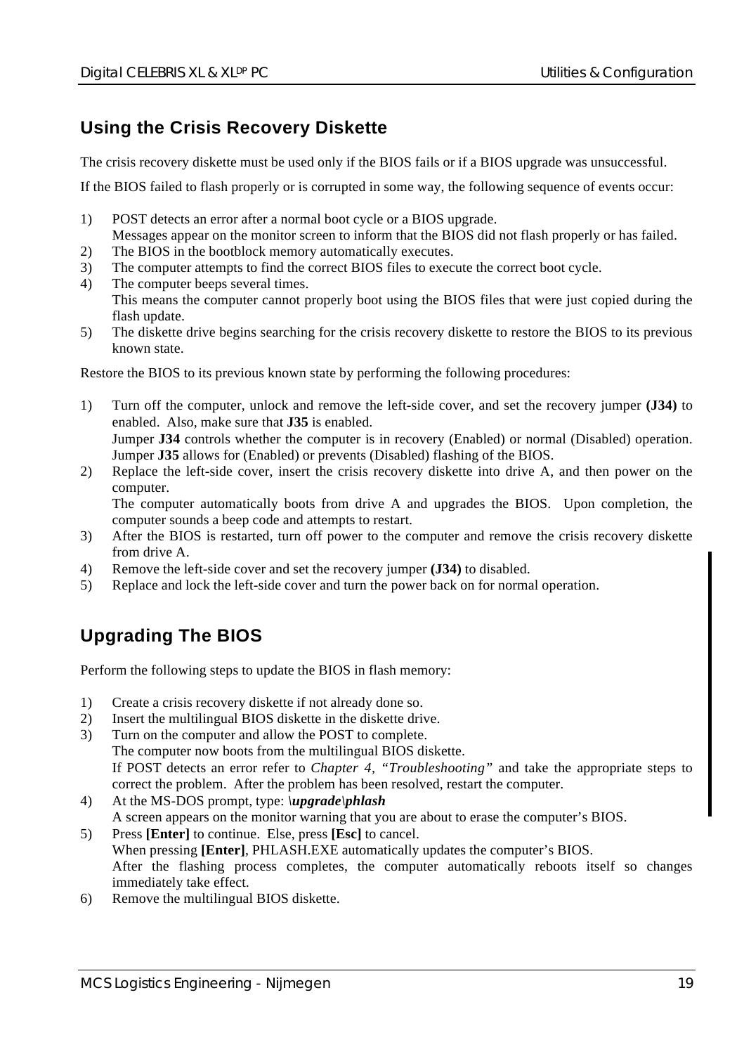## Using the Crisis Recovery Diskette

The crisis recovery diskette must be used only if the BIOS fails or if a BIOS upgrade was unsuccessful.

If the BIOS failed to flash properly or is corrupted in some way, the following sequence of events occur:

1) POST detects an error after a normal boot cycle or a BIOS upgrade.
   Messages appear on the monitor screen to inform that the BIOS did not flash properly or has failed.
2) The BIOS in the bootblock memory automatically executes.
3) The computer attempts to find the correct BIOS files to execute the correct boot cycle.
4) The computer beeps several times.
   This means the computer cannot properly boot using the BIOS files that were just copied during the flash update.
5) The diskette drive begins searching for the crisis recovery diskette to restore the BIOS to its previous known state.

Restore the BIOS to its previous known state by performing the following procedures:

1) Turn off the computer, unlock and remove the left-side cover, and set the recovery jumper **(J34)** to enabled. Also, make sure that **J35** is enabled.
   Jumper **J34** controls whether the computer is in recovery (Enabled) or normal (Disabled) operation. Jumper **J35** allows for (Enabled) or prevents (Disabled) flashing of the BIOS.
2) Replace the left-side cover, insert the crisis recovery diskette into drive A, and then power on the computer.
   The computer automatically boots from drive A and upgrades the BIOS. Upon completion, the computer sounds a beep code and attempts to restart.
3) After the BIOS is restarted, turn off power to the computer and remove the crisis recovery diskette from drive A.
4) Remove the left-side cover and set the recovery jumper **(J34)** to disabled.
5) Replace and lock the left-side cover and turn the power back on for normal operation.

## Upgrading The BIOS

Perform the following steps to update the BIOS in flash memory:

1) Create a crisis recovery diskette if not already done so.
2) Insert the multilingual BIOS diskette in the diskette drive.
3) Turn on the computer and allow the POST to complete.
   The computer now boots from the multilingual BIOS diskette.
   If POST detects an error refer to *Chapter 4, "Troubleshooting"* and take the appropriate steps to correct the problem. After the problem has been resolved, restart the computer.
4) At the MS-DOS prompt, type: ***\upgrade\phlash***
   A screen appears on the monitor warning that you are about to erase the computer's BIOS.
5) Press **[Enter]** to continue. Else, press **[Esc]** to cancel.
   When pressing **[Enter]**, PHLASH.EXE automatically updates the computer's BIOS.
   After the flashing process completes, the computer automatically reboots itself so changes immediately take effect.
6) Remove the multilingual BIOS diskette.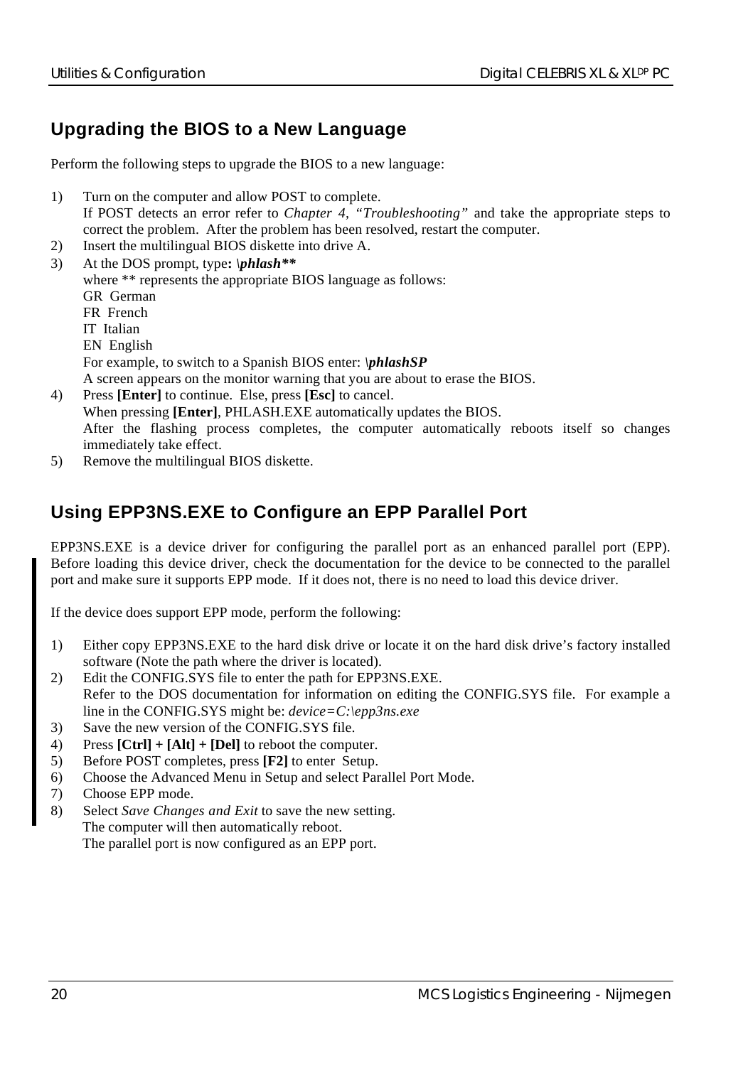## Upgrading the BIOS to a New Language

Perform the following steps to upgrade the BIOS to a new language:

1) Turn on the computer and allow POST to complete.
   If POST detects an error refer to *Chapter 4, "Troubleshooting"* and take the appropriate steps to correct the problem. After the problem has been resolved, restart the computer.
2) Insert the multilingual BIOS diskette into drive A.
3) At the DOS prompt, type**: *\phlash*****
   where ** represents the appropriate BIOS language as follows:
   GR German
   FR French
   IT Italian
   EN English
   For example, to switch to a Spanish BIOS enter: ***\phlashSP***
   A screen appears on the monitor warning that you are about to erase the BIOS.
4) Press **[Enter]** to continue. Else, press **[Esc]** to cancel.
   When pressing **[Enter]**, PHLASH.EXE automatically updates the BIOS.
   After the flashing process completes, the computer automatically reboots itself so changes immediately take effect.
5) Remove the multilingual BIOS diskette.

## Using EPP3NS.EXE to Configure an EPP Parallel Port

EPP3NS.EXE is a device driver for configuring the parallel port as an enhanced parallel port (EPP). Before loading this device driver, check the documentation for the device to be connected to the parallel port and make sure it supports EPP mode. If it does not, there is no need to load this device driver.

If the device does support EPP mode, perform the following:

1) Either copy EPP3NS.EXE to the hard disk drive or locate it on the hard disk drive's factory installed software (Note the path where the driver is located).
2) Edit the CONFIG.SYS file to enter the path for EPP3NS.EXE.
   Refer to the DOS documentation for information on editing the CONFIG.SYS file. For example a line in the CONFIG.SYS might be: *device=C:\epp3ns.exe*
3) Save the new version of the CONFIG.SYS file.
4) Press **[Ctrl] + [Alt] + [Del]** to reboot the computer.
5) Before POST completes, press **[F2]** to enter Setup.
6) Choose the Advanced Menu in Setup and select Parallel Port Mode.
7) Choose EPP mode.
8) Select *Save Changes and Exit* to save the new setting.
   The computer will then automatically reboot.
   The parallel port is now configured as an EPP port.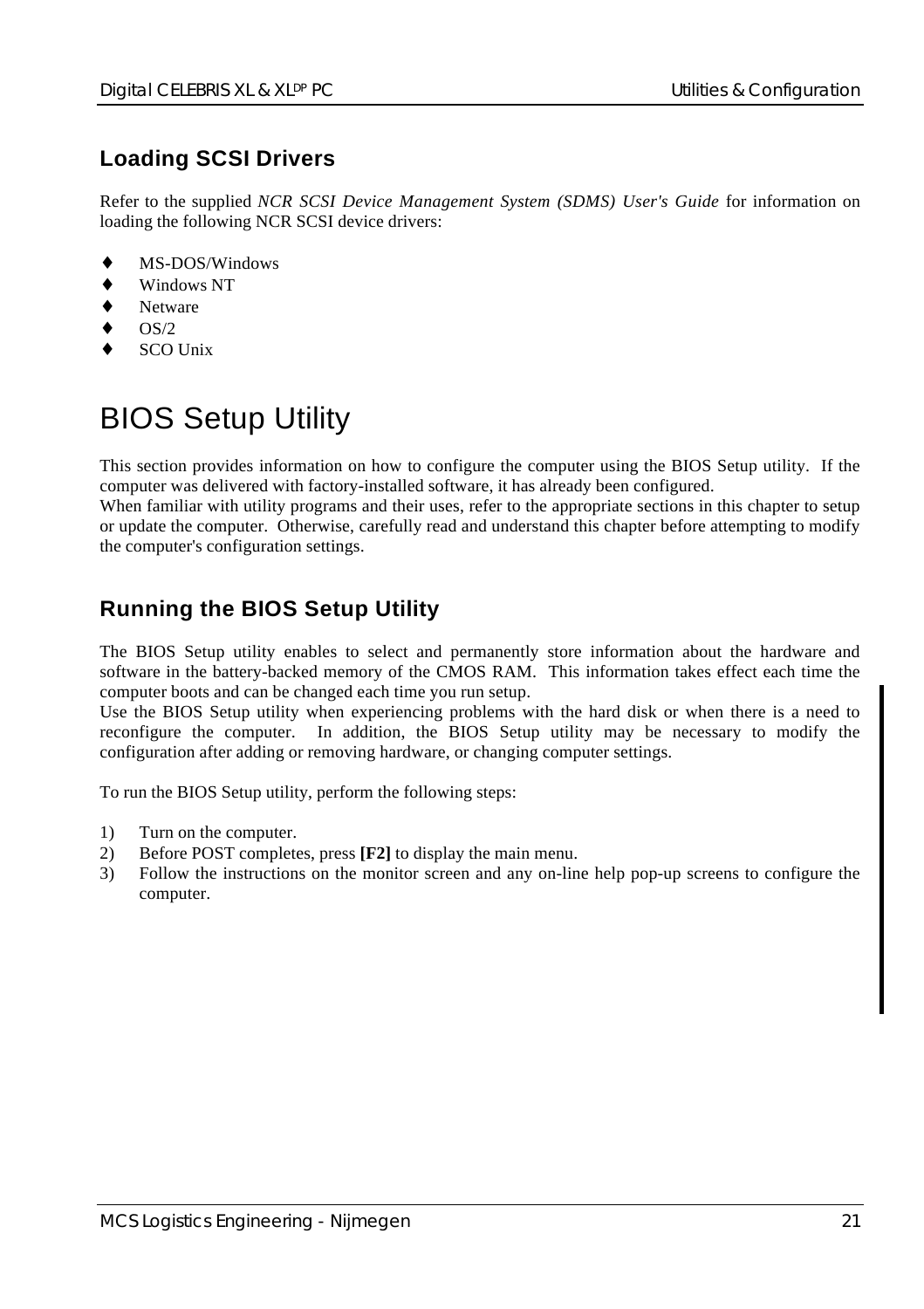## Loading SCSI Drivers

Refer to the supplied *NCR SCSI Device Management System (SDMS) User's Guide* for information on loading the following NCR SCSI device drivers:

- MS-DOS/Windows
- Windows NT
- Netware
- OS/2
- SCO Unix

# BIOS Setup Utility

This section provides information on how to configure the computer using the BIOS Setup utility. If the computer was delivered with factory-installed software, it has already been configured.
When familiar with utility programs and their uses, refer to the appropriate sections in this chapter to setup or update the computer. Otherwise, carefully read and understand this chapter before attempting to modify the computer's configuration settings.

## Running the BIOS Setup Utility

The BIOS Setup utility enables to select and permanently store information about the hardware and software in the battery-backed memory of the CMOS RAM. This information takes effect each time the computer boots and can be changed each time you run setup.
Use the BIOS Setup utility when experiencing problems with the hard disk or when there is a need to reconfigure the computer. In addition, the BIOS Setup utility may be necessary to modify the configuration after adding or removing hardware, or changing computer settings.

To run the BIOS Setup utility, perform the following steps:

1) Turn on the computer.
2) Before POST completes, press **[F2]** to display the main menu.
3) Follow the instructions on the monitor screen and any on-line help pop-up screens to configure the computer.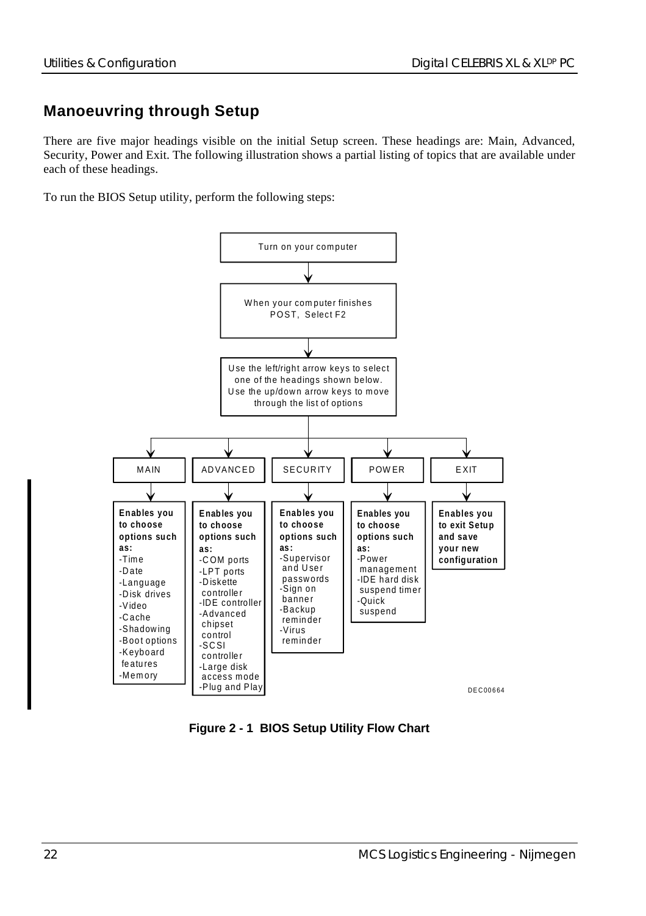## Manoeuvring through Setup

There are five major headings visible on the initial Setup screen. These headings are: Main, Advanced, Security, Power and Exit. The following illustration shows a partial listing of topics that are available under each of these headings.

To run the BIOS Setup utility, perform the following steps:

Turn on your computer

When your computer finishes POST, Select F2

Use the left/right arrow keys to select one of the headings shown below. Use the up/down arrow keys to move through the list of options

| MAIN | ADVANCED | SECURITY | POWER | EXIT |
|---|---|---|---|---|
| **Enables you to choose options such as:** -Time -Date -Language -Disk drives -Video -Cache -Shadowing -Boot options -Keyboard features -Memory | **Enables you to choose options such as:** -COM ports -LPT ports -Diskette controller -IDE controller -Advanced chipset control -SCSI controller -Large disk access mode -Plug and Play | **Enables you to choose options such as:** -Supervisor and User passwords -Sign on banner -Backup reminder -Virus reminder | **Enables you to choose options such as:** -Power management -IDE hard disk suspend timer -Quick suspend | **Enables you to exit Setup and save your new configuration** |

DEC00664

**Figure 2 - 1 BIOS Setup Utility Flow Chart**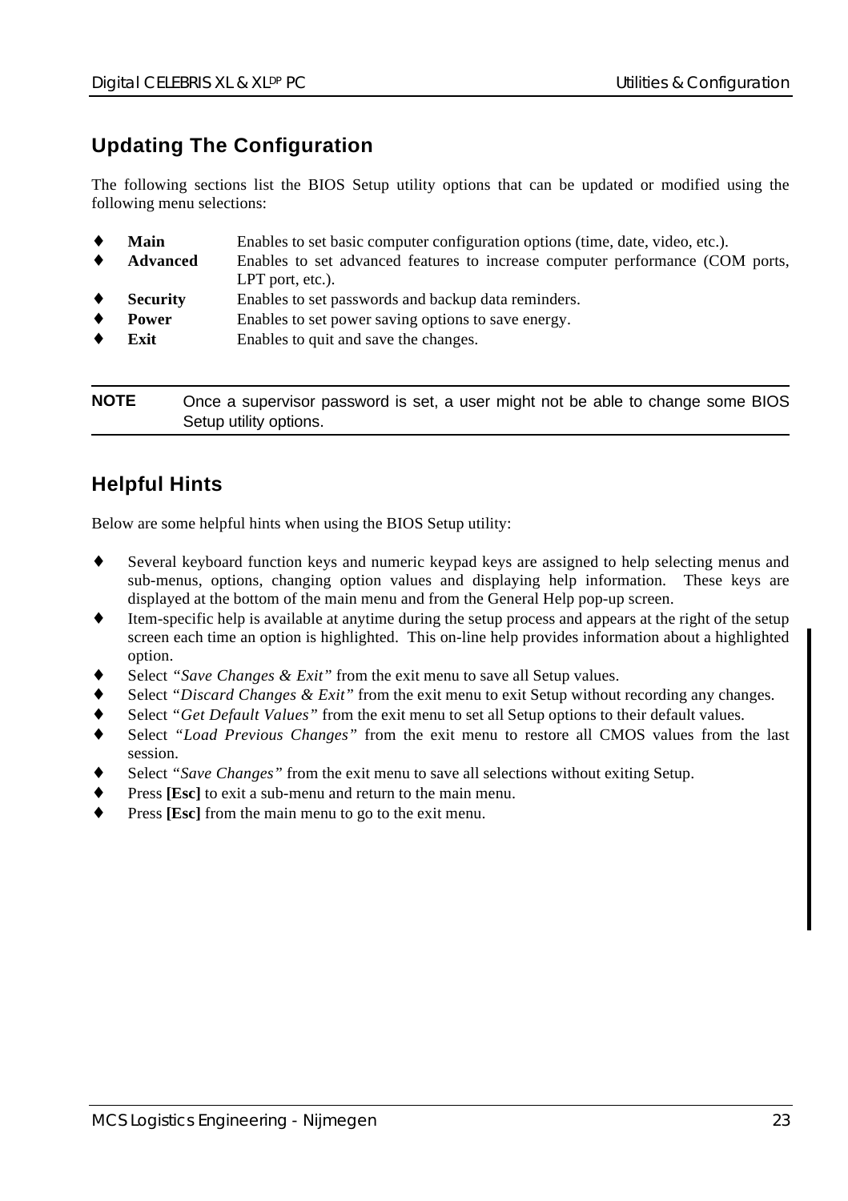## Updating The Configuration

The following sections list the BIOS Setup utility options that can be updated or modified using the following menu selections:

- **Main** Enables to set basic computer configuration options (time, date, video, etc.).
- **Advanced** Enables to set advanced features to increase computer performance (COM ports, LPT port, etc.).
- **Security** Enables to set passwords and backup data reminders.
- **Power** Enables to set power saving options to save energy.
- **Exit** Enables to quit and save the changes.

**NOTE** Once a supervisor password is set, a user might not be able to change some BIOS Setup utility options.

## Helpful Hints

Below are some helpful hints when using the BIOS Setup utility:

- Several keyboard function keys and numeric keypad keys are assigned to help selecting menus and sub-menus, options, changing option values and displaying help information. These keys are displayed at the bottom of the main menu and from the General Help pop-up screen.
- Item-specific help is available at anytime during the setup process and appears at the right of the setup screen each time an option is highlighted. This on-line help provides information about a highlighted option.
- Select *"Save Changes & Exit"* from the exit menu to save all Setup values.
- Select *"Discard Changes & Exit"* from the exit menu to exit Setup without recording any changes.
- Select *"Get Default Values"* from the exit menu to set all Setup options to their default values.
- Select *"Load Previous Changes"* from the exit menu to restore all CMOS values from the last session.
- Select *"Save Changes"* from the exit menu to save all selections without exiting Setup.
- Press **[Esc]** to exit a sub-menu and return to the main menu.
- Press **[Esc]** from the main menu to go to the exit menu.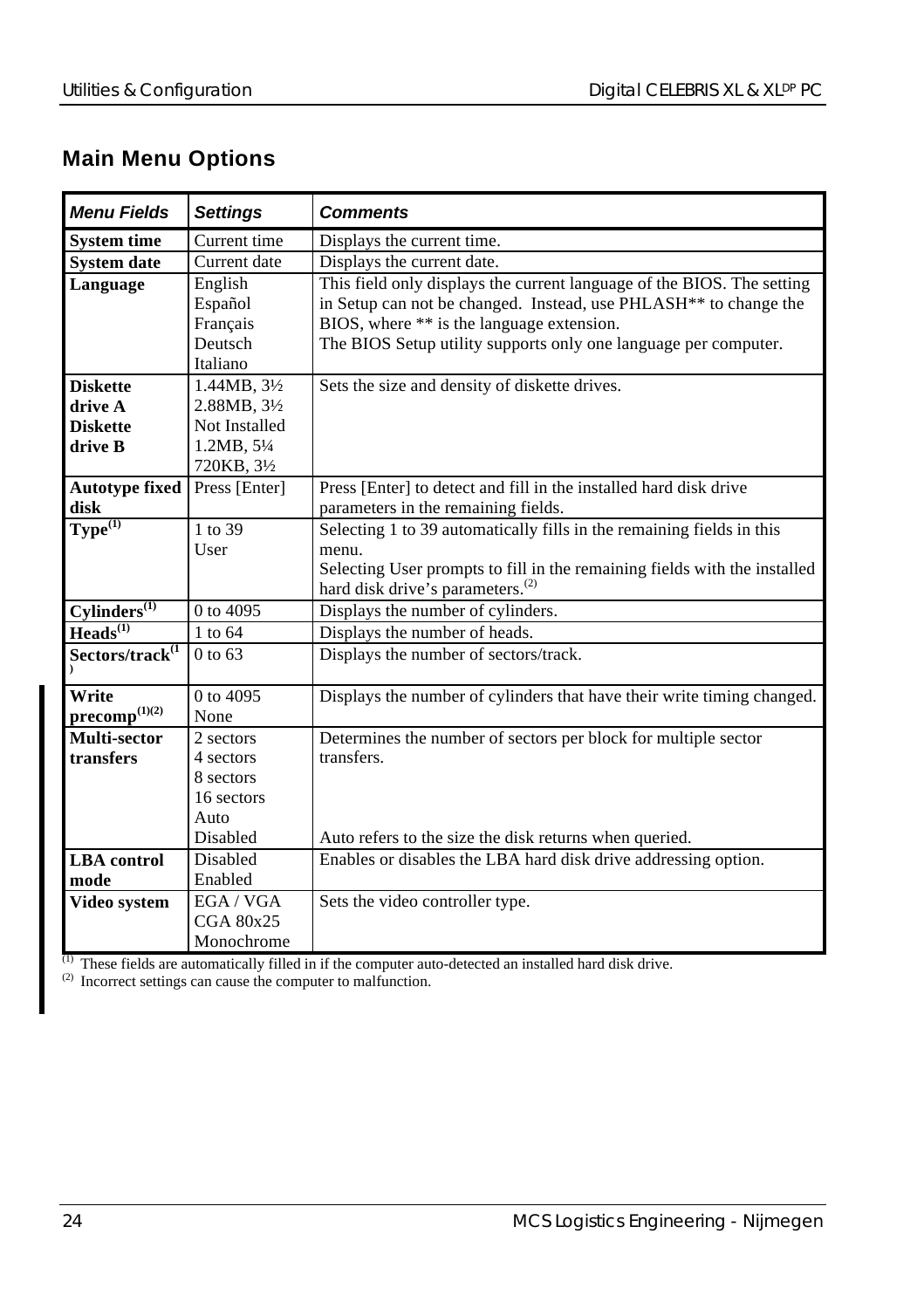## Main Menu Options

| *Menu Fields* | *Settings* | *Comments* |
|---|---|---|
| **System time** | Current time | Displays the current time. |
| **System date** | Current date | Displays the current date. |
| **Language** | English<br>Español<br>Français<br>Deutsch<br>Italiano | This field only displays the current language of the BIOS. The setting in Setup can not be changed. Instead, use PHLASH** to change the BIOS, where ** is the language extension.<br>The BIOS Setup utility supports only one language per computer. |
| **Diskette drive A**<br>**Diskette drive B** | 1.44MB, 3½<br>2.88MB, 3½<br>Not Installed<br>1.2MB, 5¼<br>720KB, 3½ | Sets the size and density of diskette drives. |
| **Autotype fixed disk** | Press [Enter] | Press [Enter] to detect and fill in the installed hard disk drive parameters in the remaining fields. |
| **Type**[(1)] | 1 to 39<br>User | Selecting 1 to 39 automatically fills in the remaining fields in this menu.<br>Selecting User prompts to fill in the remaining fields with the installed hard disk drive's parameters.[(2)] |
| **Cylinders**[(1)] | 0 to 4095 | Displays the number of cylinders. |
| **Heads**[(1)] | 1 to 64 | Displays the number of heads. |
| **Sectors/track**[(1)] | 0 to 63 | Displays the number of sectors/track. |
| **Write precomp**[(1)(2)] | 0 to 4095<br>None | Displays the number of cylinders that have their write timing changed. |
| **Multi-sector transfers** | 2 sectors<br>4 sectors<br>8 sectors<br>16 sectors<br>Auto<br>Disabled | Determines the number of sectors per block for multiple sector transfers.<br><br>Auto refers to the size the disk returns when queried. |
| **LBA control mode** | Disabled<br>Enabled | Enables or disables the LBA hard disk drive addressing option. |
| **Video system** | EGA / VGA<br>CGA 80x25<br>Monochrome | Sets the video controller type. |

(1) These fields are automatically filled in if the computer auto-detected an installed hard disk drive.

(2) Incorrect settings can cause the computer to malfunction.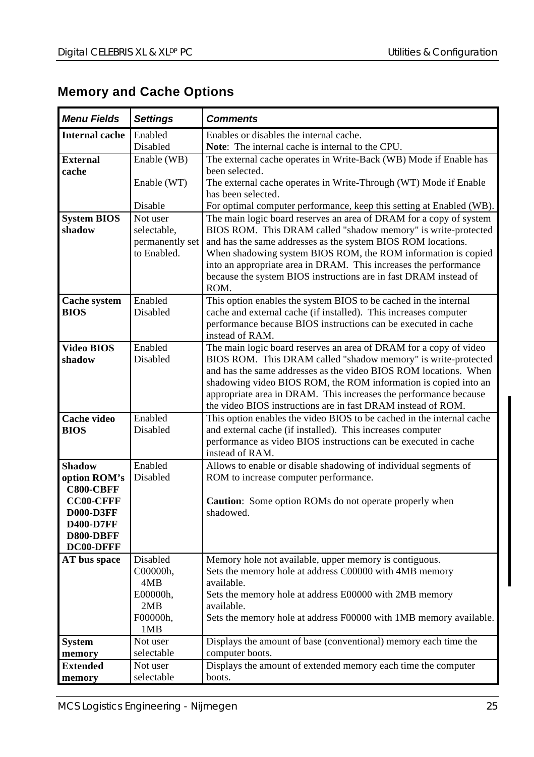## Memory and Cache Options

| *Menu Fields* | *Settings* | *Comments* |
|---|---|---|
| **Internal cache** | Enabled<br>Disabled | Enables or disables the internal cache.<br>**Note**: The internal cache is internal to the CPU. |
| **External cache** | Enable (WB)<br><br>Enable (WT)<br><br>Disable | The external cache operates in Write-Back (WB) Mode if Enable has been selected.<br>The external cache operates in Write-Through (WT) Mode if Enable has been selected.<br>For optimal computer performance, keep this setting at Enabled (WB). |
| **System BIOS shadow** | Not user selectable, permanently set to Enabled. | The main logic board reserves an area of DRAM for a copy of system BIOS ROM. This DRAM called "shadow memory" is write-protected and has the same addresses as the system BIOS ROM locations. When shadowing system BIOS ROM, the ROM information is copied into an appropriate area in DRAM. This increases the performance because the system BIOS instructions are in fast DRAM instead of ROM. |
| **Cache system BIOS** | Enabled<br>Disabled | This option enables the system BIOS to be cached in the internal cache and external cache (if installed). This increases computer performance because BIOS instructions can be executed in cache instead of RAM. |
| **Video BIOS shadow** | Enabled<br>Disabled | The main logic board reserves an area of DRAM for a copy of video BIOS ROM. This DRAM called "shadow memory" is write-protected and has the same addresses as the video BIOS ROM locations. When shadowing video BIOS ROM, the ROM information is copied into an appropriate area in DRAM. This increases the performance because the video BIOS instructions are in fast DRAM instead of ROM. |
| **Cache video BIOS** | Enabled<br>Disabled | This option enables the video BIOS to be cached in the internal cache and external cache (if installed). This increases computer performance as video BIOS instructions can be executed in cache instead of RAM. |
| **Shadow option ROM's**<br>**C800-CBFF**<br>**CC00-CFFF**<br>**D000-D3FF**<br>**D400-D7FF**<br>**D800-DBFF**<br>**DC00-DFFF** | Enabled<br>Disabled | Allows to enable or disable shadowing of individual segments of ROM to increase computer performance.<br><br>**Caution**: Some option ROMs do not operate properly when shadowed. |
| **AT bus space** | Disabled<br>C00000h, 4MB<br>E00000h, 2MB<br>F00000h, 1MB | Memory hole not available, upper memory is contiguous.<br>Sets the memory hole at address C00000 with 4MB memory available.<br>Sets the memory hole at address E00000 with 2MB memory available.<br>Sets the memory hole at address F00000 with 1MB memory available. |
| **System memory** | Not user selectable | Displays the amount of base (conventional) memory each time the computer boots. |
| **Extended memory** | Not user selectable | Displays the amount of extended memory each time the computer boots. |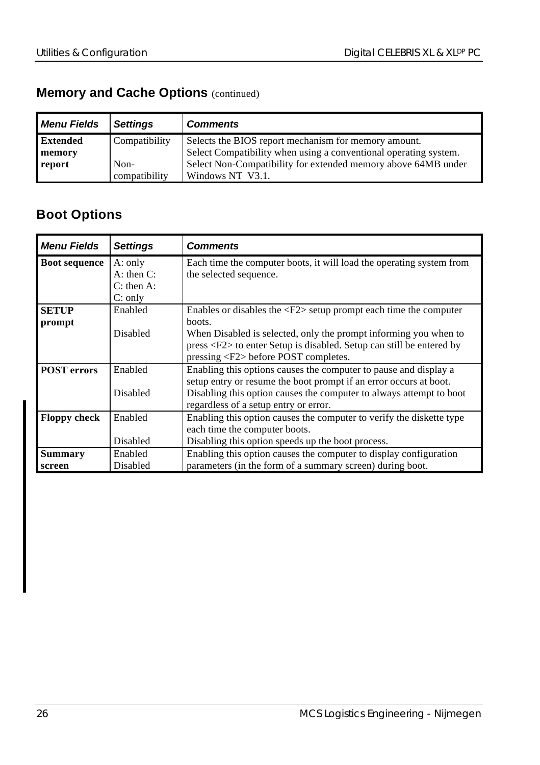## Memory and Cache Options (continued)

| *Menu Fields* | *Settings* | *Comments* |
|---|---|---|
| **Extended memory report** | Compatibility<br><br>Non-compatibility | Selects the BIOS report mechanism for memory amount.<br>Select Compatibility when using a conventional operating system.<br>Select Non-Compatibility for extended memory above 64MB under Windows NT V3.1. |

## Boot Options

| *Menu Fields* | *Settings* | *Comments* |
|---|---|---|
| **Boot sequence** | A: only<br>A: then C:<br>C: then A:<br>C: only | Each time the computer boots, it will load the operating system from the selected sequence. |
| **SETUP prompt** | Enabled<br><br>Disabled | Enables or disables the <F2> setup prompt each time the computer boots.<br>When Disabled is selected, only the prompt informing you when to press <F2> to enter Setup is disabled. Setup can still be entered by pressing <F2> before POST completes. |
| **POST errors** | Enabled<br><br>Disabled | Enabling this options causes the computer to pause and display a setup entry or resume the boot prompt if an error occurs at boot.<br>Disabling this option causes the computer to always attempt to boot regardless of a setup entry or error. |
| **Floppy check** | Enabled<br><br>Disabled | Enabling this option causes the computer to verify the diskette type each time the computer boots.<br>Disabling this option speeds up the boot process. |
| **Summary screen** | Enabled<br>Disabled | Enabling this option causes the computer to display configuration parameters (in the form of a summary screen) during boot. |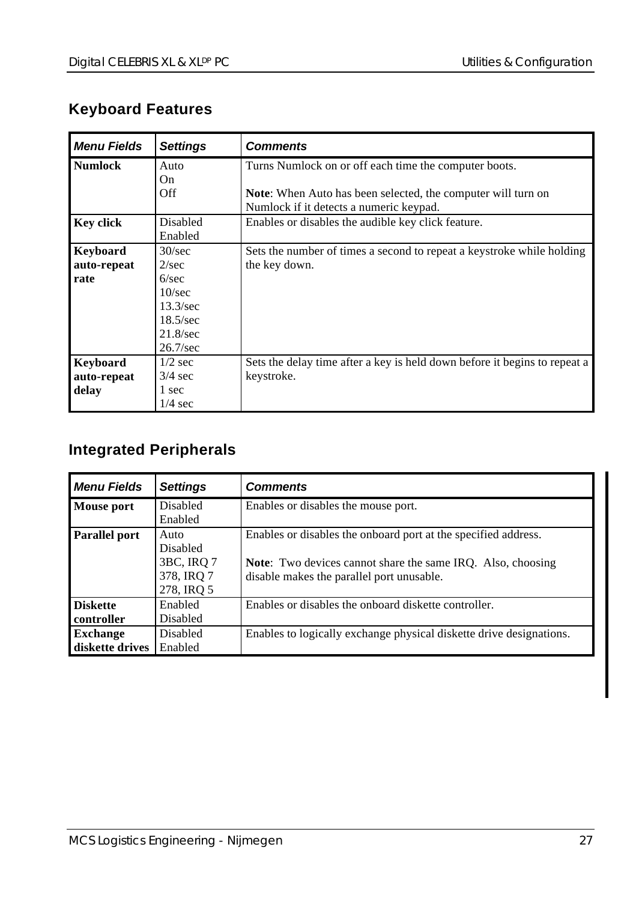## Keyboard Features

| *Menu Fields* | *Settings* | *Comments* |
|---|---|---|
| **Numlock** | Auto<br>On<br>Off | Turns Numlock on or off each time the computer boots.<br><br>**Note**: When Auto has been selected, the computer will turn on Numlock if it detects a numeric keypad. |
| **Key click** | Disabled<br>Enabled | Enables or disables the audible key click feature. |
| **Keyboard auto-repeat rate** | 30/sec<br>2/sec<br>6/sec<br>10/sec<br>13.3/sec<br>18.5/sec<br>21.8/sec<br>26.7/sec | Sets the number of times a second to repeat a keystroke while holding the key down. |
| **Keyboard auto-repeat delay** | 1/2 sec<br>3/4 sec<br>1 sec<br>1/4 sec | Sets the delay time after a key is held down before it begins to repeat a keystroke. |

## Integrated Peripherals

| *Menu Fields* | *Settings* | *Comments* |
|---|---|---|
| **Mouse port** | Disabled<br>Enabled | Enables or disables the mouse port. |
| **Parallel port** | Auto<br>Disabled<br>3BC, IRQ 7<br>378, IRQ 7<br>278, IRQ 5 | Enables or disables the onboard port at the specified address.<br><br>**Note**: Two devices cannot share the same IRQ. Also, choosing disable makes the parallel port unusable. |
| **Diskette controller** | Enabled<br>Disabled | Enables or disables the onboard diskette controller. |
| **Exchange diskette drives** | Disabled<br>Enabled | Enables to logically exchange physical diskette drive designations. |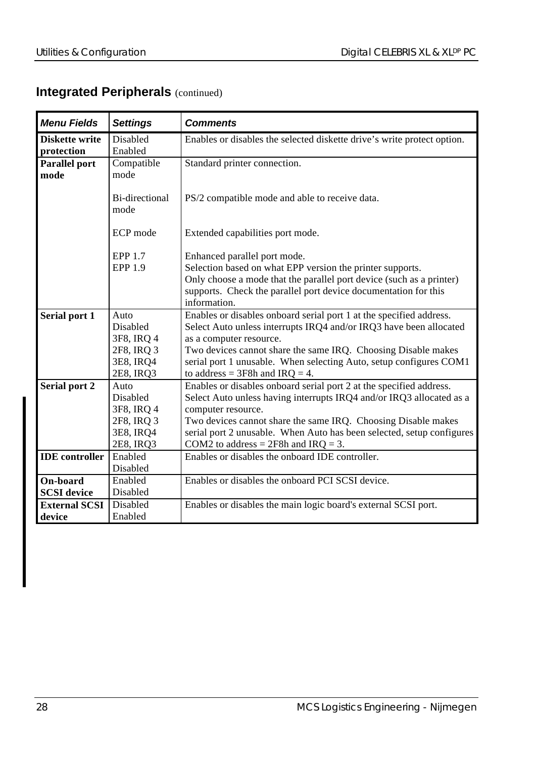## Integrated Peripherals (continued)

| *Menu Fields* | *Settings* | *Comments* |
|---|---|---|
| **Diskette write protection** | Disabled<br>Enabled | Enables or disables the selected diskette drive's write protect option. |
| **Parallel port mode** | Compatible mode<br><br>Bi-directional mode<br><br>ECP mode<br><br>EPP 1.7<br>EPP 1.9 | Standard printer connection.<br><br>PS/2 compatible mode and able to receive data.<br><br>Extended capabilities port mode.<br><br>Enhanced parallel port mode.<br>Selection based on what EPP version the printer supports.<br>Only choose a mode that the parallel port device (such as a printer) supports. Check the parallel port device documentation for this information. |
| **Serial port 1** | Auto<br>Disabled<br>3F8, IRQ 4<br>2F8, IRQ 3<br>3E8, IRQ4<br>2E8, IRQ3 | Enables or disables onboard serial port 1 at the specified address. Select Auto unless interrupts IRQ4 and/or IRQ3 have been allocated as a computer resource.<br>Two devices cannot share the same IRQ. Choosing Disable makes serial port 1 unusable. When selecting Auto, setup configures COM1 to address = 3F8h and IRQ = 4. |
| **Serial port 2** | Auto<br>Disabled<br>3F8, IRQ 4<br>2F8, IRQ 3<br>3E8, IRQ4<br>2E8, IRQ3 | Enables or disables onboard serial port 2 at the specified address. Select Auto unless having interrupts IRQ4 and/or IRQ3 allocated as a computer resource.<br>Two devices cannot share the same IRQ. Choosing Disable makes serial port 2 unusable. When Auto has been selected, setup configures COM2 to address = 2F8h and IRQ = 3. |
| **IDE controller** | Enabled<br>Disabled | Enables or disables the onboard IDE controller. |
| **On-board SCSI device** | Enabled<br>Disabled | Enables or disables the onboard PCI SCSI device. |
| **External SCSI device** | Disabled<br>Enabled | Enables or disables the main logic board's external SCSI port. |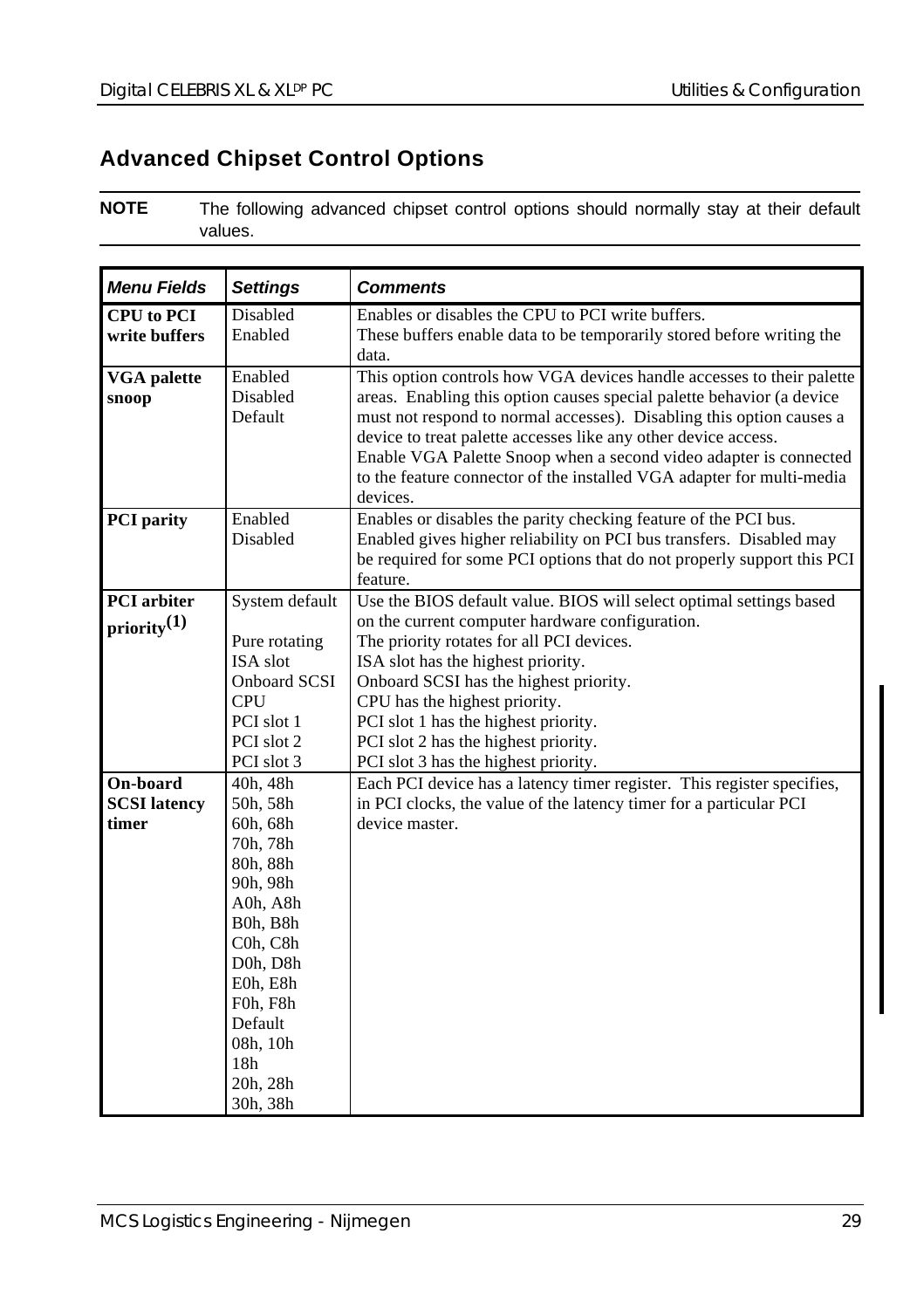## Advanced Chipset Control Options

**NOTE** The following advanced chipset control options should normally stay at their default values.

| *Menu Fields* | *Settings* | *Comments* |
|---|---|---|
| **CPU to PCI write buffers** | Disabled<br>Enabled | Enables or disables the CPU to PCI write buffers.<br>These buffers enable data to be temporarily stored before writing the data. |
| **VGA palette snoop** | Enabled<br>Disabled<br>Default | This option controls how VGA devices handle accesses to their palette areas. Enabling this option causes special palette behavior (a device must not respond to normal accesses). Disabling this option causes a device to treat palette accesses like any other device access.<br>Enable VGA Palette Snoop when a second video adapter is connected to the feature connector of the installed VGA adapter for multi-media devices. |
| **PCI parity** | Enabled<br>Disabled | Enables or disables the parity checking feature of the PCI bus.<br>Enabled gives higher reliability on PCI bus transfers. Disabled may be required for some PCI options that do not properly support this PCI feature. |
| **PCI arbiter priority(1)** | System default<br><br>Pure rotating<br>ISA slot<br>Onboard SCSI<br>CPU<br>PCI slot 1<br>PCI slot 2<br>PCI slot 3 | Use the BIOS default value. BIOS will select optimal settings based on the current computer hardware configuration.<br>The priority rotates for all PCI devices.<br>ISA slot has the highest priority.<br>Onboard SCSI has the highest priority.<br>CPU has the highest priority.<br>PCI slot 1 has the highest priority.<br>PCI slot 2 has the highest priority.<br>PCI slot 3 has the highest priority. |
| **On-board SCSI latency timer** | 40h, 48h<br>50h, 58h<br>60h, 68h<br>70h, 78h<br>80h, 88h<br>90h, 98h<br>A0h, A8h<br>B0h, B8h<br>C0h, C8h<br>D0h, D8h<br>E0h, E8h<br>F0h, F8h<br>Default<br>08h, 10h<br>18h<br>20h, 28h<br>30h, 38h | Each PCI device has a latency timer register. This register specifies, in PCI clocks, the value of the latency timer for a particular PCI device master. |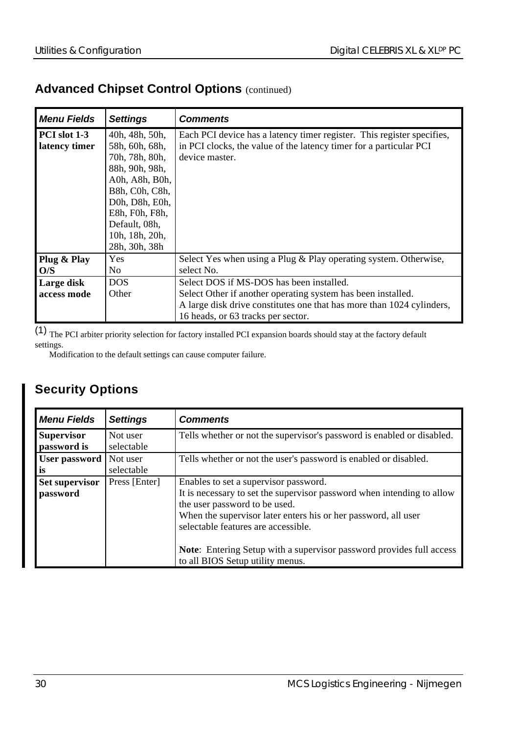## Advanced Chipset Control Options (continued)

| *Menu Fields* | *Settings* | *Comments* |
|---|---|---|
| **PCI slot 1-3 latency timer** | 40h, 48h, 50h, 58h, 60h, 68h, 70h, 78h, 80h, 88h, 90h, 98h, A0h, A8h, B0h, B8h, C0h, C8h, D0h, D8h, E0h, E8h, F0h, F8h, Default, 08h, 10h, 18h, 20h, 28h, 30h, 38h | Each PCI device has a latency timer register. This register specifies, in PCI clocks, the value of the latency timer for a particular PCI device master. |
| **Plug & Play O/S** | Yes<br>No | Select Yes when using a Plug & Play operating system. Otherwise, select No. |
| **Large disk access mode** | DOS<br>Other | Select DOS if MS-DOS has been installed.<br>Select Other if another operating system has been installed.<br>A large disk drive constitutes one that has more than 1024 cylinders, 16 heads, or 63 tracks per sector. |

(1) The PCI arbiter priority selection for factory installed PCI expansion boards should stay at the factory default settings.
Modification to the default settings can cause computer failure.

## Security Options

| *Menu Fields* | *Settings* | *Comments* |
|---|---|---|
| **Supervisor password is** | Not user selectable | Tells whether or not the supervisor's password is enabled or disabled. |
| **User password is** | Not user selectable | Tells whether or not the user's password is enabled or disabled. |
| **Set supervisor password** | Press [Enter] | Enables to set a supervisor password.<br>It is necessary to set the supervisor password when intending to allow the user password to be used.<br>When the supervisor later enters his or her password, all user selectable features are accessible.<br><br>**Note**: Entering Setup with a supervisor password provides full access to all BIOS Setup utility menus. |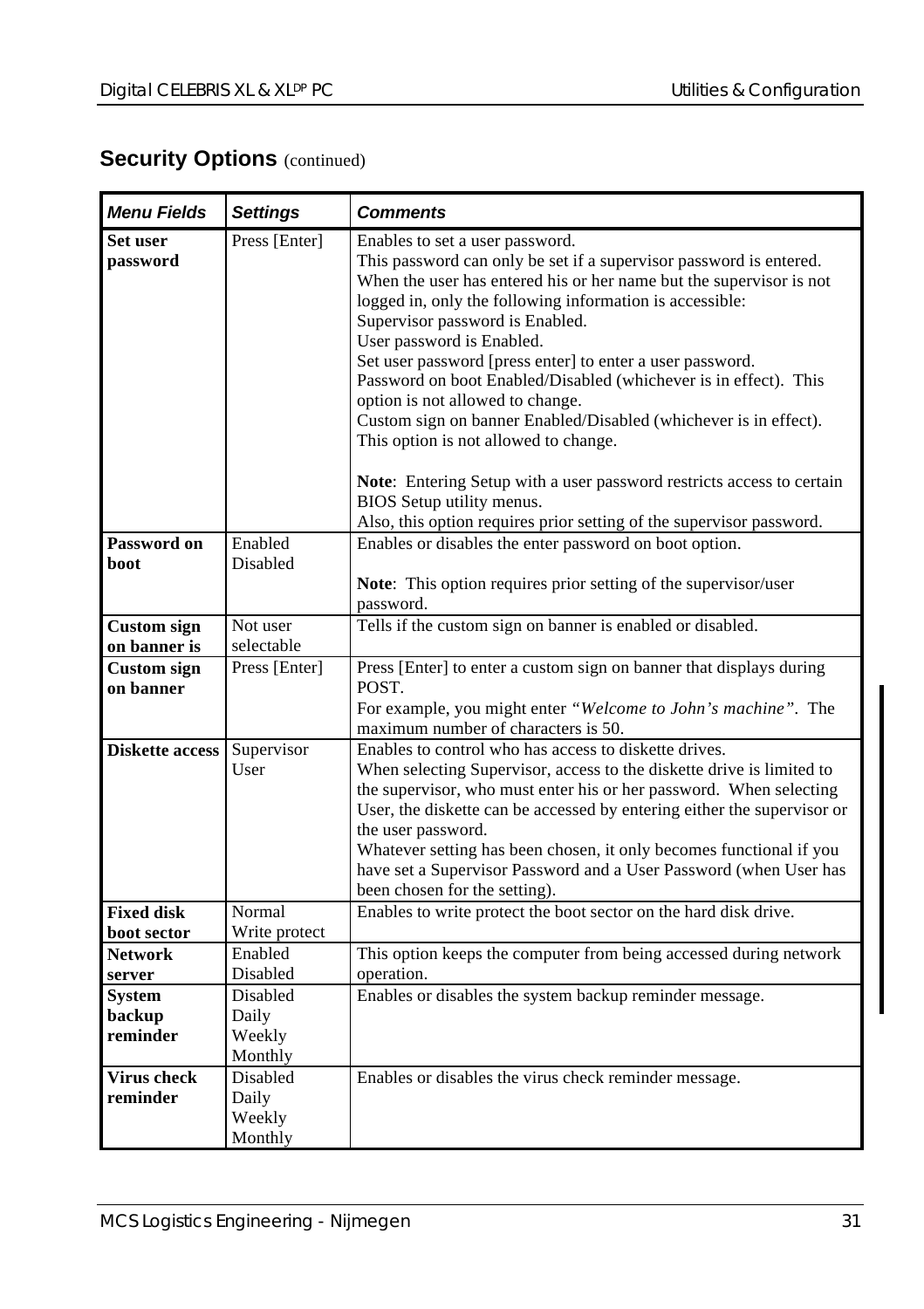## Security Options (continued)

| *Menu Fields* | *Settings* | *Comments* |
|---|---|---|
| **Set user password** | Press [Enter] | Enables to set a user password.<br>This password can only be set if a supervisor password is entered.<br>When the user has entered his or her name but the supervisor is not logged in, only the following information is accessible:<br>Supervisor password is Enabled.<br>User password is Enabled.<br>Set user password [press enter] to enter a user password.<br>Password on boot Enabled/Disabled (whichever is in effect). This option is not allowed to change.<br>Custom sign on banner Enabled/Disabled (whichever is in effect). This option is not allowed to change.<br><br>**Note**: Entering Setup with a user password restricts access to certain BIOS Setup utility menus.<br>Also, this option requires prior setting of the supervisor password. |
| **Password on boot** | Enabled<br>Disabled | Enables or disables the enter password on boot option.<br><br>**Note**: This option requires prior setting of the supervisor/user password. |
| **Custom sign on banner is** | Not user selectable | Tells if the custom sign on banner is enabled or disabled. |
| **Custom sign on banner** | Press [Enter] | Press [Enter] to enter a custom sign on banner that displays during POST.<br>For example, you might enter *"Welcome to John's machine"*. The maximum number of characters is 50. |
| **Diskette access** | Supervisor<br>User | Enables to control who has access to diskette drives.<br>When selecting Supervisor, access to the diskette drive is limited to the supervisor, who must enter his or her password. When selecting User, the diskette can be accessed by entering either the supervisor or the user password.<br>Whatever setting has been chosen, it only becomes functional if you have set a Supervisor Password and a User Password (when User has been chosen for the setting). |
| **Fixed disk boot sector** | Normal<br>Write protect | Enables to write protect the boot sector on the hard disk drive. |
| **Network server** | Enabled<br>Disabled | This option keeps the computer from being accessed during network operation. |
| **System backup reminder** | Disabled<br>Daily<br>Weekly<br>Monthly | Enables or disables the system backup reminder message. |
| **Virus check reminder** | Disabled<br>Daily<br>Weekly<br>Monthly | Enables or disables the virus check reminder message. |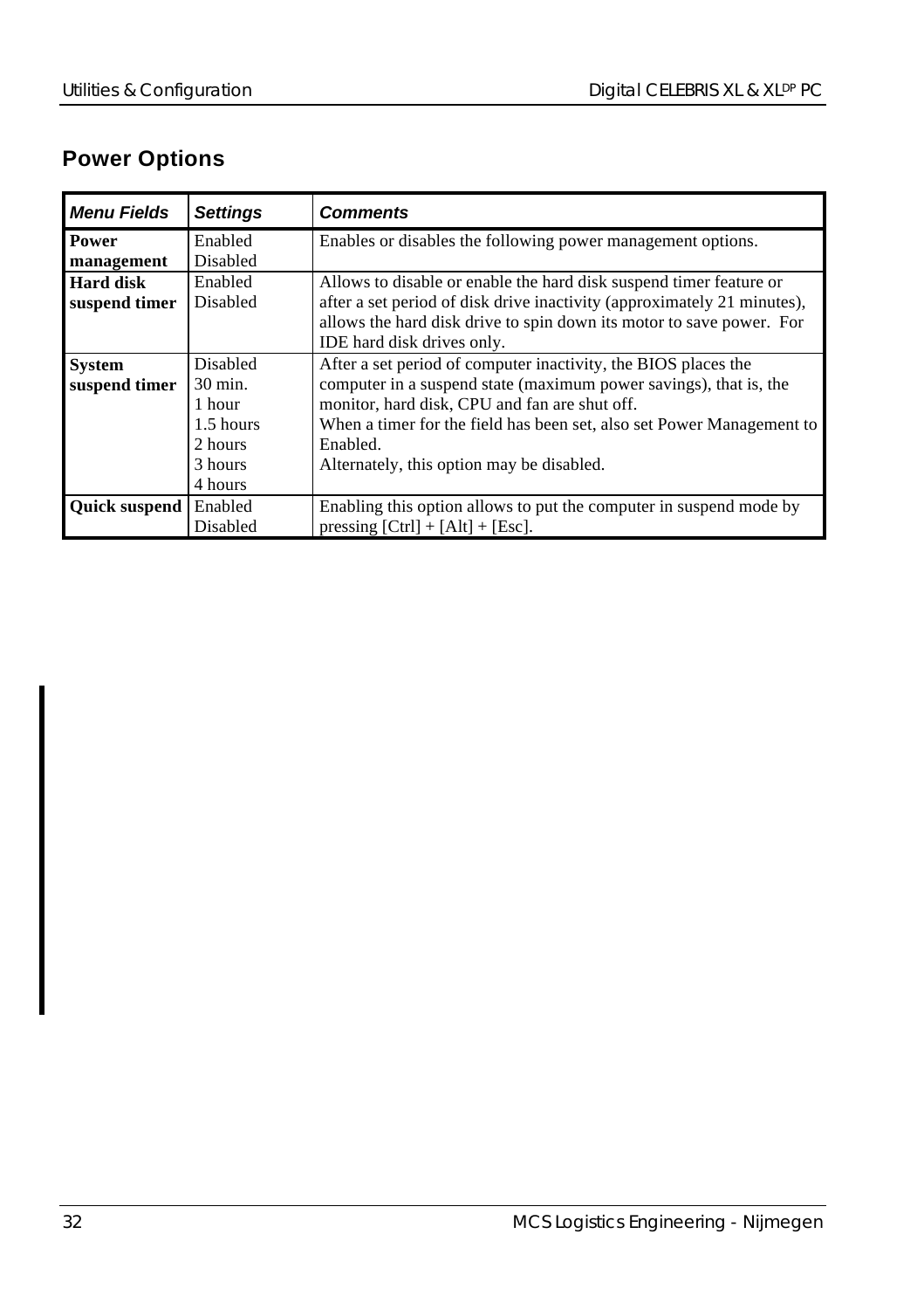## Power Options

| ***Menu Fields*** | ***Settings*** | ***Comments*** |
|---|---|---|
| **Power management** | Enabled<br>Disabled | Enables or disables the following power management options. |
| **Hard disk suspend timer** | Enabled<br>Disabled | Allows to disable or enable the hard disk suspend timer feature or after a set period of disk drive inactivity (approximately 21 minutes), allows the hard disk drive to spin down its motor to save power. For IDE hard disk drives only. |
| **System suspend timer** | Disabled<br>30 min.<br>1 hour<br>1.5 hours<br>2 hours<br>3 hours<br>4 hours | After a set period of computer inactivity, the BIOS places the computer in a suspend state (maximum power savings), that is, the monitor, hard disk, CPU and fan are shut off.<br>When a timer for the field has been set, also set Power Management to Enabled.<br>Alternately, this option may be disabled. |
| **Quick suspend** | Enabled<br>Disabled | Enabling this option allows to put the computer in suspend mode by pressing [Ctrl] + [Alt] + [Esc]. |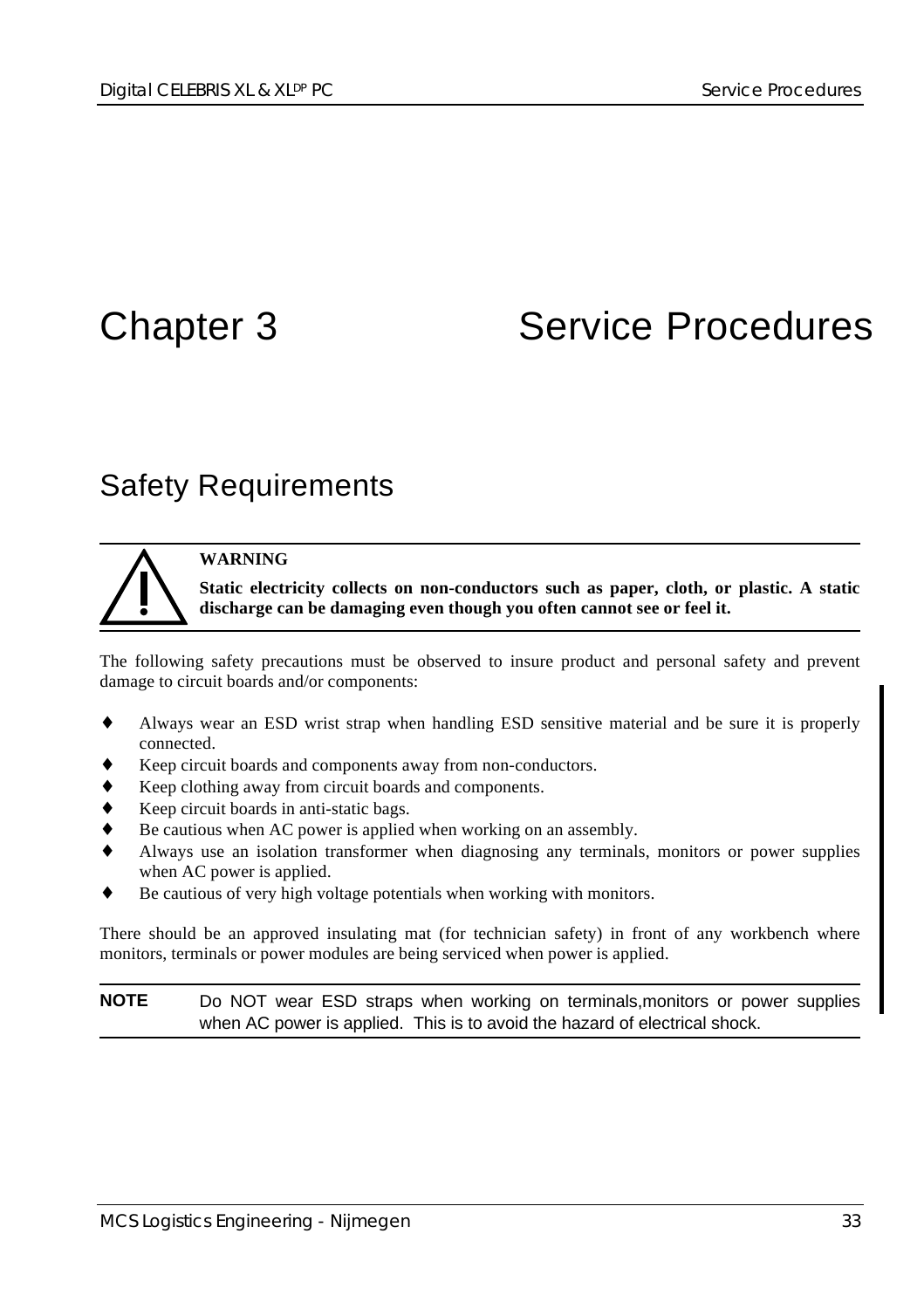# Chapter 3 Service Procedures

## Safety Requirements

**WARNING**

**Static electricity collects on non-conductors such as paper, cloth, or plastic. A static discharge can be damaging even though you often cannot see or feel it.**

The following safety precautions must be observed to insure product and personal safety and prevent damage to circuit boards and/or components:

- Always wear an ESD wrist strap when handling ESD sensitive material and be sure it is properly connected.
- Keep circuit boards and components away from non-conductors.
- Keep clothing away from circuit boards and components.
- Keep circuit boards in anti-static bags.
- Be cautious when AC power is applied when working on an assembly.
- Always use an isolation transformer when diagnosing any terminals, monitors or power supplies when AC power is applied.
- Be cautious of very high voltage potentials when working with monitors.

There should be an approved insulating mat (for technician safety) in front of any workbench where monitors, terminals or power modules are being serviced when power is applied.

**NOTE** Do NOT wear ESD straps when working on terminals,monitors or power supplies when AC power is applied. This is to avoid the hazard of electrical shock.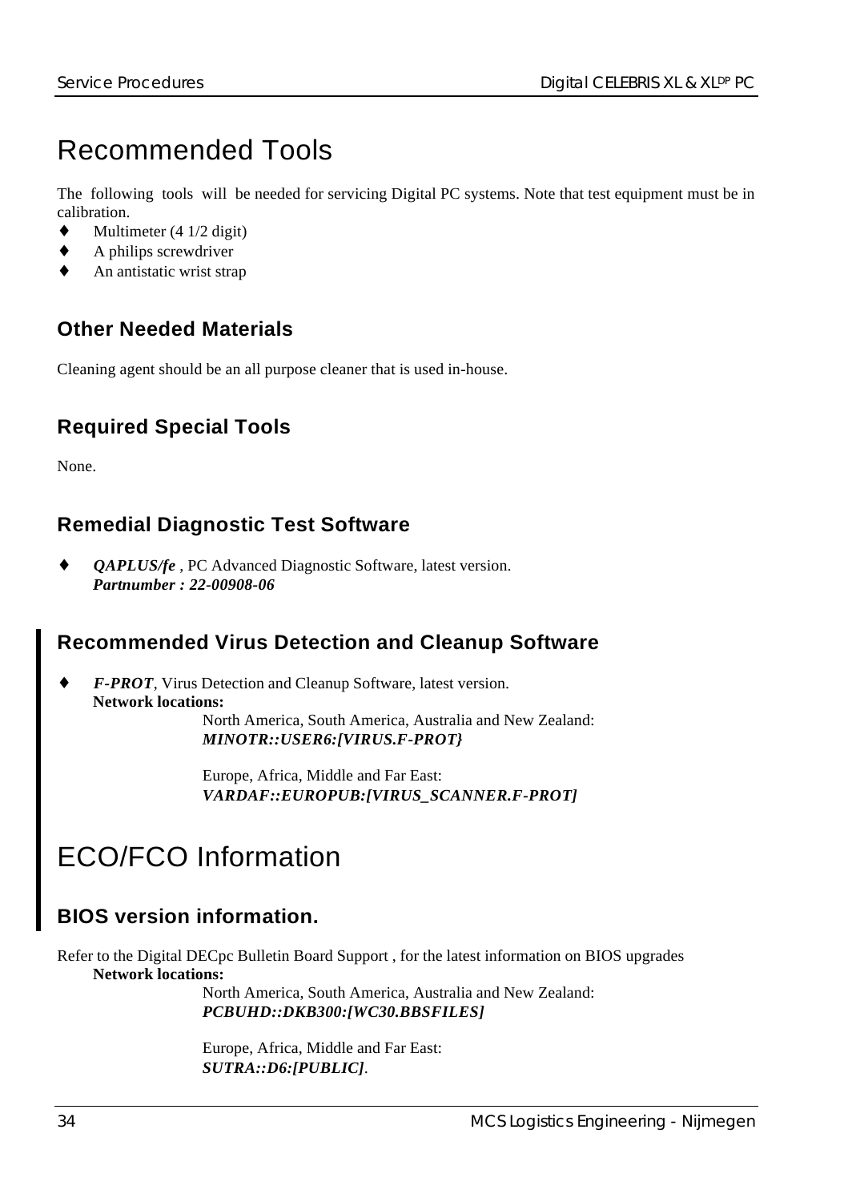# Recommended Tools

The following tools will be needed for servicing Digital PC systems. Note that test equipment must be in calibration.

- Multimeter (4 1/2 digit)
- A philips screwdriver
- An antistatic wrist strap

## Other Needed Materials

Cleaning agent should be an all purpose cleaner that is used in-house.

## Required Special Tools

None.

## Remedial Diagnostic Test Software

- ***QAPLUS/fe*** , PC Advanced Diagnostic Software, latest version.
  ***Partnumber : 22-00908-06***

## Recommended Virus Detection and Cleanup Software

- ***F-PROT***, Virus Detection and Cleanup Software, latest version.
  **Network locations:**

  North America, South America, Australia and New Zealand:
  ***MINOTR::USER6:[VIRUS.F-PROT}***

  Europe, Africa, Middle and Far East:
  ***VARDAF::EUROPUB:[VIRUS_SCANNER.F-PROT]***

# ECO/FCO Information

## BIOS version information.

Refer to the Digital DECpc Bulletin Board Support , for the latest information on BIOS upgrades

**Network locations:**

North America, South America, Australia and New Zealand:
***PCBUHD::DKB300:[WC30.BBSFILES]***

Europe, Africa, Middle and Far East:
***SUTRA::D6:[PUBLIC]***.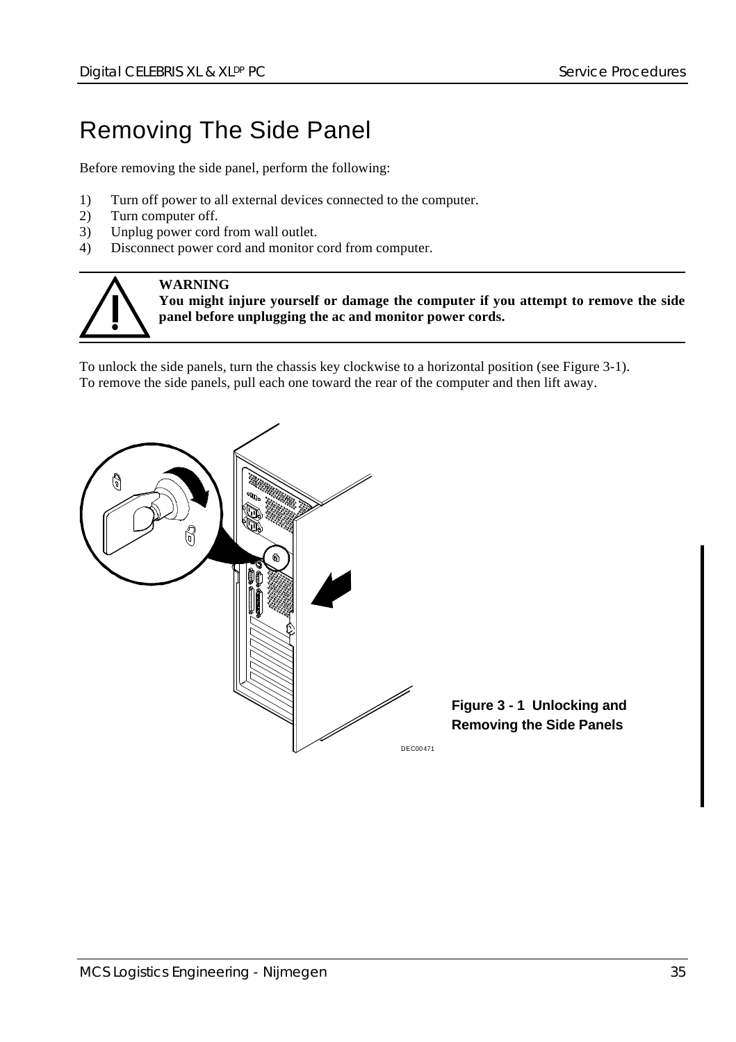# Removing The Side Panel

Before removing the side panel, perform the following:

1) Turn off power to all external devices connected to the computer.
2) Turn computer off.
3) Unplug power cord from wall outlet.
4) Disconnect power cord and monitor cord from computer.

**WARNING**
**You might injure yourself or damage the computer if you attempt to remove the side panel before unplugging the ac and monitor power cords.**

To unlock the side panels, turn the chassis key clockwise to a horizontal position (see Figure 3-1).
To remove the side panels, pull each one toward the rear of the computer and then lift away.

DEC00471

**Figure 3 - 1 Unlocking and Removing the Side Panels**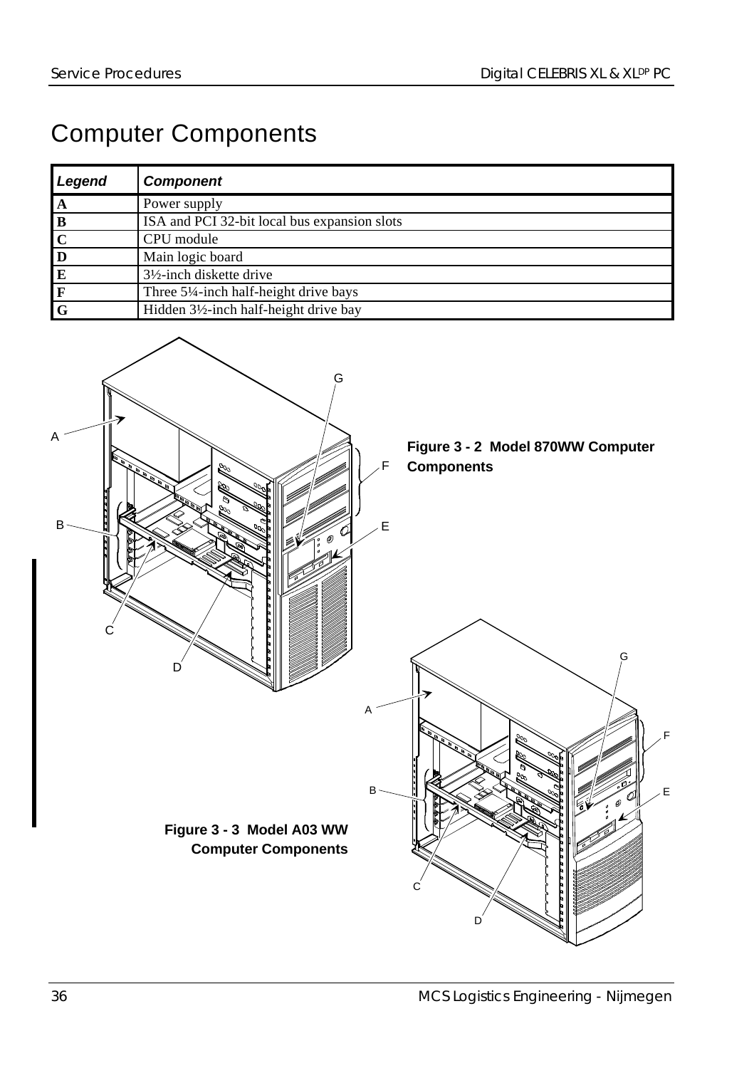# Computer Components

| Legend | Component |
|---|---|
| **A** | Power supply |
| **B** | ISA and PCI 32-bit local bus expansion slots |
| **C** | CPU module |
| **D** | Main logic board |
| **E** | 3½-inch diskette drive |
| **F** | Three 5¼-inch half-height drive bays |
| **G** | Hidden 3½-inch half-height drive bay |

**Figure 3 - 2 Model 870WW Computer Components**

**Figure 3 - 3 Model A03 WW Computer Components**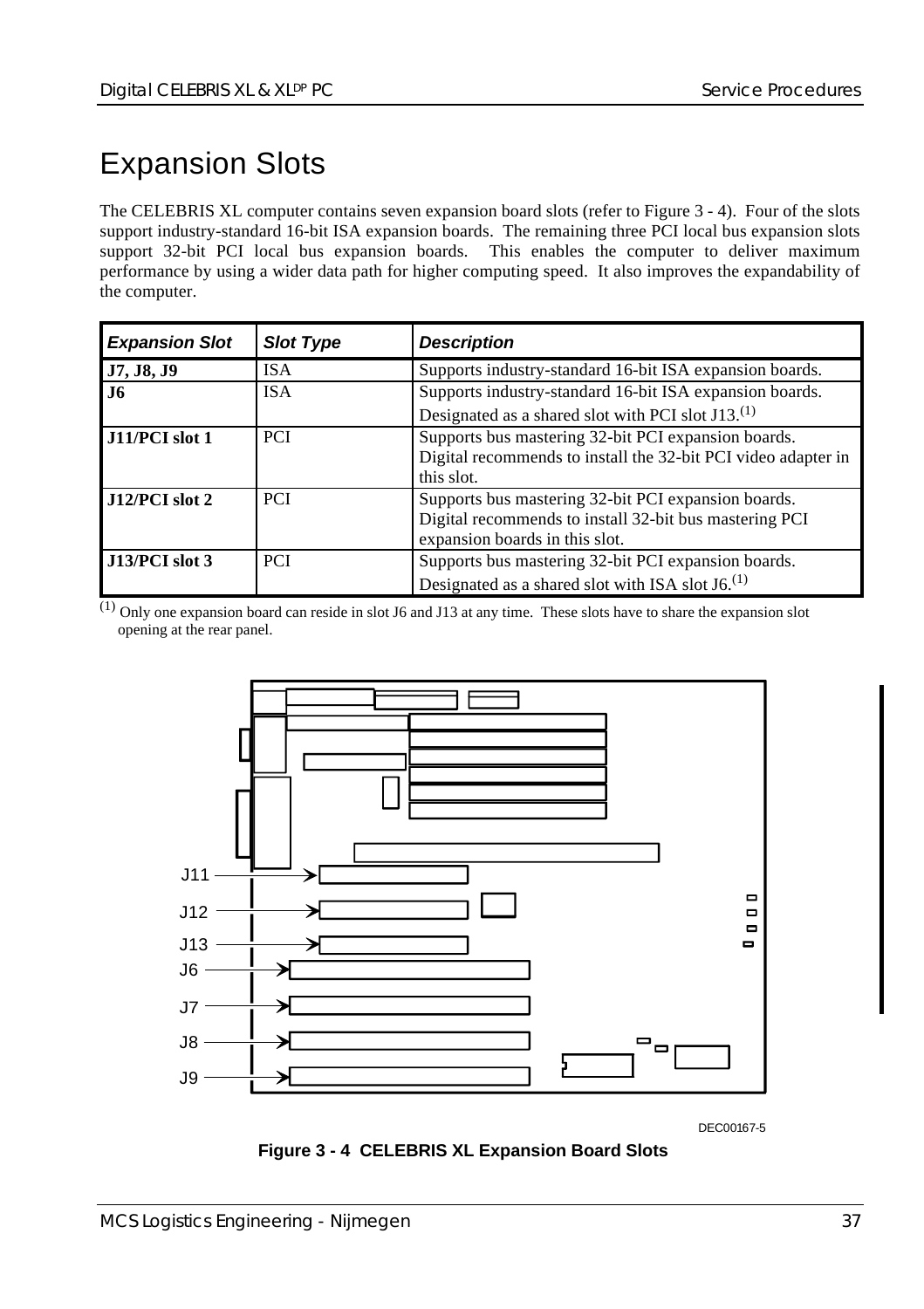# Expansion Slots

The CELEBRIS XL computer contains seven expansion board slots (refer to Figure 3 - 4). Four of the slots support industry-standard 16-bit ISA expansion boards. The remaining three PCI local bus expansion slots support 32-bit PCI local bus expansion boards. This enables the computer to deliver maximum performance by using a wider data path for higher computing speed. It also improves the expandability of the computer.

| ***Expansion Slot*** | ***Slot Type*** | ***Description*** |
|---|---|---|
| **J7, J8, J9** | ISA | Supports industry-standard 16-bit ISA expansion boards. |
| **J6** | ISA | Supports industry-standard 16-bit ISA expansion boards. Designated as a shared slot with PCI slot J13.(1) |
| **J11/PCI slot 1** | PCI | Supports bus mastering 32-bit PCI expansion boards. Digital recommends to install the 32-bit PCI video adapter in this slot. |
| **J12/PCI slot 2** | PCI | Supports bus mastering 32-bit PCI expansion boards. Digital recommends to install 32-bit bus mastering PCI expansion boards in this slot. |
| **J13/PCI slot 3** | PCI | Supports bus mastering 32-bit PCI expansion boards. Designated as a shared slot with ISA slot J6.(1) |

(1) Only one expansion board can reside in slot J6 and J13 at any time. These slots have to share the expansion slot opening at the rear panel.

J11
J12
J13
J6
J7
J8
J9

DEC00167-5

**Figure 3 - 4 CELEBRIS XL Expansion Board Slots**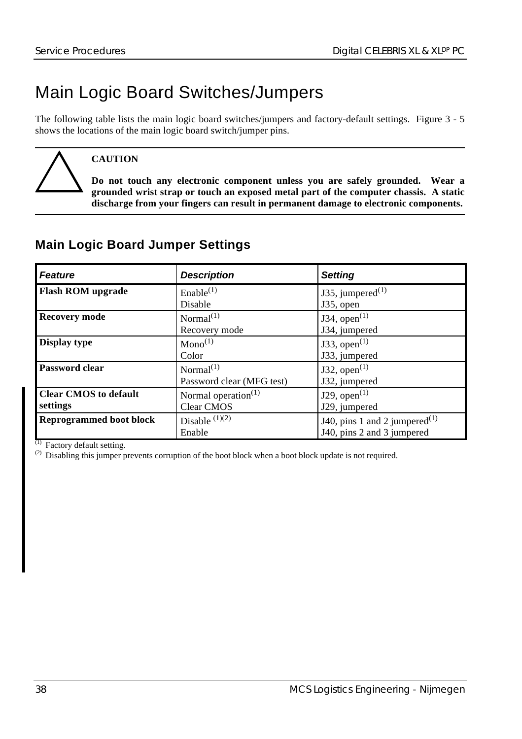# Main Logic Board Switches/Jumpers

The following table lists the main logic board switches/jumpers and factory-default settings. Figure 3 - 5 shows the locations of the main logic board switch/jumper pins.

**CAUTION**

**Do not touch any electronic component unless you are safely grounded. Wear a grounded wrist strap or touch an exposed metal part of the computer chassis. A static discharge from your fingers can result in permanent damage to electronic components.**

## Main Logic Board Jumper Settings

| *Feature* | *Description* | *Setting* |
|---|---|---|
| **Flash ROM upgrade** | Enable(1)<br>Disable | J35, jumpered(1)<br>J35, open |
| **Recovery mode** | Normal(1)<br>Recovery mode | J34, open(1)<br>J34, jumpered |
| **Display type** | Mono(1)<br>Color | J33, open(1)<br>J33, jumpered |
| **Password clear** | Normal(1)<br>Password clear (MFG test) | J32, open(1)<br>J32, jumpered |
| **Clear CMOS to default settings** | Normal operation(1)<br>Clear CMOS | J29, open(1)<br>J29, jumpered |
| **Reprogrammed boot block** | Disable (1)(2)<br>Enable | J40, pins 1 and 2 jumpered(1)<br>J40, pins 2 and 3 jumpered |

(1) Factory default setting.
(2) Disabling this jumper prevents corruption of the boot block when a boot block update is not required.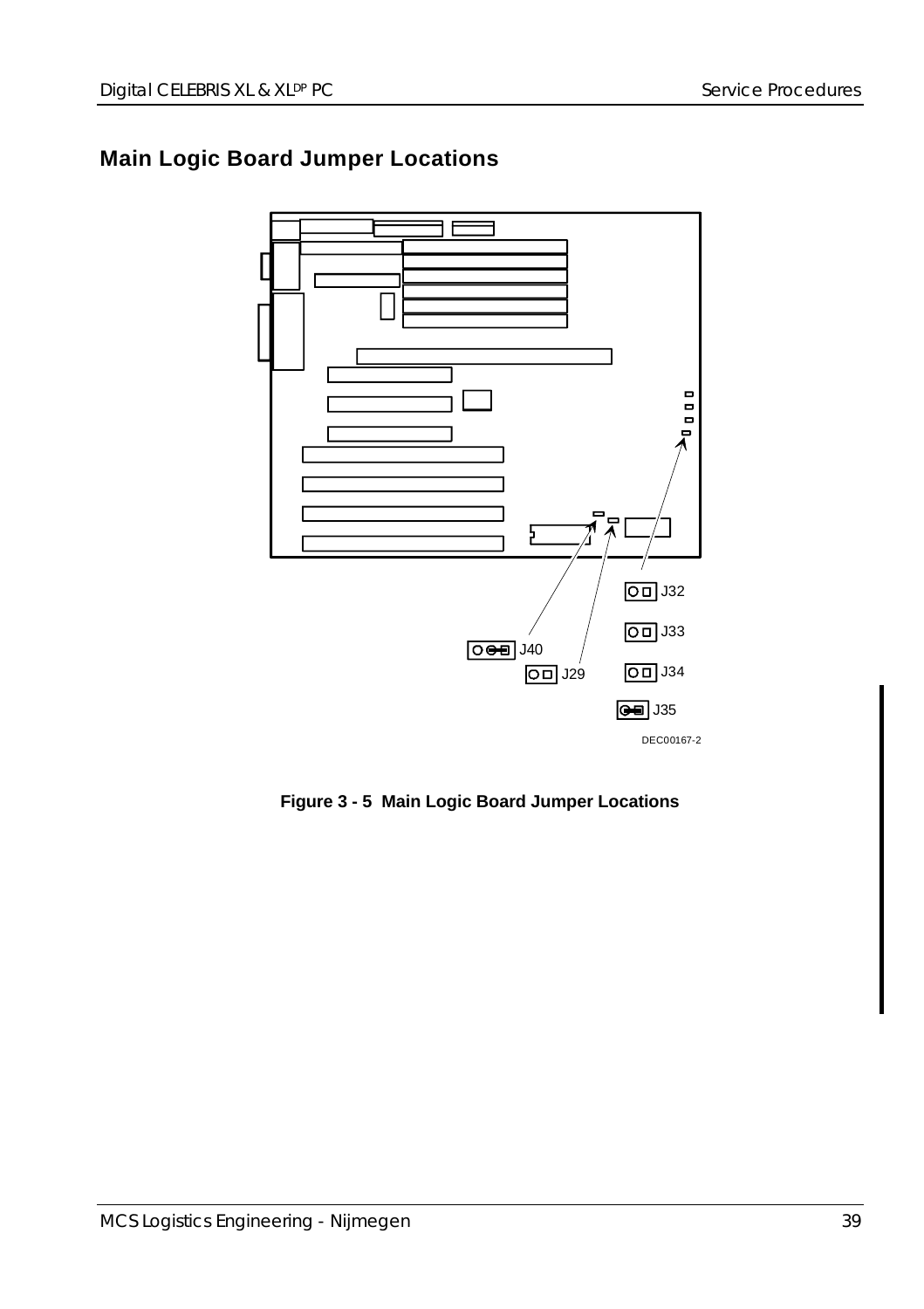## Main Logic Board Jumper Locations

J32

J33

J40

J29

J34

J35

DEC00167-2

**Figure 3 - 5 Main Logic Board Jumper Locations**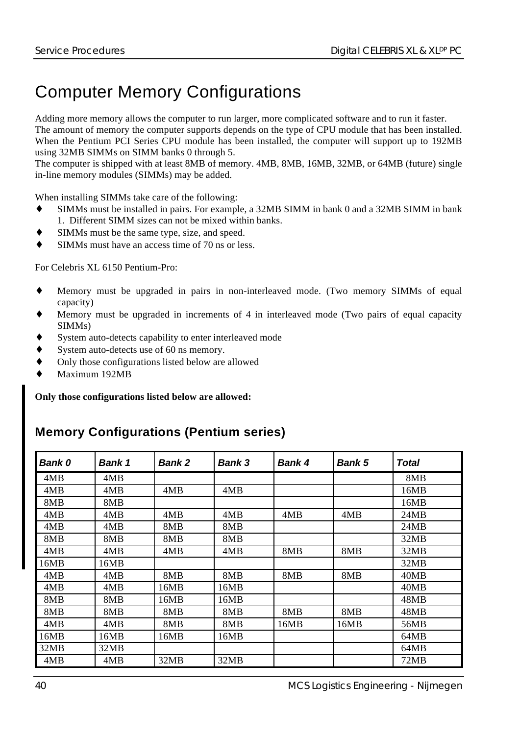# Computer Memory Configurations

Adding more memory allows the computer to run larger, more complicated software and to run it faster.
The amount of memory the computer supports depends on the type of CPU module that has been installed. When the Pentium PCI Series CPU module has been installed, the computer will support up to 192MB using 32MB SIMMs on SIMM banks 0 through 5.
The computer is shipped with at least 8MB of memory. 4MB, 8MB, 16MB, 32MB, or 64MB (future) single in-line memory modules (SIMMs) may be added.

When installing SIMMs take care of the following:

- SIMMs must be installed in pairs. For example, a 32MB SIMM in bank 0 and a 32MB SIMM in bank 1. Different SIMM sizes can not be mixed within banks.
- SIMMs must be the same type, size, and speed.
- SIMMs must have an access time of 70 ns or less.

For Celebris XL 6150 Pentium-Pro:

- Memory must be upgraded in pairs in non-interleaved mode. (Two memory SIMMs of equal capacity)
- Memory must be upgraded in increments of 4 in interleaved mode (Two pairs of equal capacity SIMMs)
- System auto-detects capability to enter interleaved mode
- System auto-detects use of 60 ns memory.
- Only those configurations listed below are allowed
- Maximum 192MB

**Only those configurations listed below are allowed:**

## Memory Configurations (Pentium series)

| *Bank 0* | *Bank 1* | *Bank 2* | *Bank 3* | *Bank 4* | *Bank 5* | *Total* |
|---|---|---|---|---|---|---|
| 4MB | 4MB | | | | | 8MB |
| 4MB | 4MB | 4MB | 4MB | | | 16MB |
| 8MB | 8MB | | | | | 16MB |
| 4MB | 4MB | 4MB | 4MB | 4MB | 4MB | 24MB |
| 4MB | 4MB | 8MB | 8MB | | | 24MB |
| 8MB | 8MB | 8MB | 8MB | | | 32MB |
| 4MB | 4MB | 4MB | 4MB | 8MB | 8MB | 32MB |
| 16MB | 16MB | | | | | 32MB |
| 4MB | 4MB | 8MB | 8MB | 8MB | 8MB | 40MB |
| 4MB | 4MB | 16MB | 16MB | | | 40MB |
| 8MB | 8MB | 16MB | 16MB | | | 48MB |
| 8MB | 8MB | 8MB | 8MB | 8MB | 8MB | 48MB |
| 4MB | 4MB | 8MB | 8MB | 16MB | 16MB | 56MB |
| 16MB | 16MB | 16MB | 16MB | | | 64MB |
| 32MB | 32MB | | | | | 64MB |
| 4MB | 4MB | 32MB | 32MB | | | 72MB |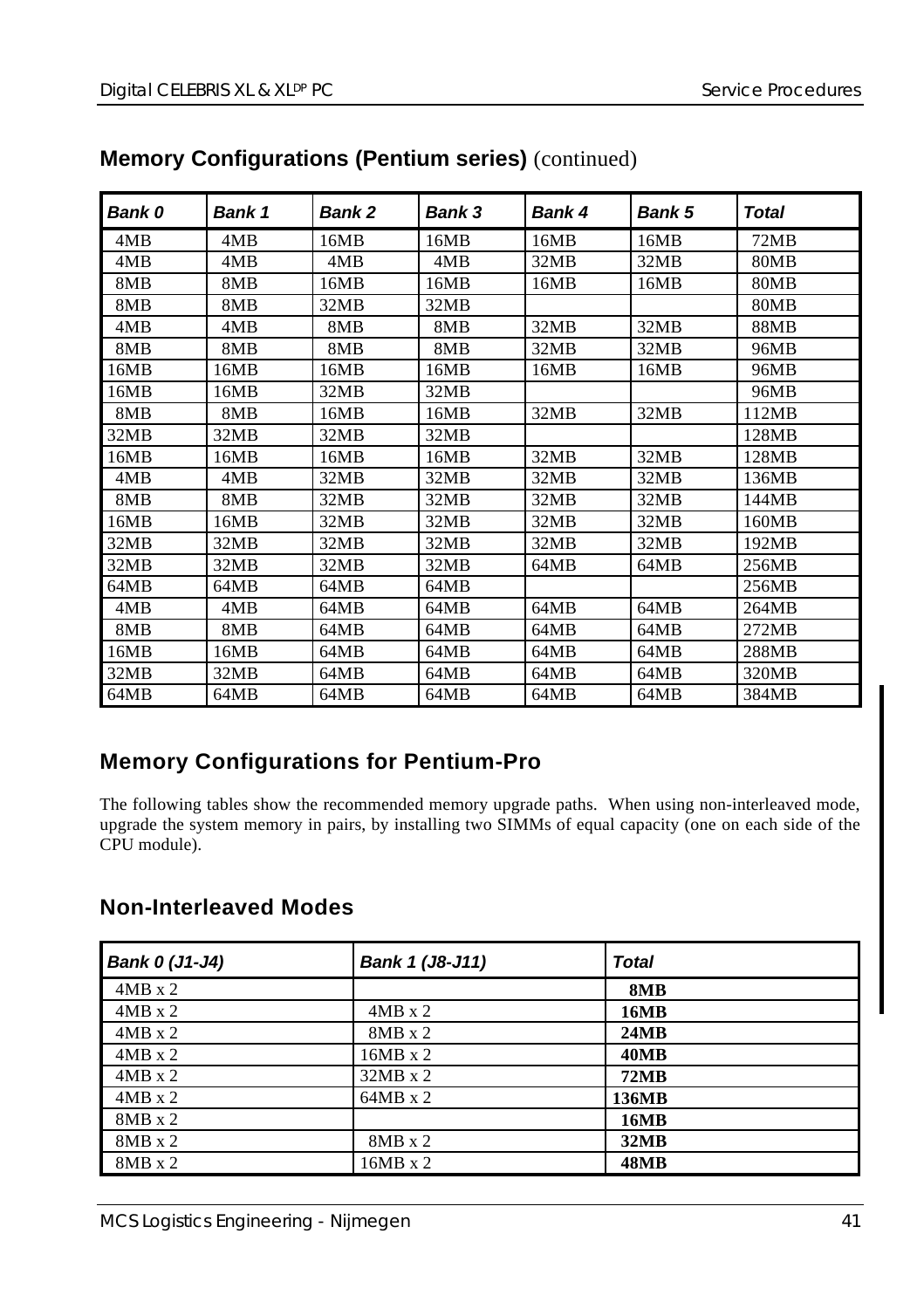## **Memory Configurations (Pentium series)** (continued)

| *Bank 0* | *Bank 1* | *Bank 2* | *Bank 3* | *Bank 4* | *Bank 5* | *Total* |
|---|---|---|---|---|---|---|
| 4MB | 4MB | 16MB | 16MB | 16MB | 16MB | 72MB |
| 4MB | 4MB | 4MB | 4MB | 32MB | 32MB | 80MB |
| 8MB | 8MB | 16MB | 16MB | 16MB | 16MB | 80MB |
| 8MB | 8MB | 32MB | 32MB | | | 80MB |
| 4MB | 4MB | 8MB | 8MB | 32MB | 32MB | 88MB |
| 8MB | 8MB | 8MB | 8MB | 32MB | 32MB | 96MB |
| 16MB | 16MB | 16MB | 16MB | 16MB | 16MB | 96MB |
| 16MB | 16MB | 32MB | 32MB | | | 96MB |
| 8MB | 8MB | 16MB | 16MB | 32MB | 32MB | 112MB |
| 32MB | 32MB | 32MB | 32MB | | | 128MB |
| 16MB | 16MB | 16MB | 16MB | 32MB | 32MB | 128MB |
| 4MB | 4MB | 32MB | 32MB | 32MB | 32MB | 136MB |
| 8MB | 8MB | 32MB | 32MB | 32MB | 32MB | 144MB |
| 16MB | 16MB | 32MB | 32MB | 32MB | 32MB | 160MB |
| 32MB | 32MB | 32MB | 32MB | 32MB | 32MB | 192MB |
| 32MB | 32MB | 32MB | 32MB | 64MB | 64MB | 256MB |
| 64MB | 64MB | 64MB | 64MB | | | 256MB |
| 4MB | 4MB | 64MB | 64MB | 64MB | 64MB | 264MB |
| 8MB | 8MB | 64MB | 64MB | 64MB | 64MB | 272MB |
| 16MB | 16MB | 64MB | 64MB | 64MB | 64MB | 288MB |
| 32MB | 32MB | 64MB | 64MB | 64MB | 64MB | 320MB |
| 64MB | 64MB | 64MB | 64MB | 64MB | 64MB | 384MB |

## Memory Configurations for Pentium-Pro

The following tables show the recommended memory upgrade paths. When using non-interleaved mode, upgrade the system memory in pairs, by installing two SIMMs of equal capacity (one on each side of the CPU module).

## Non-Interleaved Modes

| *Bank 0 (J1-J4)* | *Bank 1 (J8-J11)* | *Total* |
|---|---|---|
| 4MB x 2 | | **8MB** |
| 4MB x 2 | 4MB x 2 | **16MB** |
| 4MB x 2 | 8MB x 2 | **24MB** |
| 4MB x 2 | 16MB x 2 | **40MB** |
| 4MB x 2 | 32MB x 2 | **72MB** |
| 4MB x 2 | 64MB x 2 | **136MB** |
| 8MB x 2 | | **16MB** |
| 8MB x 2 | 8MB x 2 | **32MB** |
| 8MB x 2 | 16MB x 2 | **48MB** |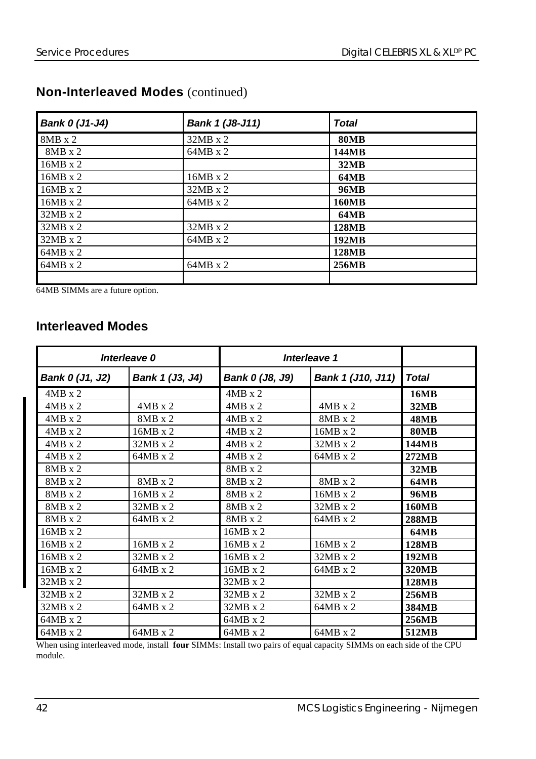## Non-Interleaved Modes (continued)

| *Bank 0 (J1-J4)* | *Bank 1 (J8-J11)* | *Total* |
|---|---|---|
| 8MB x 2 | 32MB x 2 | **80MB** |
| 8MB x 2 | 64MB x 2 | **144MB** |
| 16MB x 2 | | **32MB** |
| 16MB x 2 | 16MB x 2 | **64MB** |
| 16MB x 2 | 32MB x 2 | **96MB** |
| 16MB x 2 | 64MB x 2 | **160MB** |
| 32MB x 2 | | **64MB** |
| 32MB x 2 | 32MB x 2 | **128MB** |
| 32MB x 2 | 64MB x 2 | **192MB** |
| 64MB x 2 | | **128MB** |
| 64MB x 2 | 64MB x 2 | **256MB** |
| | | |

64MB SIMMs are a future option.

## Interleaved Modes

| *Interleave 0* | | *Interleave 1* | | |
|---|---|---|---|---|
| *Bank 0 (J1, J2)* | *Bank 1 (J3, J4)* | *Bank 0 (J8, J9)* | *Bank 1 (J10, J11)* | *Total* |
| 4MB x 2 | | 4MB x 2 | | **16MB** |
| 4MB x 2 | 4MB x 2 | 4MB x 2 | 4MB x 2 | **32MB** |
| 4MB x 2 | 8MB x 2 | 4MB x 2 | 8MB x 2 | **48MB** |
| 4MB x 2 | 16MB x 2 | 4MB x 2 | 16MB x 2 | **80MB** |
| 4MB x 2 | 32MB x 2 | 4MB x 2 | 32MB x 2 | **144MB** |
| 4MB x 2 | 64MB x 2 | 4MB x 2 | 64MB x 2 | **272MB** |
| 8MB x 2 | | 8MB x 2 | | **32MB** |
| 8MB x 2 | 8MB x 2 | 8MB x 2 | 8MB x 2 | **64MB** |
| 8MB x 2 | 16MB x 2 | 8MB x 2 | 16MB x 2 | **96MB** |
| 8MB x 2 | 32MB x 2 | 8MB x 2 | 32MB x 2 | **160MB** |
| 8MB x 2 | 64MB x 2 | 8MB x 2 | 64MB x 2 | **288MB** |
| 16MB x 2 | | 16MB x 2 | | **64MB** |
| 16MB x 2 | 16MB x 2 | 16MB x 2 | 16MB x 2 | **128MB** |
| 16MB x 2 | 32MB x 2 | 16MB x 2 | 32MB x 2 | **192MB** |
| 16MB x 2 | 64MB x 2 | 16MB x 2 | 64MB x 2 | **320MB** |
| 32MB x 2 | | 32MB x 2 | | **128MB** |
| 32MB x 2 | 32MB x 2 | 32MB x 2 | 32MB x 2 | **256MB** |
| 32MB x 2 | 64MB x 2 | 32MB x 2 | 64MB x 2 | **384MB** |
| 64MB x 2 | | 64MB x 2 | | **256MB** |
| 64MB x 2 | 64MB x 2 | 64MB x 2 | 64MB x 2 | **512MB** |

When using interleaved mode, install **four** SIMMs: Install two pairs of equal capacity SIMMs on each side of the CPU module.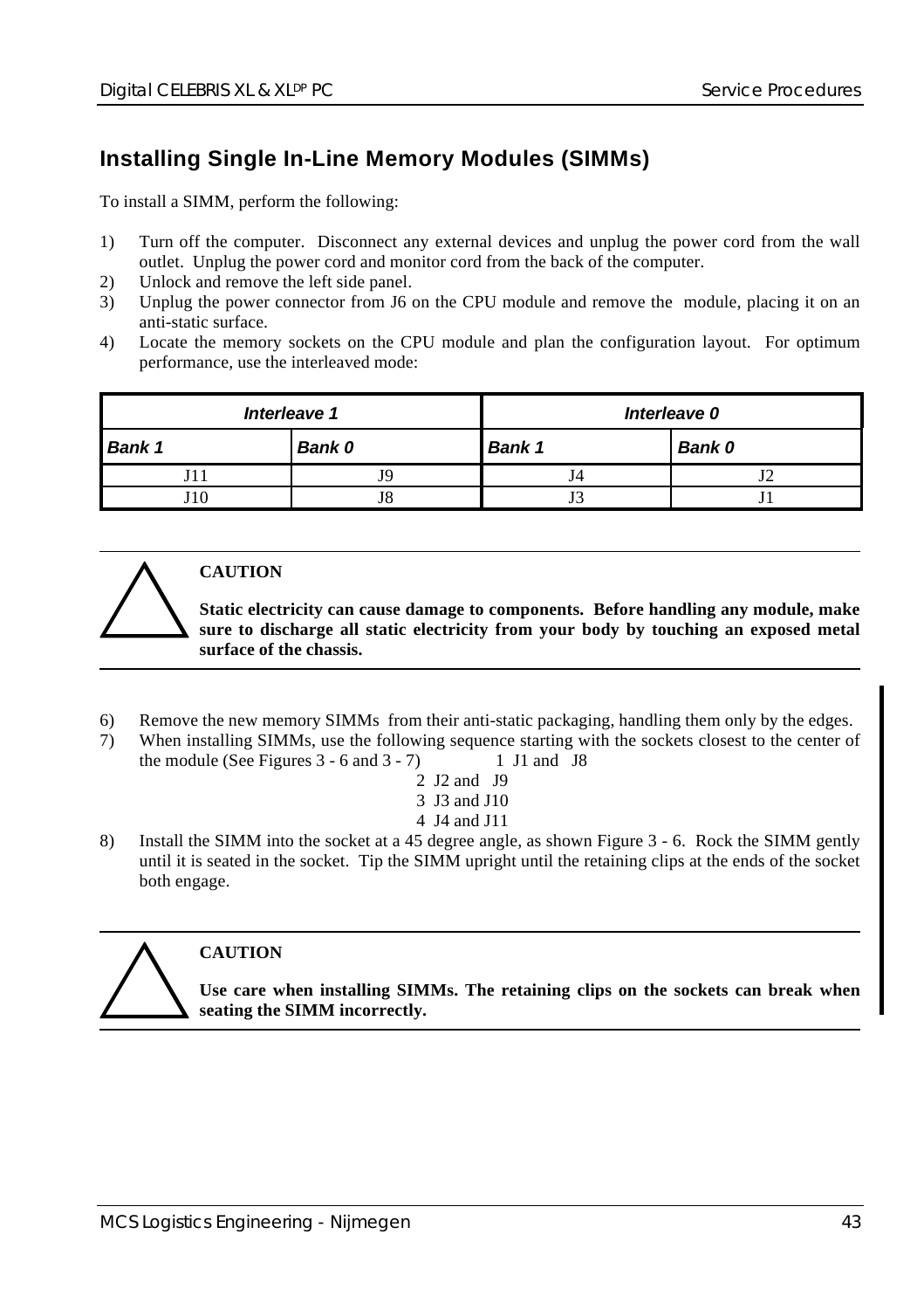## Installing Single In-Line Memory Modules (SIMMs)

To install a SIMM, perform the following:

1) Turn off the computer. Disconnect any external devices and unplug the power cord from the wall outlet. Unplug the power cord and monitor cord from the back of the computer.
2) Unlock and remove the left side panel.
3) Unplug the power connector from J6 on the CPU module and remove the module, placing it on an anti-static surface.
4) Locate the memory sockets on the CPU module and plan the configuration layout. For optimum performance, use the interleaved mode:

| ***Interleave 1*** | | ***Interleave 0*** | |
|---|---|---|---|
| ***Bank 1*** | ***Bank 0*** | ***Bank 1*** | ***Bank 0*** |
| J11 | J9 | J4 | J2 |
| J10 | J8 | J3 | J1 |

> **CAUTION**
>
> **Static electricity can cause damage to components. Before handling any module, make sure to discharge all static electricity from your body by touching an exposed metal surface of the chassis.**

6) Remove the new memory SIMMs from their anti-static packaging, handling them only by the edges.
7) When installing SIMMs, use the following sequence starting with the sockets closest to the center of the module (See Figures 3 - 6 and 3 - 7)
   1 J1 and J8
   2 J2 and J9
   3 J3 and J10
   4 J4 and J11
8) Install the SIMM into the socket at a 45 degree angle, as shown Figure 3 - 6. Rock the SIMM gently until it is seated in the socket. Tip the SIMM upright until the retaining clips at the ends of the socket both engage.

> **CAUTION**
>
> **Use care when installing SIMMs. The retaining clips on the sockets can break when seating the SIMM incorrectly.**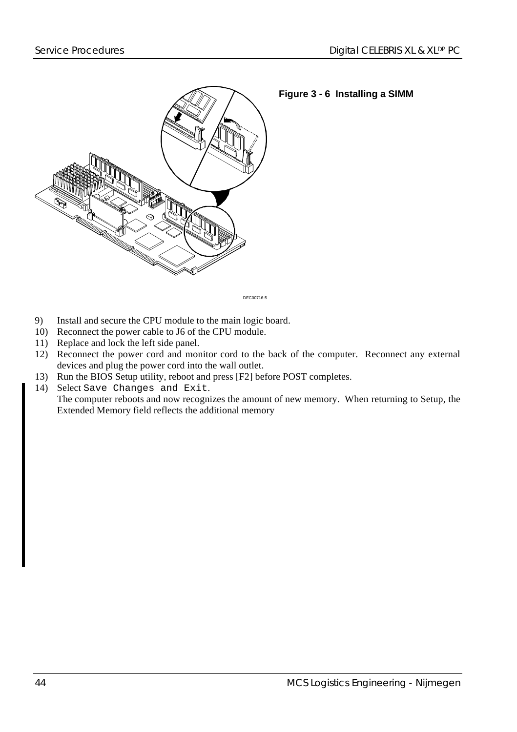**Figure 3 - 6 Installing a SIMM**

DEC00716-5

9) Install and secure the CPU module to the main logic board.
10) Reconnect the power cable to J6 of the CPU module.
11) Replace and lock the left side panel.
12) Reconnect the power cord and monitor cord to the back of the computer. Reconnect any external devices and plug the power cord into the wall outlet.
13) Run the BIOS Setup utility, reboot and press [F2] before POST completes.
14) Select `Save Changes and Exit`.
    The computer reboots and now recognizes the amount of new memory. When returning to Setup, the Extended Memory field reflects the additional memory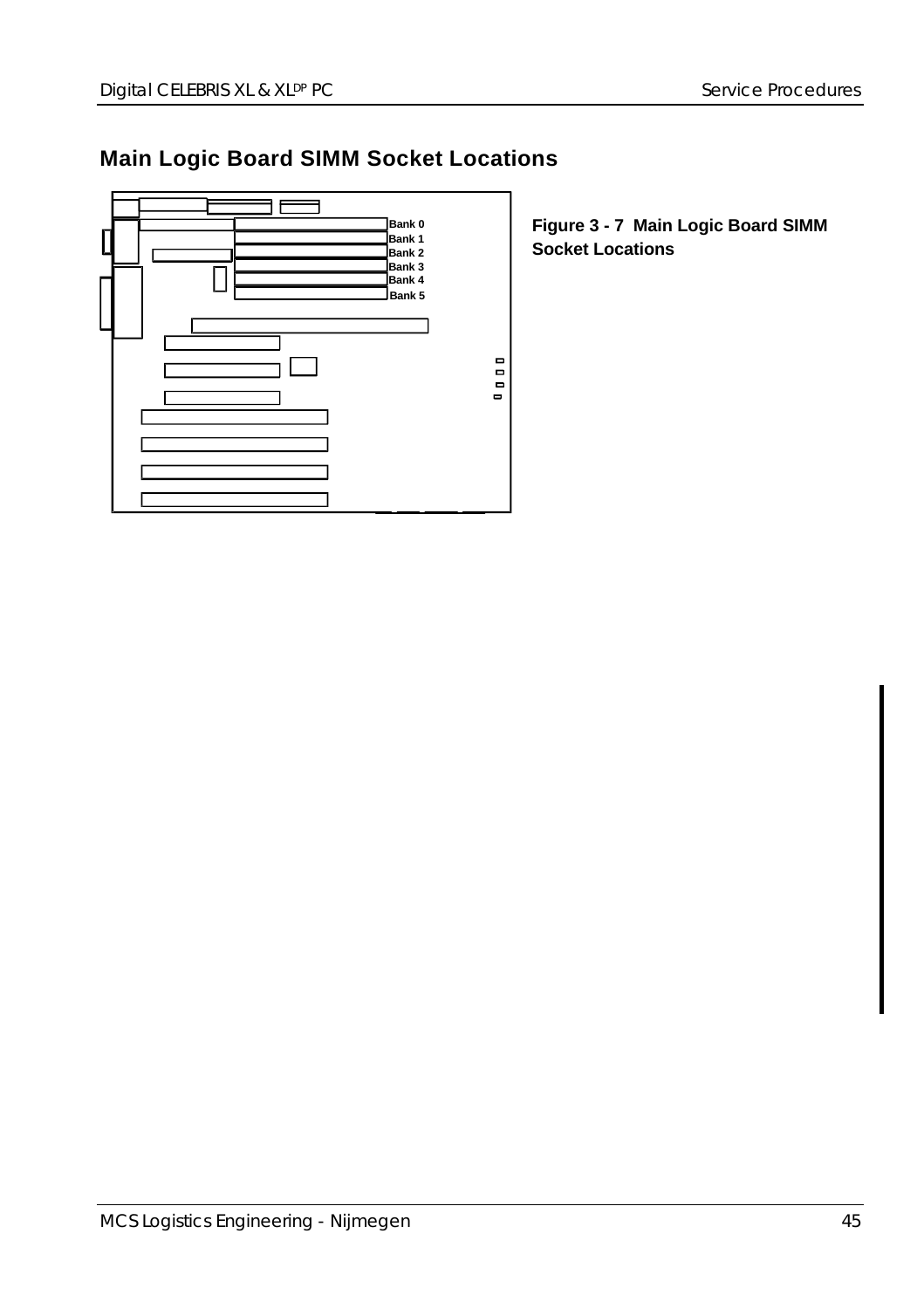## Main Logic Board SIMM Socket Locations

Bank 0
Bank 1
Bank 2
Bank 3
Bank 4
Bank 5

**Figure 3 - 7 Main Logic Board SIMM Socket Locations**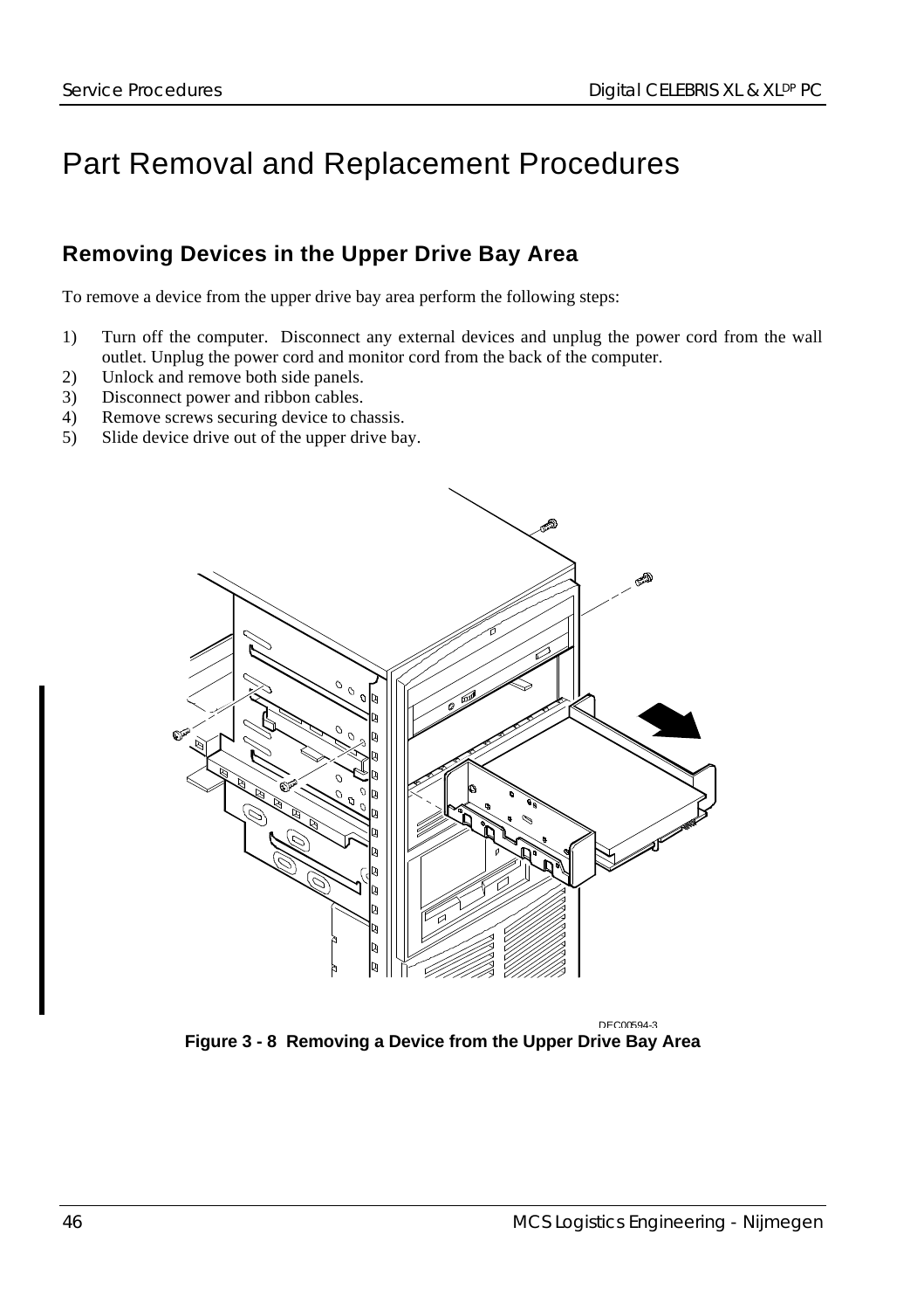# Part Removal and Replacement Procedures

## Removing Devices in the Upper Drive Bay Area

To remove a device from the upper drive bay area perform the following steps:

1) Turn off the computer. Disconnect any external devices and unplug the power cord from the wall outlet. Unplug the power cord and monitor cord from the back of the computer.
2) Unlock and remove both side panels.
3) Disconnect power and ribbon cables.
4) Remove screws securing device to chassis.
5) Slide device drive out of the upper drive bay.

DEC00594-3

**Figure 3 - 8 Removing a Device from the Upper Drive Bay Area**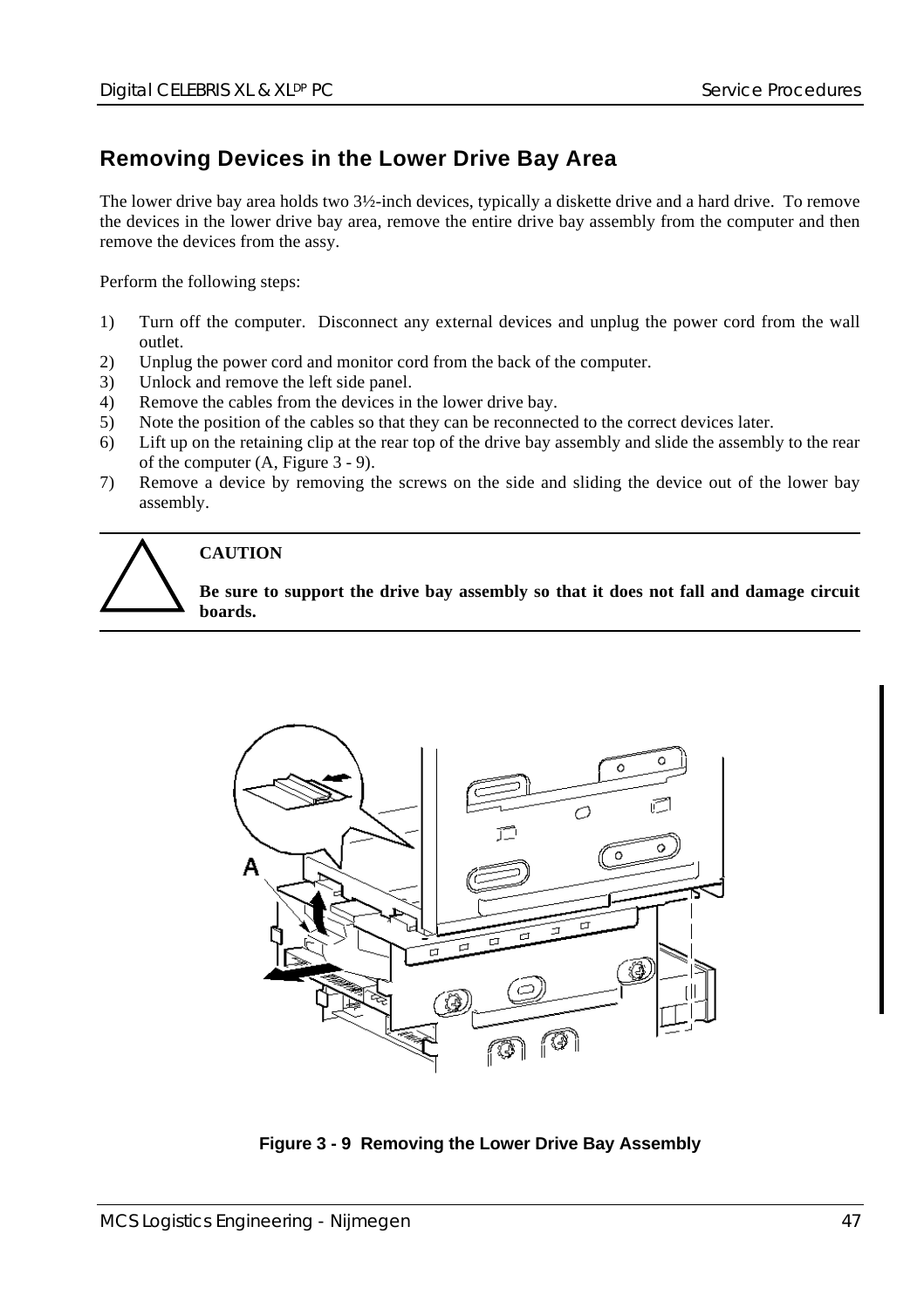## Removing Devices in the Lower Drive Bay Area

The lower drive bay area holds two 3½-inch devices, typically a diskette drive and a hard drive. To remove the devices in the lower drive bay area, remove the entire drive bay assembly from the computer and then remove the devices from the assy.

Perform the following steps:

1) Turn off the computer. Disconnect any external devices and unplug the power cord from the wall outlet.
2) Unplug the power cord and monitor cord from the back of the computer.
3) Unlock and remove the left side panel.
4) Remove the cables from the devices in the lower drive bay.
5) Note the position of the cables so that they can be reconnected to the correct devices later.
6) Lift up on the retaining clip at the rear top of the drive bay assembly and slide the assembly to the rear of the computer (A, Figure 3 - 9).
7) Remove a device by removing the screws on the side and sliding the device out of the lower bay assembly.

---

**CAUTION**

**Be sure to support the drive bay assembly so that it does not fall and damage circuit boards.**

---

**Figure 3 - 9 Removing the Lower Drive Bay Assembly**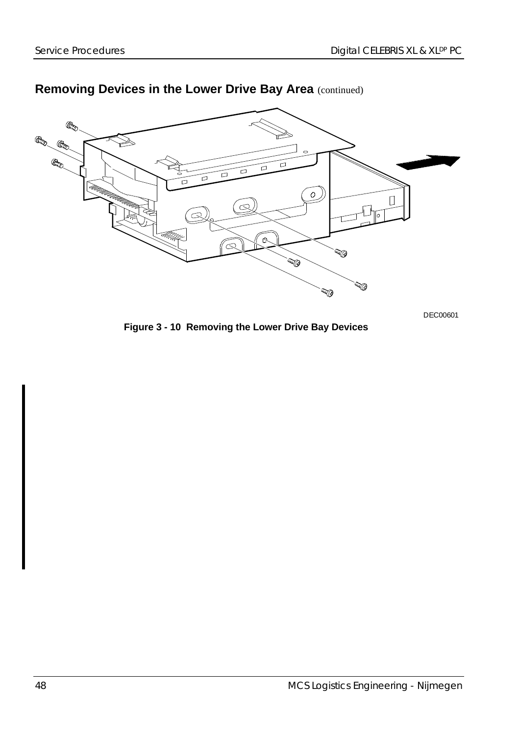## Removing Devices in the Lower Drive Bay Area (continued)

DEC00601

**Figure 3 - 10 Removing the Lower Drive Bay Devices**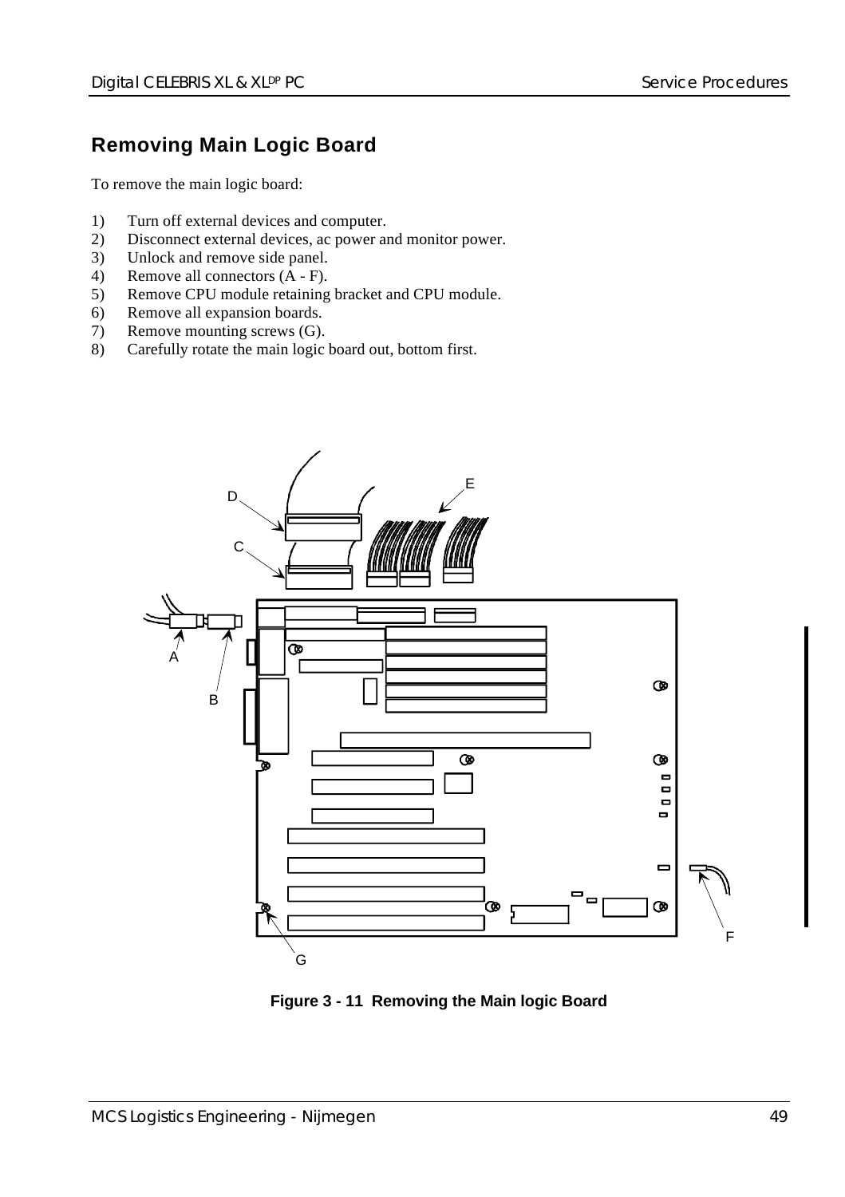## Removing Main Logic Board

To remove the main logic board:

1) Turn off external devices and computer.
2) Disconnect external devices, ac power and monitor power.
3) Unlock and remove side panel.
4) Remove all connectors (A - F).
5) Remove CPU module retaining bracket and CPU module.
6) Remove all expansion boards.
7) Remove mounting screws (G).
8) Carefully rotate the main logic board out, bottom first.

**Figure 3 - 11 Removing the Main logic Board**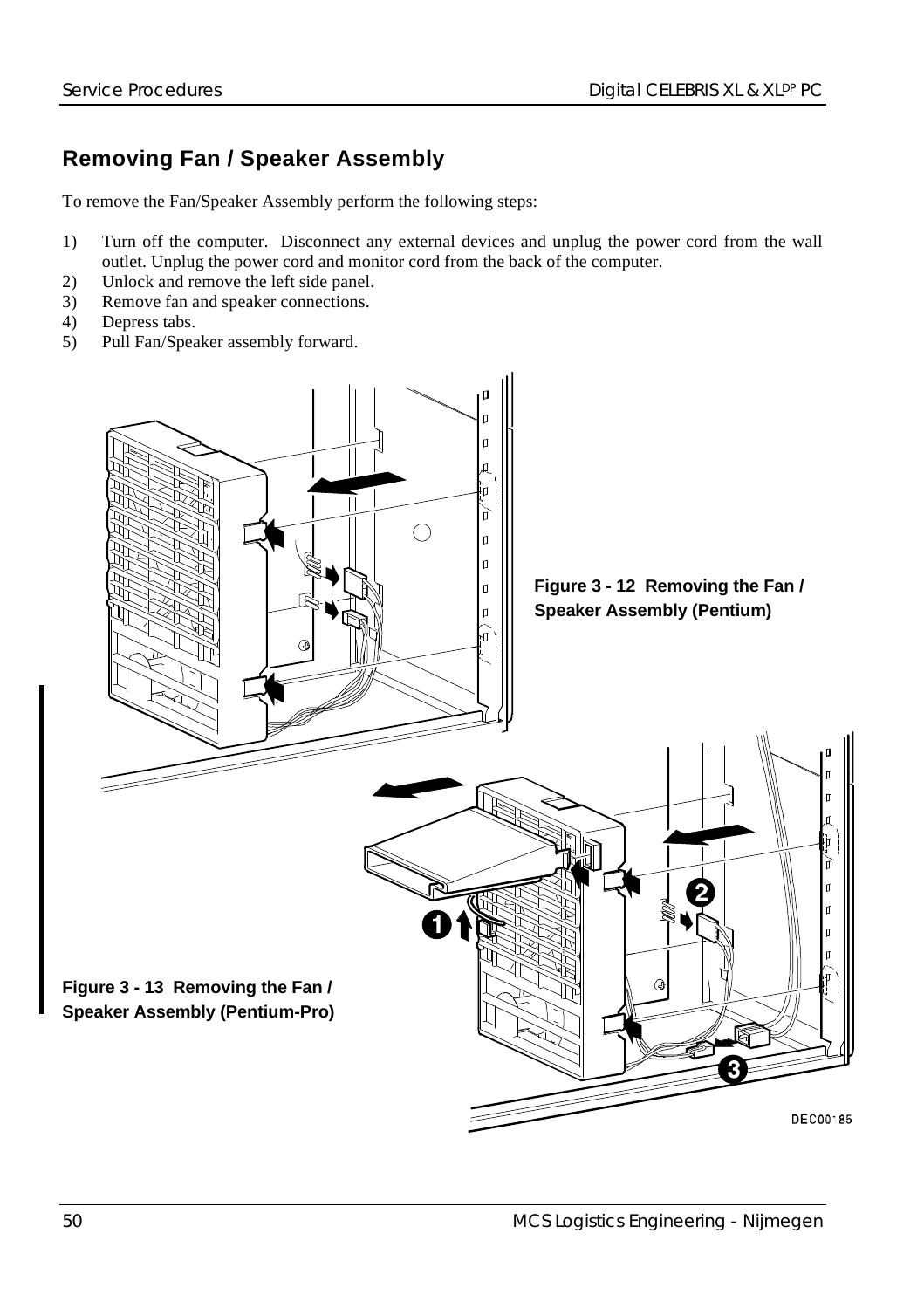## Removing Fan / Speaker Assembly

To remove the Fan/Speaker Assembly perform the following steps:

1) Turn off the computer. Disconnect any external devices and unplug the power cord from the wall outlet. Unplug the power cord and monitor cord from the back of the computer.
2) Unlock and remove the left side panel.
3) Remove fan and speaker connections.
4) Depress tabs.
5) Pull Fan/Speaker assembly forward.

**Figure 3 - 12 Removing the Fan / Speaker Assembly (Pentium)**

**Figure 3 - 13 Removing the Fan / Speaker Assembly (Pentium-Pro)**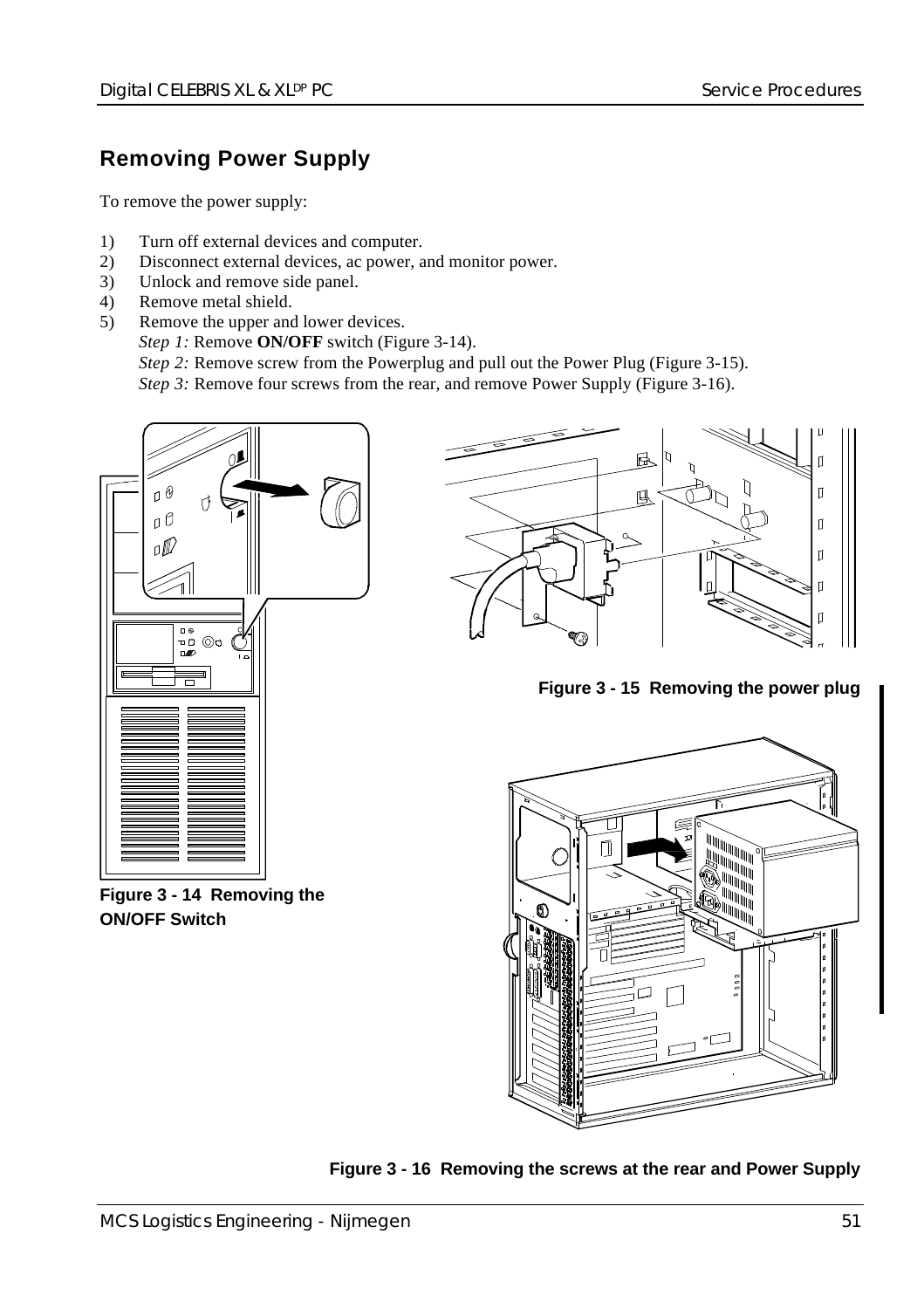## Removing Power Supply

To remove the power supply:

1) Turn off external devices and computer.
2) Disconnect external devices, ac power, and monitor power.
3) Unlock and remove side panel.
4) Remove metal shield.
5) Remove the upper and lower devices.
   *Step 1:* Remove **ON/OFF** switch (Figure 3-14).
   *Step 2:* Remove screw from the Powerplug and pull out the Power Plug (Figure 3-15).
   *Step 3:* Remove four screws from the rear, and remove Power Supply (Figure 3-16).

**Figure 3 - 15 Removing the power plug**

**Figure 3 - 14 Removing the ON/OFF Switch**

**Figure 3 - 16 Removing the screws at the rear and Power Supply**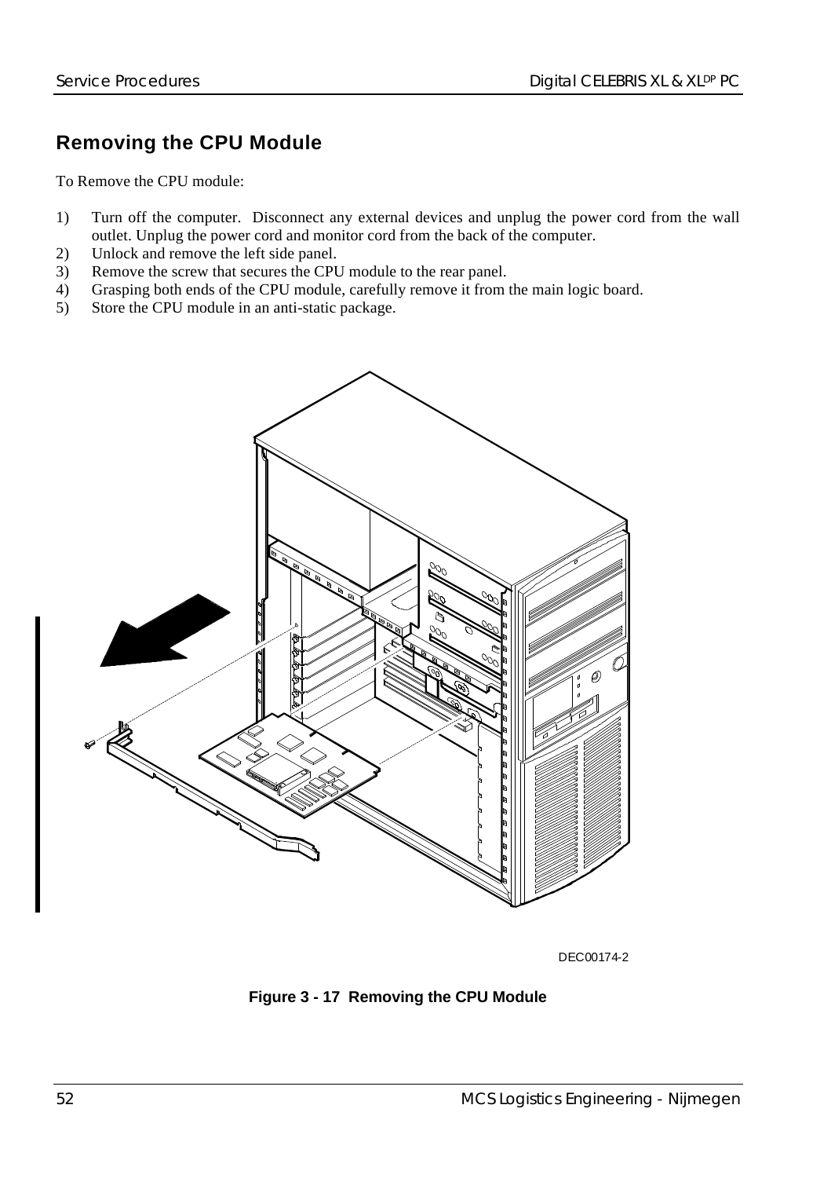## Removing the CPU Module

To Remove the CPU module:

1) Turn off the computer. Disconnect any external devices and unplug the power cord from the wall outlet. Unplug the power cord and monitor cord from the back of the computer.
2) Unlock and remove the left side panel.
3) Remove the screw that secures the CPU module to the rear panel.
4) Grasping both ends of the CPU module, carefully remove it from the main logic board.
5) Store the CPU module in an anti-static package.

DEC00174-2

**Figure 3 - 17 Removing the CPU Module**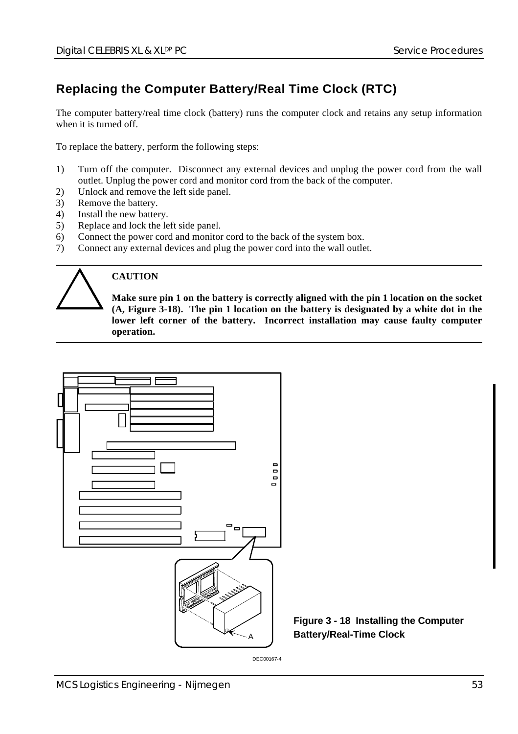## Replacing the Computer Battery/Real Time Clock (RTC)

The computer battery/real time clock (battery) runs the computer clock and retains any setup information when it is turned off.

To replace the battery, perform the following steps:

1) Turn off the computer. Disconnect any external devices and unplug the power cord from the wall outlet. Unplug the power cord and monitor cord from the back of the computer.
2) Unlock and remove the left side panel.
3) Remove the battery.
4) Install the new battery.
5) Replace and lock the left side panel.
6) Connect the power cord and monitor cord to the back of the system box.
7) Connect any external devices and plug the power cord into the wall outlet.

**CAUTION**

**Make sure pin 1 on the battery is correctly aligned with the pin 1 location on the socket (A, Figure 3-18). The pin 1 location on the battery is designated by a white dot in the lower left corner of the battery. Incorrect installation may cause faulty computer operation.**

**Figure 3 - 18 Installing the Computer Battery/Real-Time Clock**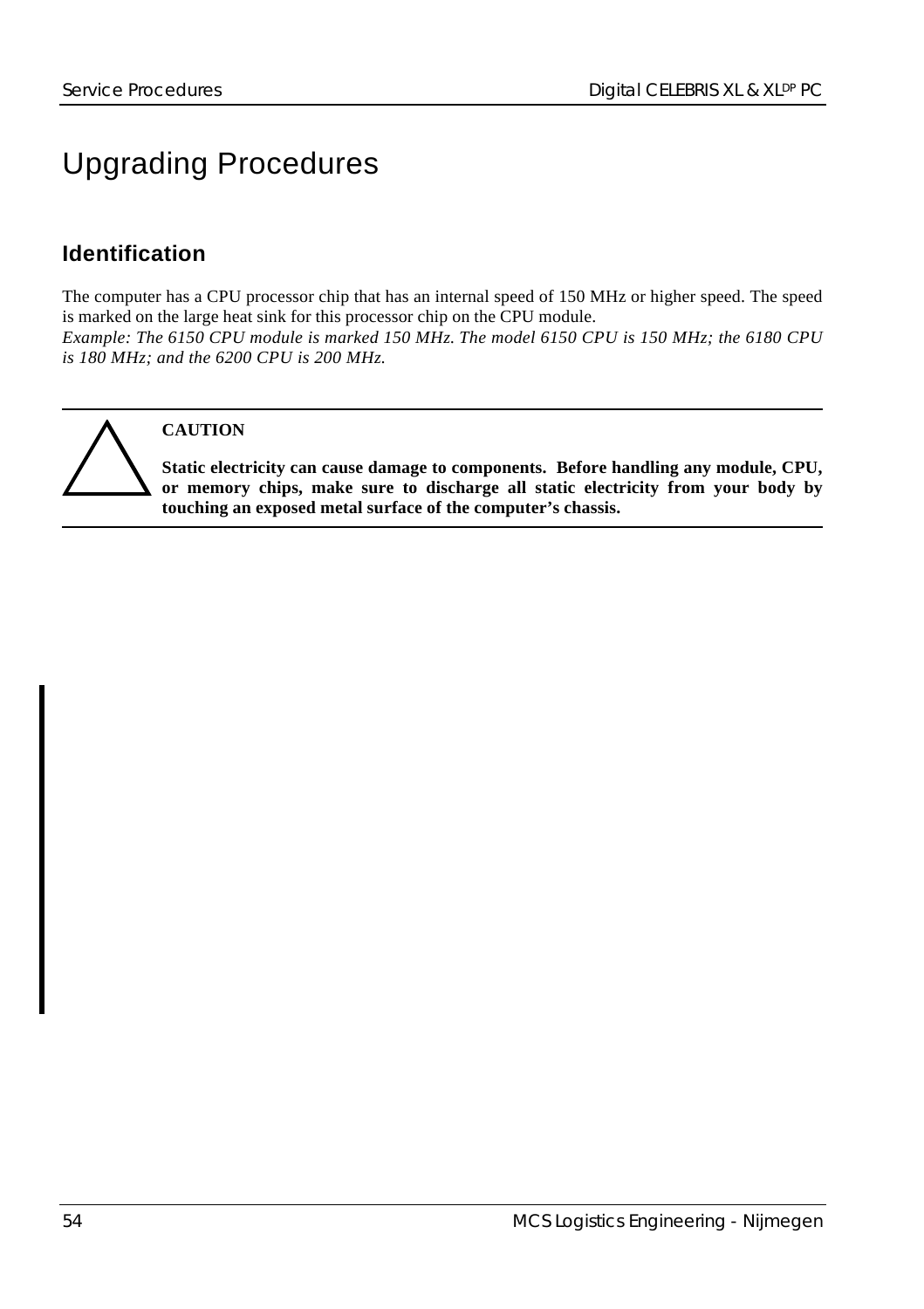# Upgrading Procedures

## Identification

The computer has a CPU processor chip that has an internal speed of 150 MHz or higher speed. The speed is marked on the large heat sink for this processor chip on the CPU module.
*Example: The 6150 CPU module is marked 150 MHz. The model 6150 CPU is 150 MHz; the 6180 CPU is 180 MHz; and the 6200 CPU is 200 MHz.*

---

**CAUTION**

**Static electricity can cause damage to components. Before handling any module, CPU, or memory chips, make sure to discharge all static electricity from your body by touching an exposed metal surface of the computer's chassis.**

---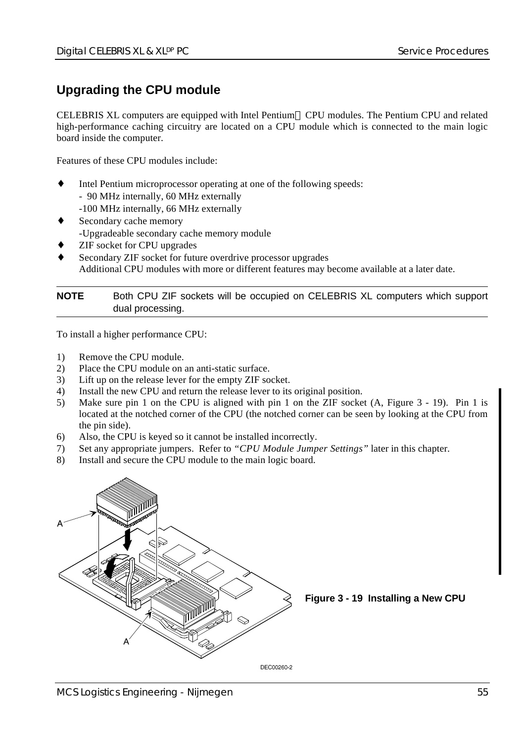## Upgrading the CPU module

CELEBRIS XL computers are equipped with Intel Pentium CPU modules. The Pentium CPU and related high-performance caching circuitry are located on a CPU module which is connected to the main logic board inside the computer.

Features of these CPU modules include:

- Intel Pentium microprocessor operating at one of the following speeds:
  - 90 MHz internally, 60 MHz externally
  - 100 MHz internally, 66 MHz externally
- Secondary cache memory
  - Upgradeable secondary cache memory module
- ZIF socket for CPU upgrades
- Secondary ZIF socket for future overdrive processor upgrades

Additional CPU modules with more or different features may become available at a later date.

**NOTE** Both CPU ZIF sockets will be occupied on CELEBRIS XL computers which support dual processing.

To install a higher performance CPU:

1) Remove the CPU module.
2) Place the CPU module on an anti-static surface.
3) Lift up on the release lever for the empty ZIF socket.
4) Install the new CPU and return the release lever to its original position.
5) Make sure pin 1 on the CPU is aligned with pin 1 on the ZIF socket (A, Figure 3 - 19). Pin 1 is located at the notched corner of the CPU (the notched corner can be seen by looking at the CPU from the pin side).
6) Also, the CPU is keyed so it cannot be installed incorrectly.
7) Set any appropriate jumpers. Refer to *"CPU Module Jumper Settings"* later in this chapter.
8) Install and secure the CPU module to the main logic board.

**Figure 3 - 19 Installing a New CPU**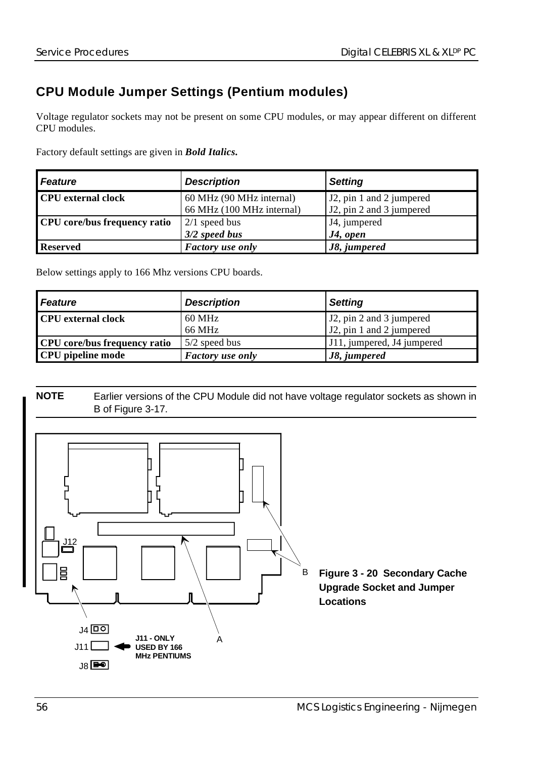## CPU Module Jumper Settings (Pentium modules)

Voltage regulator sockets may not be present on some CPU modules, or may appear different on different CPU modules.

Factory default settings are given in ***Bold Italics.***

| *Feature* | *Description* | *Setting* |
|---|---|---|
| **CPU external clock** | 60 MHz (90 MHz internal)<br>66 MHz (100 MHz internal) | J2, pin 1 and 2 jumpered<br>J2, pin 2 and 3 jumpered |
| **CPU core/bus frequency ratio** | 2/1 speed bus<br>***3/2 speed bus*** | J4, jumpered<br>***J4, open*** |
| **Reserved** | ***Factory use only*** | ***J8, jumpered*** |

Below settings apply to 166 Mhz versions CPU boards.

| *Feature* | *Description* | *Setting* |
|---|---|---|
| **CPU external clock** | 60 MHz<br>66 MHz | J2, pin 2 and 3 jumpered<br>J2, pin 1 and 2 jumpered |
| **CPU core/bus frequency ratio** | 5/2 speed bus | J11, jumpered, J4 jumpered |
| **CPU pipeline mode** | ***Factory use only*** | ***J8, jumpered*** |

**NOTE** Earlier versions of the CPU Module did not have voltage regulator sockets as shown in B of Figure 3-17.

J12

J4

J11 ← J11 - ONLY USED BY 166 MHz PENTIUMS

J8

A

B

**Figure 3 - 20 Secondary Cache Upgrade Socket and Jumper Locations**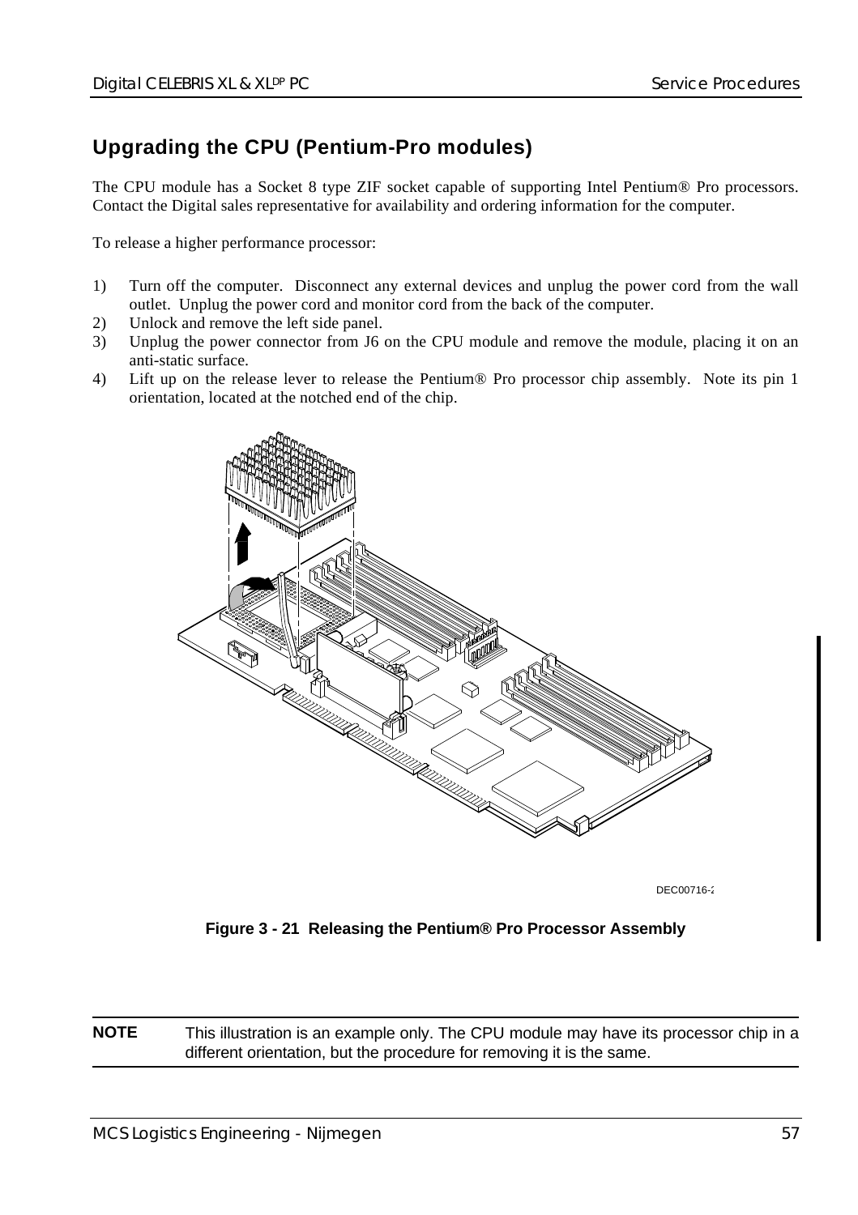## Upgrading the CPU (Pentium-Pro modules)

The CPU module has a Socket 8 type ZIF socket capable of supporting Intel Pentium® Pro processors. Contact the Digital sales representative for availability and ordering information for the computer.

To release a higher performance processor:

1) Turn off the computer. Disconnect any external devices and unplug the power cord from the wall outlet. Unplug the power cord and monitor cord from the back of the computer.
2) Unlock and remove the left side panel.
3) Unplug the power connector from J6 on the CPU module and remove the module, placing it on an anti-static surface.
4) Lift up on the release lever to release the Pentium® Pro processor chip assembly. Note its pin 1 orientation, located at the notched end of the chip.

DEC00716-2

**Figure 3 - 21 Releasing the Pentium® Pro Processor Assembly**

**NOTE** This illustration is an example only. The CPU module may have its processor chip in a different orientation, but the procedure for removing it is the same.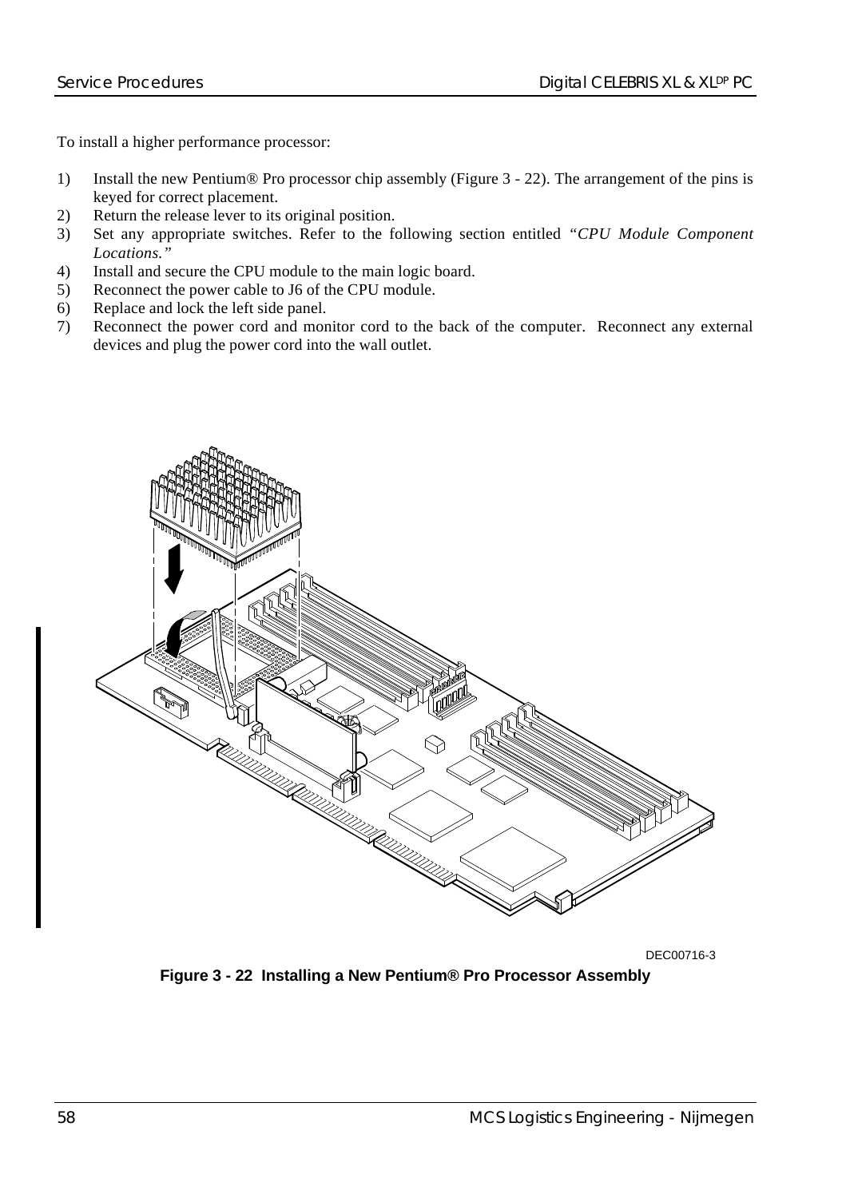To install a higher performance processor:

1) Install the new Pentium® Pro processor chip assembly (Figure 3 - 22). The arrangement of the pins is keyed for correct placement.
2) Return the release lever to its original position.
3) Set any appropriate switches. Refer to the following section entitled *"CPU Module Component Locations."*
4) Install and secure the CPU module to the main logic board.
5) Reconnect the power cable to J6 of the CPU module.
6) Replace and lock the left side panel.
7) Reconnect the power cord and monitor cord to the back of the computer. Reconnect any external devices and plug the power cord into the wall outlet.

DEC00716-3

**Figure 3 - 22 Installing a New Pentium® Pro Processor Assembly**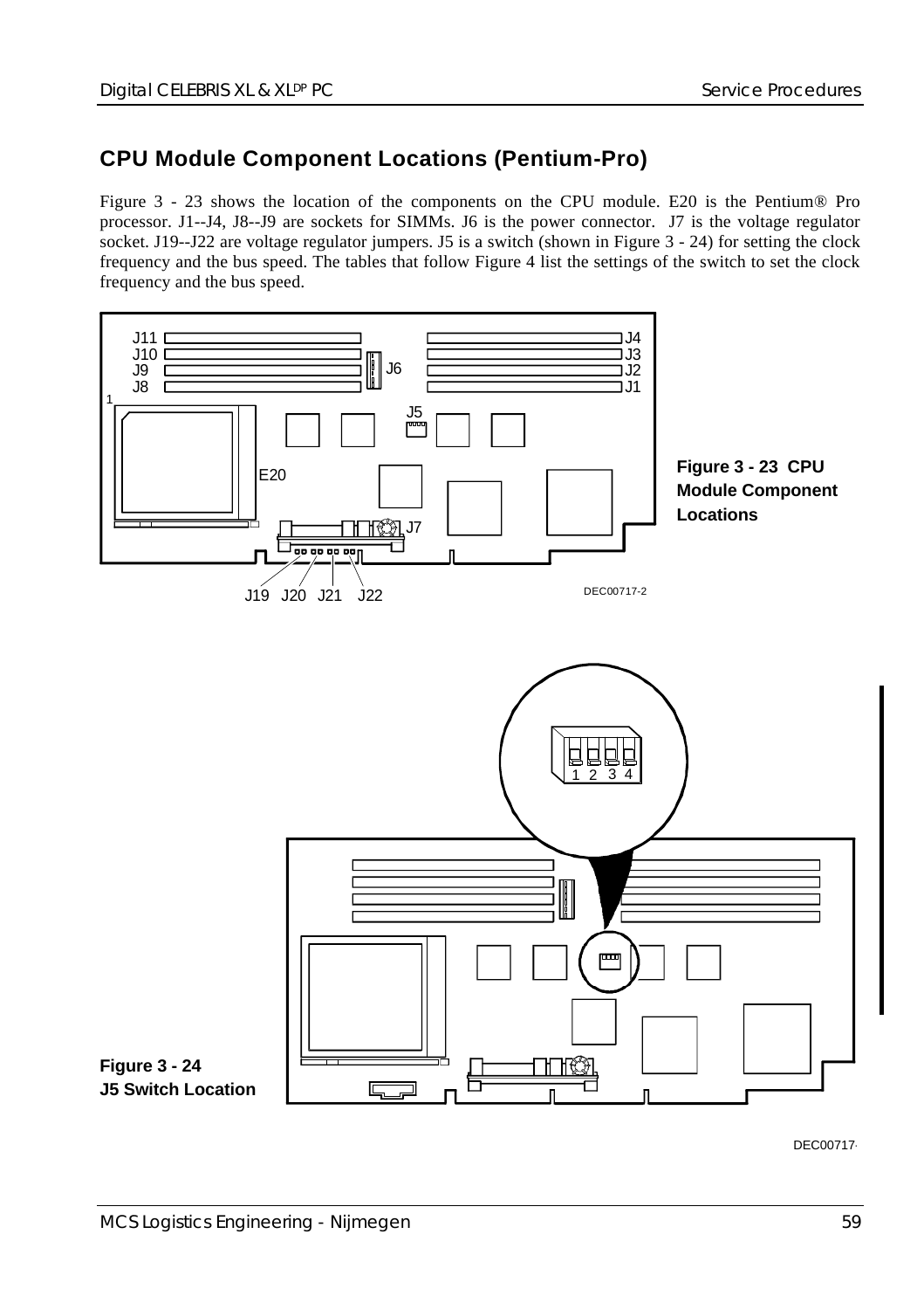## CPU Module Component Locations (Pentium-Pro)

Figure 3 - 23 shows the location of the components on the CPU module. E20 is the Pentium® Pro processor. J1--J4, J8--J9 are sockets for SIMMs. J6 is the power connector. J7 is the voltage regulator socket. J19--J22 are voltage regulator jumpers. J5 is a switch (shown in Figure 3 - 24) for setting the clock frequency and the bus speed. The tables that follow Figure 4 list the settings of the switch to set the clock frequency and the bus speed.

**Figure 3 - 23 CPU Module Component Locations**

**Figure 3 - 24 J5 Switch Location**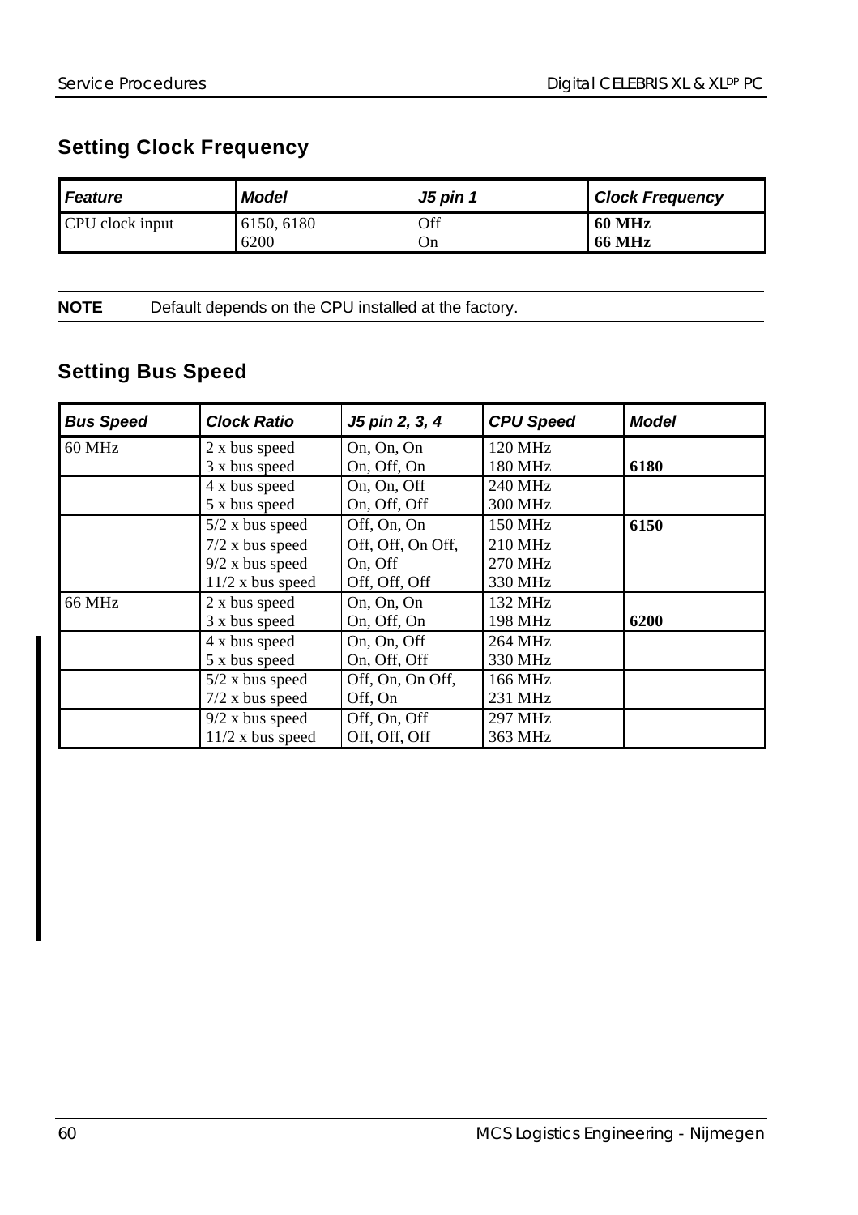## Setting Clock Frequency

| *Feature* | *Model* | *J5 pin 1* | *Clock Frequency* |
|---|---|---|---|
| CPU clock input | 6150, 6180<br>6200 | Off<br>On | **60 MHz**<br>**66 MHz** |

**NOTE** Default depends on the CPU installed at the factory.

## Setting Bus Speed

| *Bus Speed* | *Clock Ratio* | *J5 pin 2, 3, 4* | *CPU Speed* | *Model* |
|---|---|---|---|---|
| 60 MHz | 2 x bus speed<br>3 x bus speed | On, On, On<br>On, Off, On | 120 MHz<br>180 MHz | **6180** |
| | 4 x bus speed<br>5 x bus speed | On, On, Off<br>On, Off, Off | 240 MHz<br>300 MHz | |
| | 5/2 x bus speed | Off, On, On | 150 MHz | **6150** |
| | 7/2 x bus speed<br>9/2 x bus speed<br>11/2 x bus speed | Off, Off, On Off,<br>On, Off<br>Off, Off, Off | 210 MHz<br>270 MHz<br>330 MHz | |
| 66 MHz | 2 x bus speed<br>3 x bus speed | On, On, On<br>On, Off, On | 132 MHz<br>198 MHz | **6200** |
| | 4 x bus speed<br>5 x bus speed | On, On, Off<br>On, Off, Off | 264 MHz<br>330 MHz | |
| | 5/2 x bus speed<br>7/2 x bus speed | Off, On, On Off,<br>Off, On | 166 MHz<br>231 MHz | |
| | 9/2 x bus speed<br>11/2 x bus speed | Off, On, Off<br>Off, Off, Off | 297 MHz<br>363 MHz | |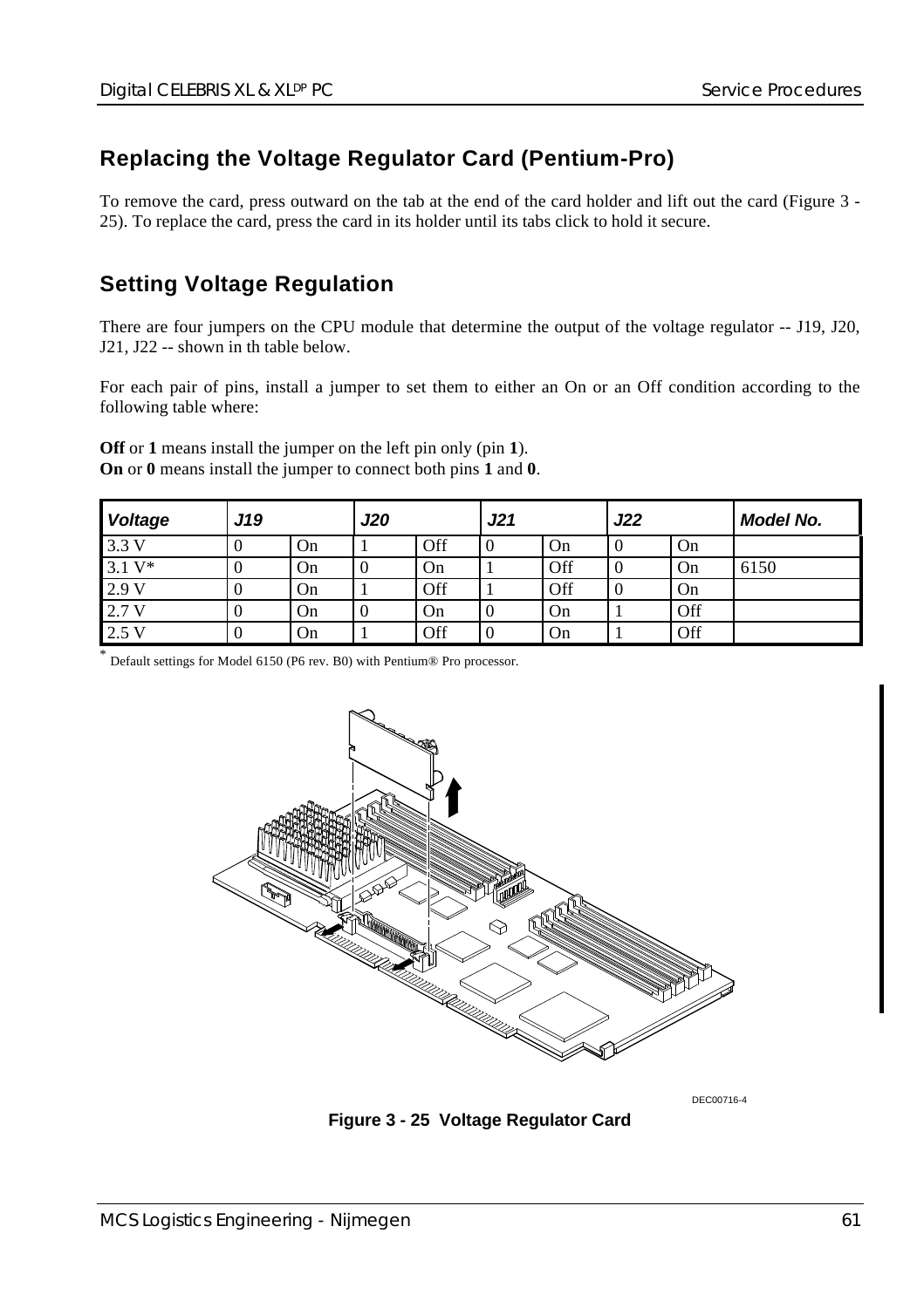## Replacing the Voltage Regulator Card (Pentium-Pro)

To remove the card, press outward on the tab at the end of the card holder and lift out the card (Figure 3 - 25). To replace the card, press the card in its holder until its tabs click to hold it secure.

## Setting Voltage Regulation

There are four jumpers on the CPU module that determine the output of the voltage regulator -- J19, J20, J21, J22 -- shown in th table below.

For each pair of pins, install a jumper to set them to either an On or an Off condition according to the following table where:

**Off** or **1** means install the jumper on the left pin only (pin **1**).
**On** or **0** means install the jumper to connect both pins **1** and **0**.

| *Voltage* | *J19* | | *J20* | | *J21* | | *J22* | | *Model No.* |
|---|---|---|---|---|---|---|---|---|---|
| 3.3 V | 0 | On | 1 | Off | 0 | On | 0 | On | |
| 3.1 V* | 0 | On | 0 | On | 1 | Off | 0 | On | 6150 |
| 2.9 V | 0 | On | 1 | Off | 1 | Off | 0 | On | |
| 2.7 V | 0 | On | 0 | On | 0 | On | 1 | Off | |
| 2.5 V | 0 | On | 1 | Off | 0 | On | 1 | Off | |

* Default settings for Model 6150 (P6 rev. B0) with Pentium® Pro processor.

DEC00716-4

**Figure 3 - 25 Voltage Regulator Card**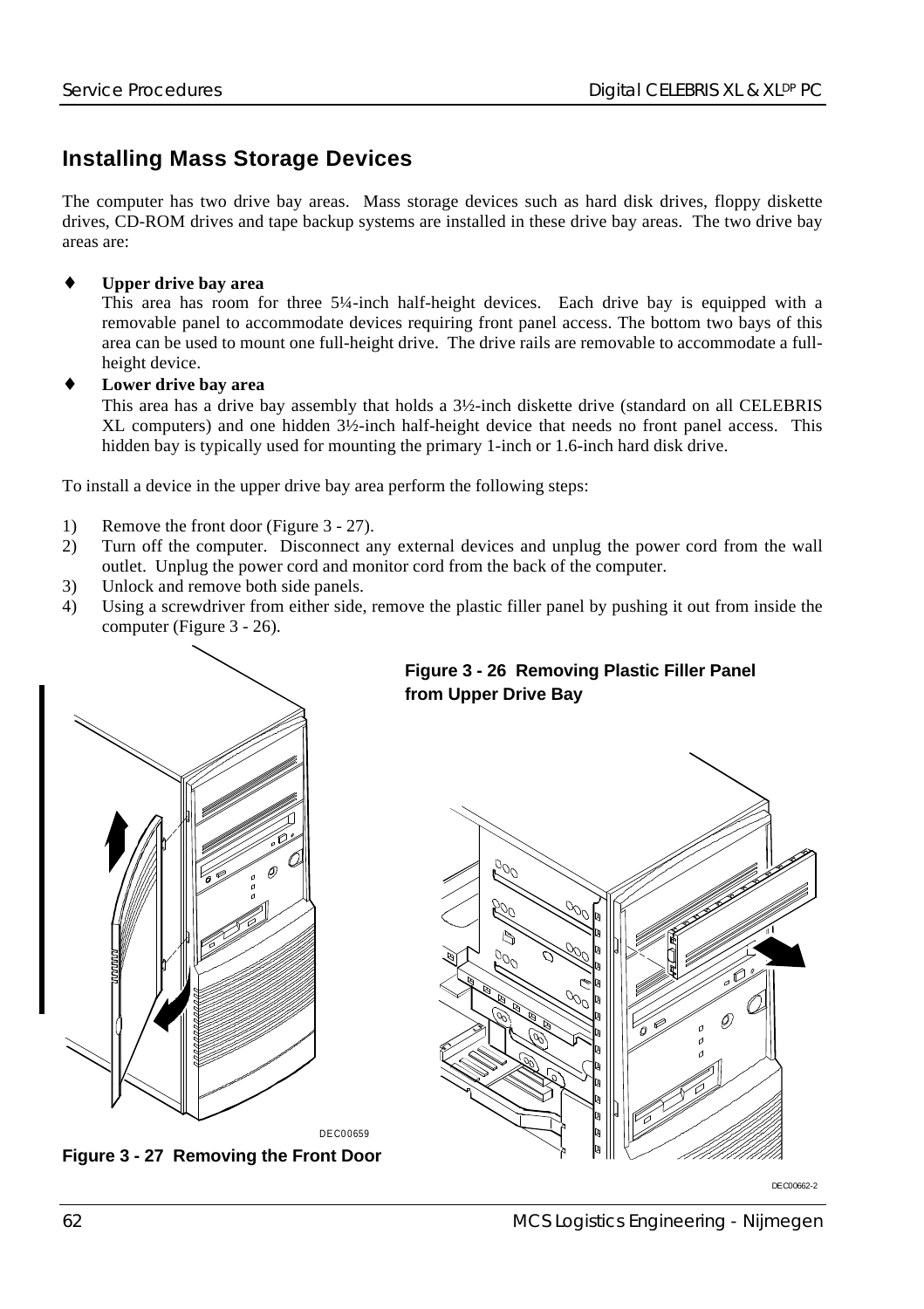## Installing Mass Storage Devices

The computer has two drive bay areas. Mass storage devices such as hard disk drives, floppy diskette drives, CD-ROM drives and tape backup systems are installed in these drive bay areas. The two drive bay areas are:

- **Upper drive bay area**
  This area has room for three 5¼-inch half-height devices. Each drive bay is equipped with a removable panel to accommodate devices requiring front panel access. The bottom two bays of this area can be used to mount one full-height drive. The drive rails are removable to accommodate a full-height device.
- **Lower drive bay area**
  This area has a drive bay assembly that holds a 3½-inch diskette drive (standard on all CELEBRIS XL computers) and one hidden 3½-inch half-height device that needs no front panel access. This hidden bay is typically used for mounting the primary 1-inch or 1.6-inch hard disk drive.

To install a device in the upper drive bay area perform the following steps:

1) Remove the front door (Figure 3 - 27).
2) Turn off the computer. Disconnect any external devices and unplug the power cord from the wall outlet. Unplug the power cord and monitor cord from the back of the computer.
3) Unlock and remove both side panels.
4) Using a screwdriver from either side, remove the plastic filler panel by pushing it out from inside the computer (Figure 3 - 26).

**Figure 3 - 26 Removing Plastic Filler Panel from Upper Drive Bay**

DEC00659

**Figure 3 - 27 Removing the Front Door**

DEC00662-2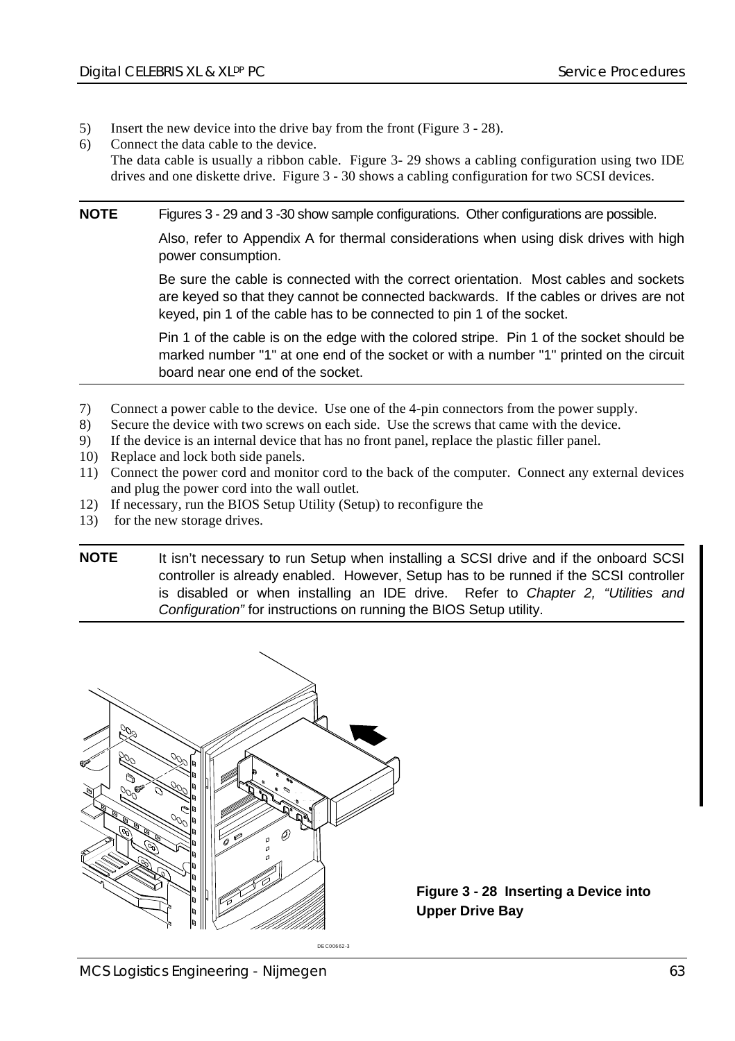5) Insert the new device into the drive bay from the front (Figure 3 - 28).
6) Connect the data cable to the device.
   The data cable is usually a ribbon cable. Figure 3- 29 shows a cabling configuration using two IDE drives and one diskette drive. Figure 3 - 30 shows a cabling configuration for two SCSI devices.

**NOTE** Figures 3 - 29 and 3 -30 show sample configurations. Other configurations are possible.

Also, refer to Appendix A for thermal considerations when using disk drives with high power consumption.

Be sure the cable is connected with the correct orientation. Most cables and sockets are keyed so that they cannot be connected backwards. If the cables or drives are not keyed, pin 1 of the cable has to be connected to pin 1 of the socket.

Pin 1 of the cable is on the edge with the colored stripe. Pin 1 of the socket should be marked number "1" at one end of the socket or with a number "1" printed on the circuit board near one end of the socket.

7) Connect a power cable to the device. Use one of the 4-pin connectors from the power supply.
8) Secure the device with two screws on each side. Use the screws that came with the device.
9) If the device is an internal device that has no front panel, replace the plastic filler panel.
10) Replace and lock both side panels.
11) Connect the power cord and monitor cord to the back of the computer. Connect any external devices and plug the power cord into the wall outlet.
12) If necessary, run the BIOS Setup Utility (Setup) to reconfigure the
13) for the new storage drives.

**NOTE** It isn't necessary to run Setup when installing a SCSI drive and if the onboard SCSI controller is already enabled. However, Setup has to be runned if the SCSI controller is disabled or when installing an IDE drive. Refer to *Chapter 2, "Utilities and Configuration"* for instructions on running the BIOS Setup utility.

**Figure 3 - 28 Inserting a Device into Upper Drive Bay**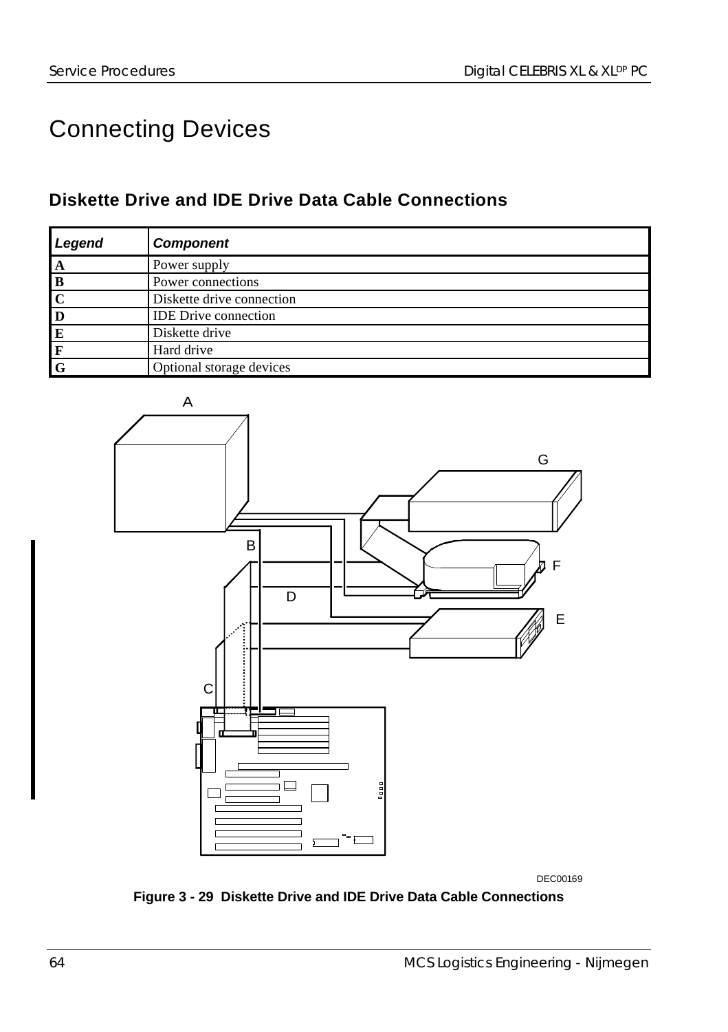# Connecting Devices

## Diskette Drive and IDE Drive Data Cable Connections

| *Legend* | *Component* |
|---|---|
| **A** | Power supply |
| **B** | Power connections |
| **C** | Diskette drive connection |
| **D** | IDE Drive connection |
| **E** | Diskette drive |
| **F** | Hard drive |
| **G** | Optional storage devices |

DEC00169

**Figure 3 - 29 Diskette Drive and IDE Drive Data Cable Connections**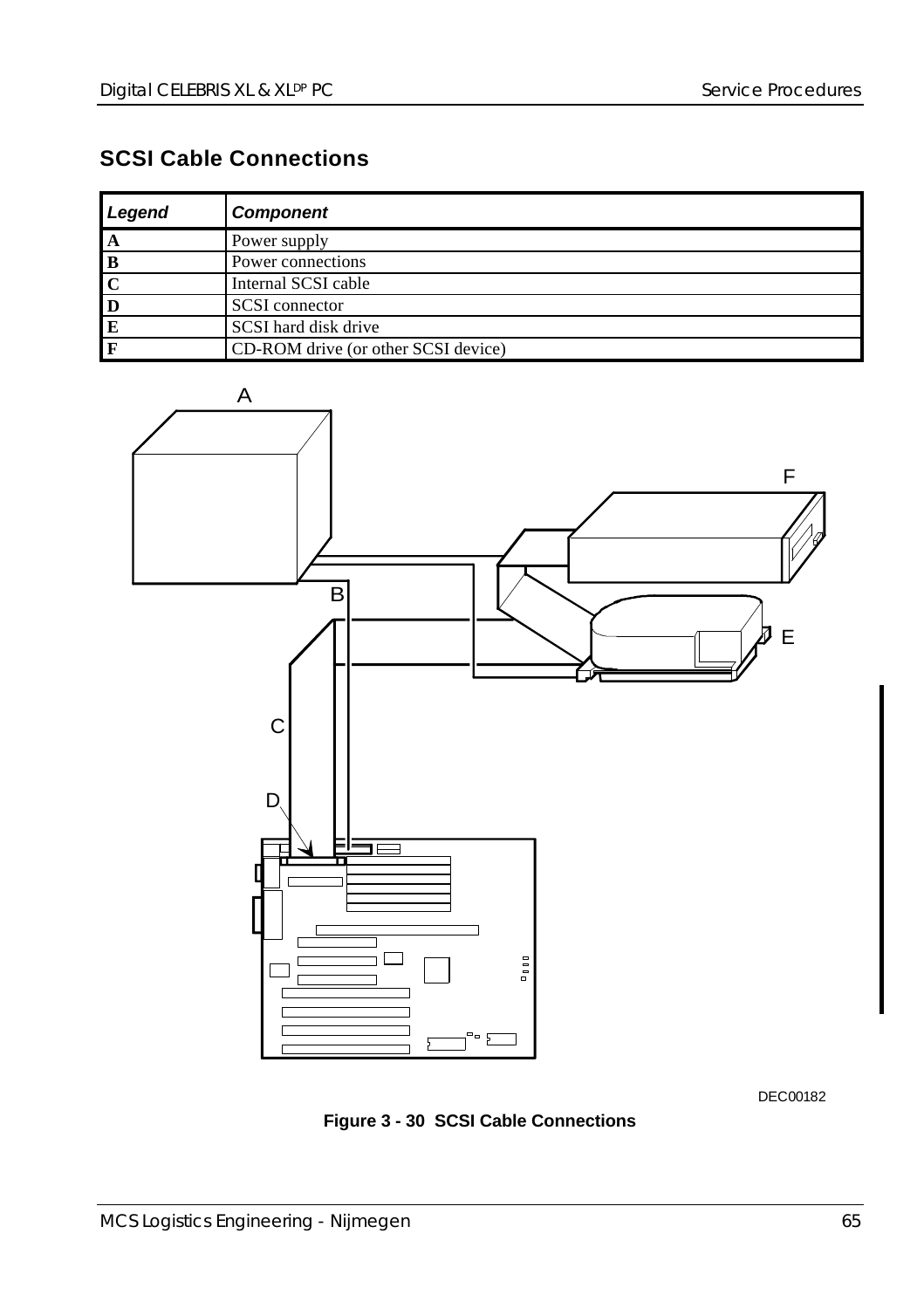## SCSI Cable Connections

| Legend | Component |
|---|---|
| A | Power supply |
| B | Power connections |
| C | Internal SCSI cable |
| D | SCSI connector |
| E | SCSI hard disk drive |
| F | CD-ROM drive (or other SCSI device) |

DEC00182

**Figure 3 - 30 SCSI Cable Connections**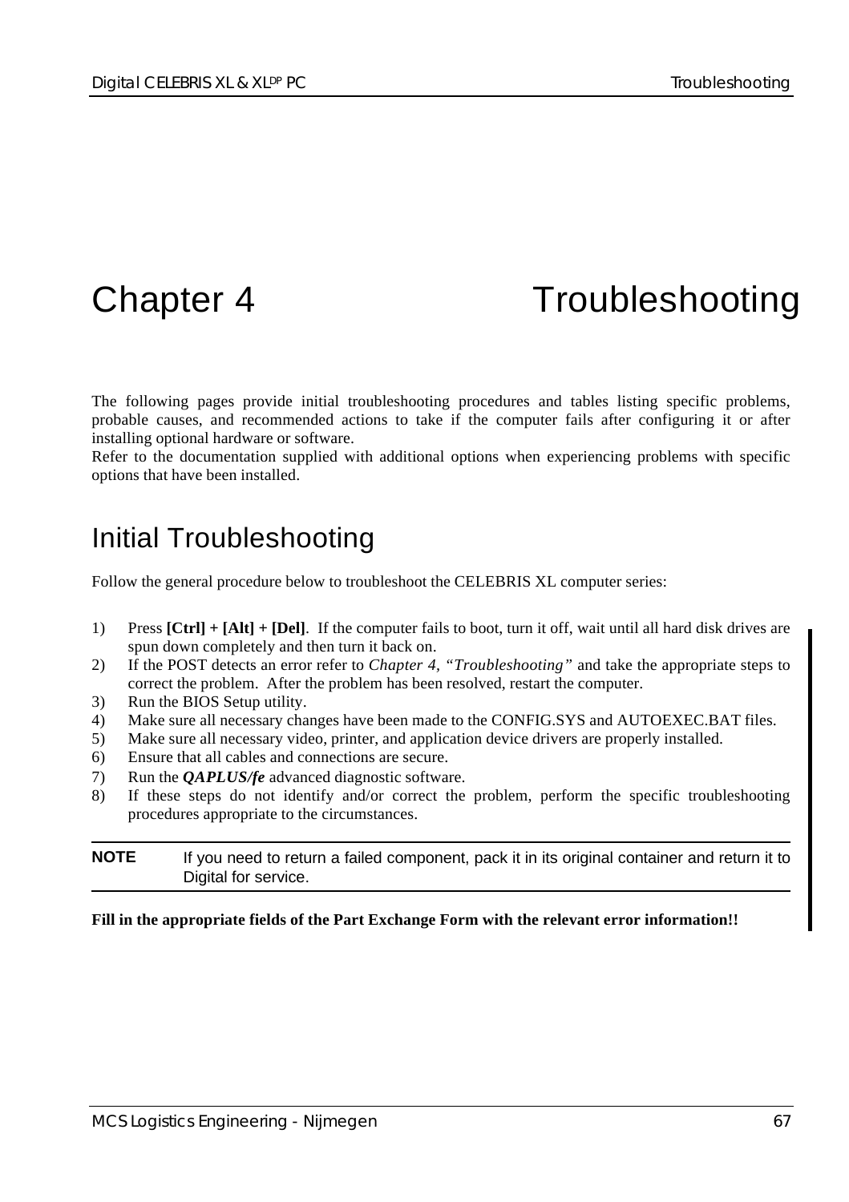# Chapter 4 Troubleshooting

The following pages provide initial troubleshooting procedures and tables listing specific problems, probable causes, and recommended actions to take if the computer fails after configuring it or after installing optional hardware or software.

Refer to the documentation supplied with additional options when experiencing problems with specific options that have been installed.

## Initial Troubleshooting

Follow the general procedure below to troubleshoot the CELEBRIS XL computer series:

1) Press **[Ctrl] + [Alt] + [Del]**. If the computer fails to boot, turn it off, wait until all hard disk drives are spun down completely and then turn it back on.
2) If the POST detects an error refer to *Chapter 4, "Troubleshooting"* and take the appropriate steps to correct the problem. After the problem has been resolved, restart the computer.
3) Run the BIOS Setup utility.
4) Make sure all necessary changes have been made to the CONFIG.SYS and AUTOEXEC.BAT files.
5) Make sure all necessary video, printer, and application device drivers are properly installed.
6) Ensure that all cables and connections are secure.
7) Run the ***QAPLUS/fe*** advanced diagnostic software.
8) If these steps do not identify and/or correct the problem, perform the specific troubleshooting procedures appropriate to the circumstances.

---

**NOTE** If you need to return a failed component, pack it in its original container and return it to Digital for service.

---

**Fill in the appropriate fields of the Part Exchange Form with the relevant error information!!**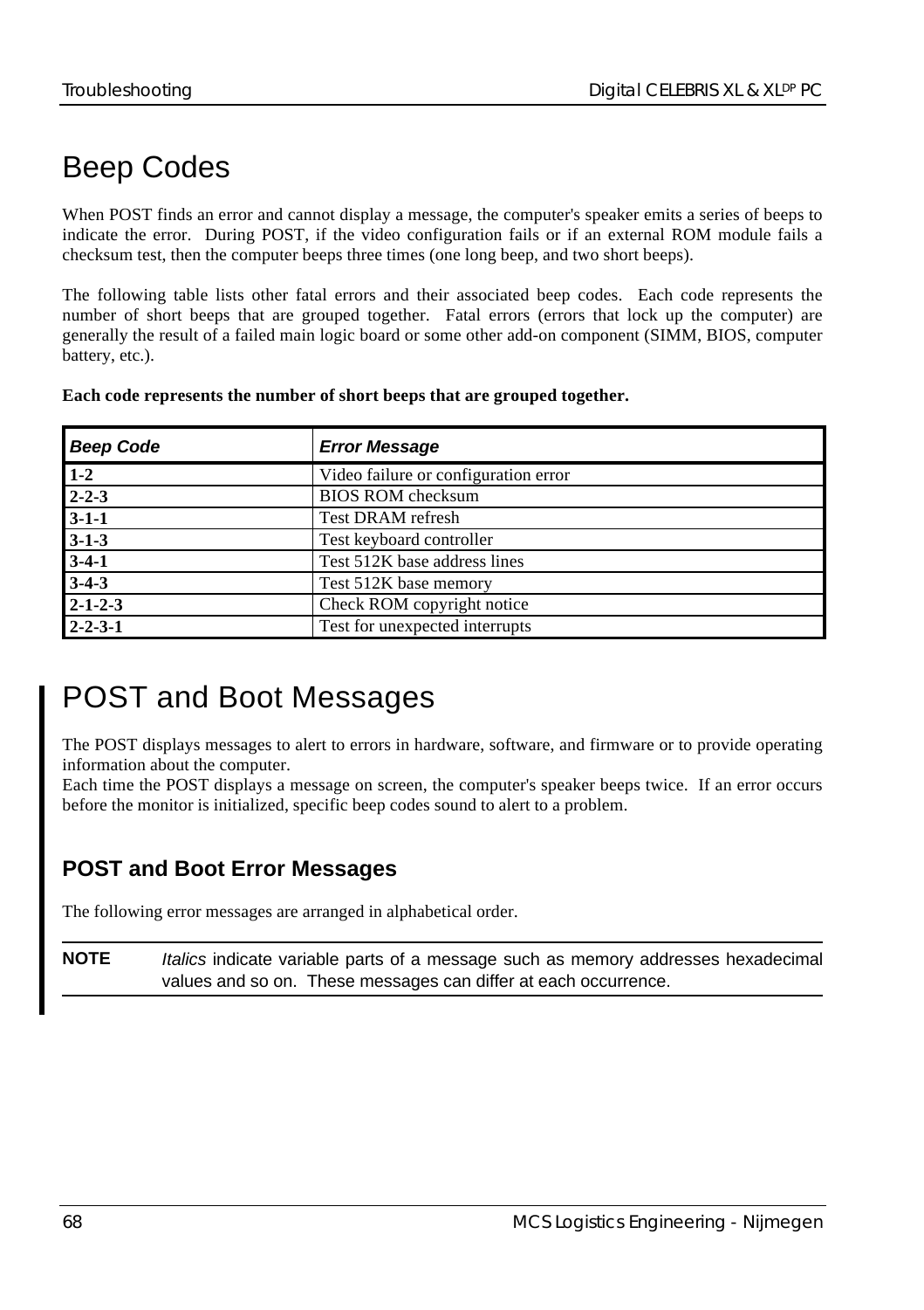# Beep Codes

When POST finds an error and cannot display a message, the computer's speaker emits a series of beeps to indicate the error. During POST, if the video configuration fails or if an external ROM module fails a checksum test, then the computer beeps three times (one long beep, and two short beeps).

The following table lists other fatal errors and their associated beep codes. Each code represents the number of short beeps that are grouped together. Fatal errors (errors that lock up the computer) are generally the result of a failed main logic board or some other add-on component (SIMM, BIOS, computer battery, etc.).

**Each code represents the number of short beeps that are grouped together.**

| ***Beep Code*** | ***Error Message*** |
|---|---|
| **1-2** | Video failure or configuration error |
| **2-2-3** | BIOS ROM checksum |
| **3-1-1** | Test DRAM refresh |
| **3-1-3** | Test keyboard controller |
| **3-4-1** | Test 512K base address lines |
| **3-4-3** | Test 512K base memory |
| **2-1-2-3** | Check ROM copyright notice |
| **2-2-3-1** | Test for unexpected interrupts |

# POST and Boot Messages

The POST displays messages to alert to errors in hardware, software, and firmware or to provide operating information about the computer.
Each time the POST displays a message on screen, the computer's speaker beeps twice. If an error occurs before the monitor is initialized, specific beep codes sound to alert to a problem.

## POST and Boot Error Messages

The following error messages are arranged in alphabetical order.

**NOTE** *Italics* indicate variable parts of a message such as memory addresses hexadecimal values and so on. These messages can differ at each occurrence.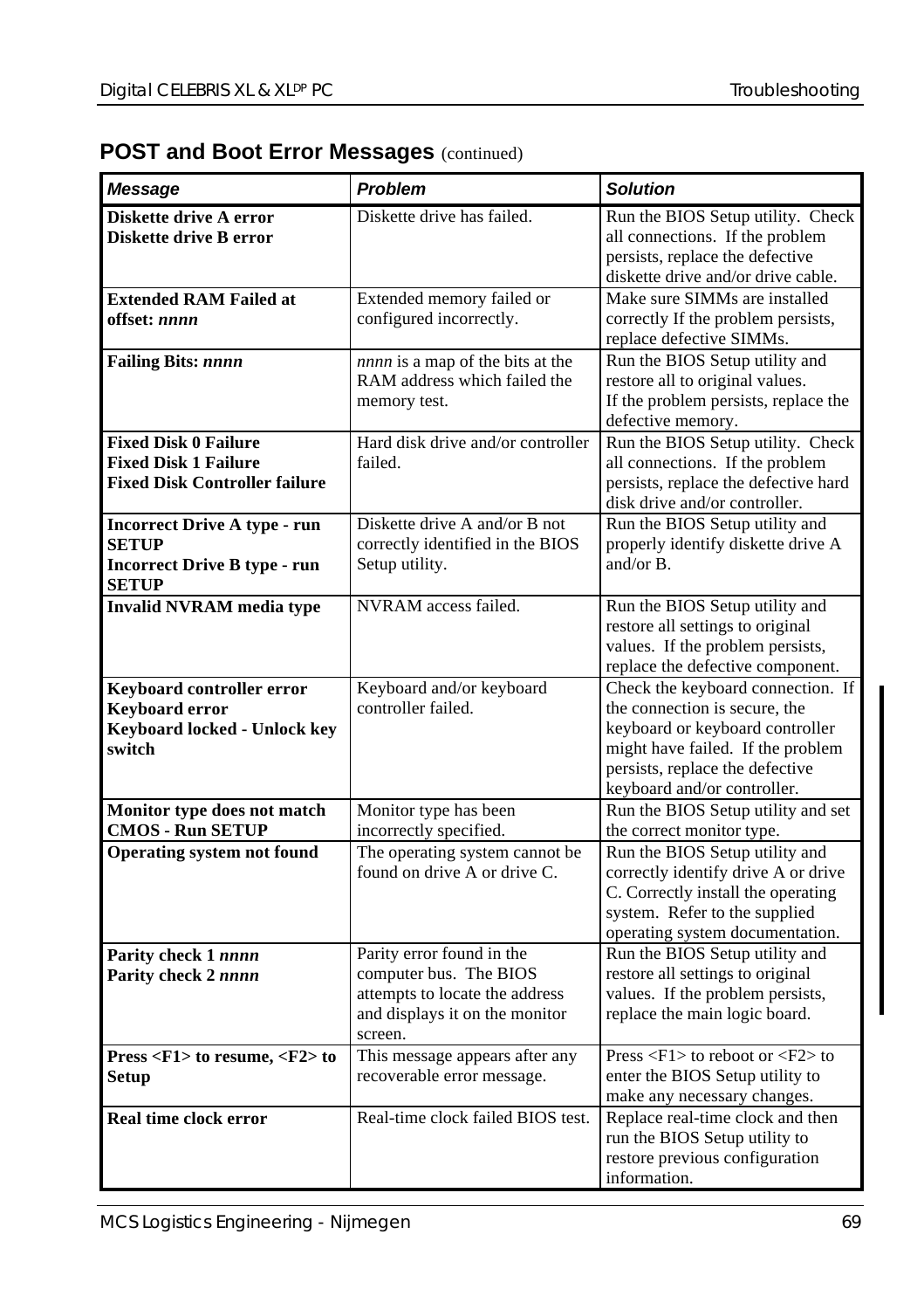## POST and Boot Error Messages (continued)

| Message | Problem | Solution |
|---|---|---|
| **Diskette drive A error**<br>**Diskette drive B error** | Diskette drive has failed. | Run the BIOS Setup utility. Check all connections. If the problem persists, replace the defective diskette drive and/or drive cable. |
| **Extended RAM Failed at offset:** ***nnnn*** | Extended memory failed or configured incorrectly. | Make sure SIMMs are installed correctly If the problem persists, replace defective SIMMs. |
| **Failing Bits:** ***nnnn*** | *nnnn* is a map of the bits at the RAM address which failed the memory test. | Run the BIOS Setup utility and restore all to original values. If the problem persists, replace the defective memory. |
| **Fixed Disk 0 Failure**<br>**Fixed Disk 1 Failure**<br>**Fixed Disk Controller failure** | Hard disk drive and/or controller failed. | Run the BIOS Setup utility. Check all connections. If the problem persists, replace the defective hard disk drive and/or controller. |
| **Incorrect Drive A type - run SETUP**<br>**Incorrect Drive B type - run SETUP** | Diskette drive A and/or B not correctly identified in the BIOS Setup utility. | Run the BIOS Setup utility and properly identify diskette drive A and/or B. |
| **Invalid NVRAM media type** | NVRAM access failed. | Run the BIOS Setup utility and restore all settings to original values. If the problem persists, replace the defective component. |
| **Keyboard controller error**<br>**Keyboard error**<br>**Keyboard locked - Unlock key switch** | Keyboard and/or keyboard controller failed. | Check the keyboard connection. If the connection is secure, the keyboard or keyboard controller might have failed. If the problem persists, replace the defective keyboard and/or controller. |
| **Monitor type does not match CMOS - Run SETUP** | Monitor type has been incorrectly specified. | Run the BIOS Setup utility and set the correct monitor type. |
| **Operating system not found** | The operating system cannot be found on drive A or drive C. | Run the BIOS Setup utility and correctly identify drive A or drive C. Correctly install the operating system. Refer to the supplied operating system documentation. |
| **Parity check 1** ***nnnn***<br>**Parity check 2** ***nnnn*** | Parity error found in the computer bus. The BIOS attempts to locate the address and displays it on the monitor screen. | Run the BIOS Setup utility and restore all settings to original values. If the problem persists, replace the main logic board. |
| **Press <F1> to resume, <F2> to Setup** | This message appears after any recoverable error message. | Press <F1> to reboot or <F2> to enter the BIOS Setup utility to make any necessary changes. |
| **Real time clock error** | Real-time clock failed BIOS test. | Replace real-time clock and then run the BIOS Setup utility to restore previous configuration information. |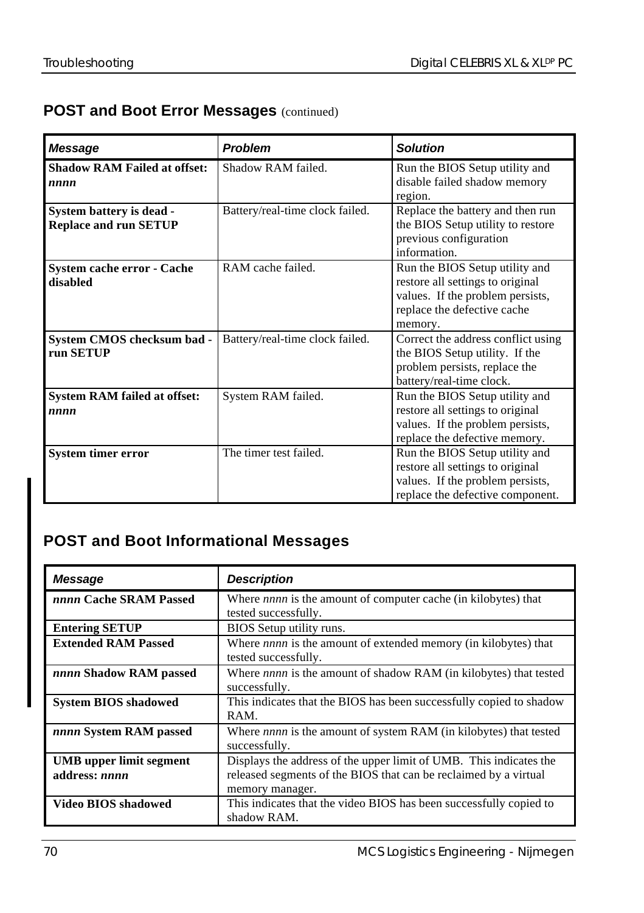## POST and Boot Error Messages (continued)

| *Message* | *Problem* | *Solution* |
|---|---|---|
| **Shadow RAM Failed at offset: *nnnn*** | Shadow RAM failed. | Run the BIOS Setup utility and disable failed shadow memory region. |
| **System battery is dead - Replace and run SETUP** | Battery/real-time clock failed. | Replace the battery and then run the BIOS Setup utility to restore previous configuration information. |
| **System cache error - Cache disabled** | RAM cache failed. | Run the BIOS Setup utility and restore all settings to original values. If the problem persists, replace the defective cache memory. |
| **System CMOS checksum bad - run SETUP** | Battery/real-time clock failed. | Correct the address conflict using the BIOS Setup utility. If the problem persists, replace the battery/real-time clock. |
| **System RAM failed at offset: *nnnn*** | System RAM failed. | Run the BIOS Setup utility and restore all settings to original values. If the problem persists, replace the defective memory. |
| **System timer error** | The timer test failed. | Run the BIOS Setup utility and restore all settings to original values. If the problem persists, replace the defective component. |

## POST and Boot Informational Messages

| *Message* | *Description* |
|---|---|
| ***nnnn* Cache SRAM Passed** | Where *nnnn* is the amount of computer cache (in kilobytes) that tested successfully. |
| **Entering SETUP** | BIOS Setup utility runs. |
| **Extended RAM Passed** | Where *nnnn* is the amount of extended memory (in kilobytes) that tested successfully. |
| ***nnnn* Shadow RAM passed** | Where *nnnn* is the amount of shadow RAM (in kilobytes) that tested successfully. |
| **System BIOS shadowed** | This indicates that the BIOS has been successfully copied to shadow RAM. |
| ***nnnn* System RAM passed** | Where *nnnn* is the amount of system RAM (in kilobytes) that tested successfully. |
| **UMB upper limit segment address: *nnnn*** | Displays the address of the upper limit of UMB. This indicates the released segments of the BIOS that can be reclaimed by a virtual memory manager. |
| **Video BIOS shadowed** | This indicates that the video BIOS has been successfully copied to shadow RAM. |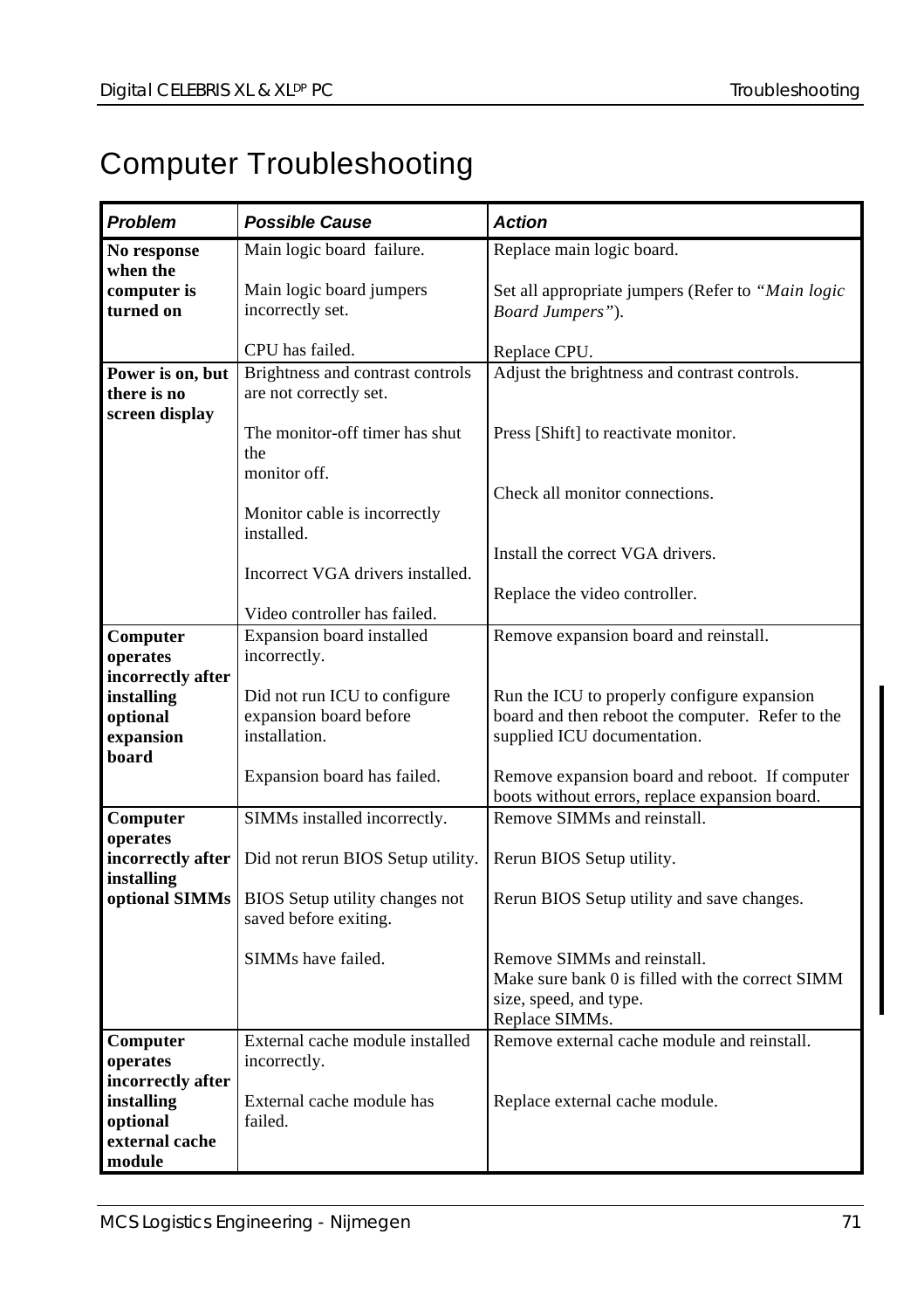# Computer Troubleshooting

| ***Problem*** | ***Possible Cause*** | ***Action*** |
|---|---|---|
| **No response when the computer is turned on** | Main logic board failure.<br><br>Main logic board jumpers incorrectly set.<br><br>CPU has failed. | Replace main logic board.<br><br>Set all appropriate jumpers (Refer to *"Main logic Board Jumpers"*).<br><br>Replace CPU. |
| **Power is on, but there is no screen display** | Brightness and contrast controls are not correctly set.<br><br>The monitor-off timer has shut the monitor off.<br><br>Monitor cable is incorrectly installed.<br><br>Incorrect VGA drivers installed.<br><br>Video controller has failed. | Adjust the brightness and contrast controls.<br><br>Press [Shift] to reactivate monitor.<br><br>Check all monitor connections.<br><br>Install the correct VGA drivers.<br><br>Replace the video controller. |
| **Computer operates incorrectly after installing optional expansion board** | Expansion board installed incorrectly.<br><br>Did not run ICU to configure expansion board before installation.<br><br>Expansion board has failed. | Remove expansion board and reinstall.<br><br>Run the ICU to properly configure expansion board and then reboot the computer. Refer to the supplied ICU documentation.<br><br>Remove expansion board and reboot. If computer boots without errors, replace expansion board. |
| **Computer operates incorrectly after installing optional SIMMs** | SIMMs installed incorrectly.<br><br>Did not rerun BIOS Setup utility.<br><br>BIOS Setup utility changes not saved before exiting.<br><br>SIMMs have failed. | Remove SIMMs and reinstall.<br><br>Rerun BIOS Setup utility.<br><br>Rerun BIOS Setup utility and save changes.<br><br>Remove SIMMs and reinstall.<br>Make sure bank 0 is filled with the correct SIMM size, speed, and type.<br>Replace SIMMs. |
| **Computer operates incorrectly after installing optional external cache module** | External cache module installed incorrectly.<br><br>External cache module has failed. | Remove external cache module and reinstall.<br><br>Replace external cache module. |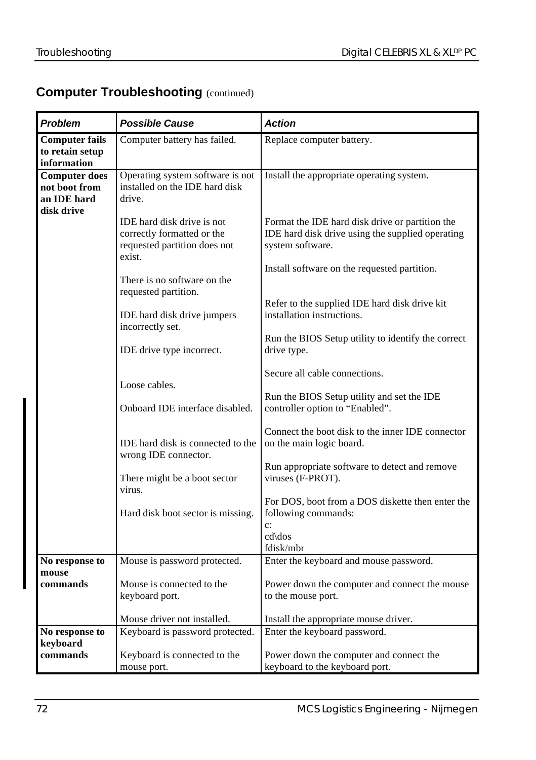## Computer Troubleshooting (continued)

| Problem | Possible Cause | Action |
|---|---|---|
| **Computer fails to retain setup information** | Computer battery has failed. | Replace computer battery. |
| **Computer does not boot from an IDE hard disk drive** | Operating system software is not installed on the IDE hard disk drive. | Install the appropriate operating system. |
| | IDE hard disk drive is not correctly formatted or the requested partition does not exist. | Format the IDE hard disk drive or partition the IDE hard disk drive using the supplied operating system software. |
| | There is no software on the requested partition. | Install software on the requested partition. |
| | IDE hard disk drive jumpers incorrectly set. | Refer to the supplied IDE hard disk drive kit installation instructions. |
| | IDE drive type incorrect. | Run the BIOS Setup utility to identify the correct drive type. |
| | Loose cables. | Secure all cable connections. |
| | Onboard IDE interface disabled. | Run the BIOS Setup utility and set the IDE controller option to "Enabled". |
| | IDE hard disk is connected to the wrong IDE connector. | Connect the boot disk to the inner IDE connector on the main logic board. |
| | There might be a boot sector virus. | Run appropriate software to detect and remove viruses (F-PROT). |
| | Hard disk boot sector is missing. | For DOS, boot from a DOS diskette then enter the following commands:<br>c:<br>cd\dos<br>fdisk/mbr |
| **No response to mouse commands** | Mouse is password protected. | Enter the keyboard and mouse password. |
| | Mouse is connected to the keyboard port. | Power down the computer and connect the mouse to the mouse port. |
| | Mouse driver not installed. | Install the appropriate mouse driver. |
| **No response to keyboard commands** | Keyboard is password protected. | Enter the keyboard password. |
| | Keyboard is connected to the mouse port. | Power down the computer and connect the keyboard to the keyboard port. |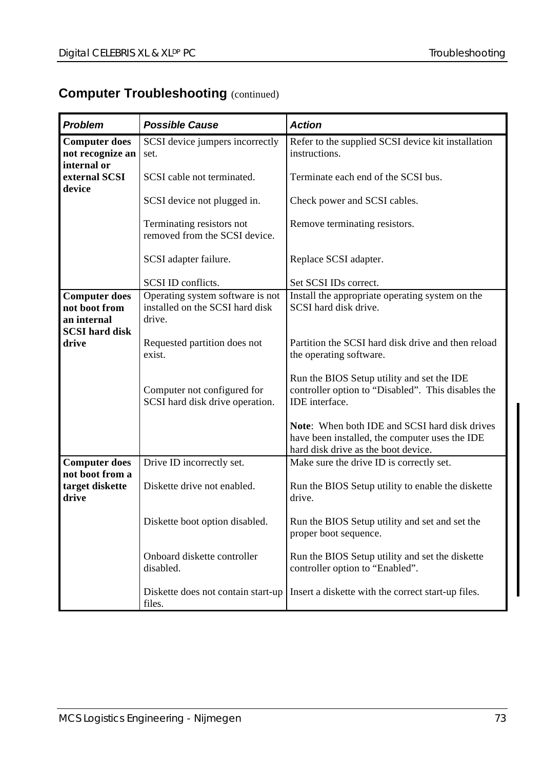## Computer Troubleshooting (continued)

| ***Problem*** | ***Possible Cause*** | ***Action*** |
|---|---|---|
| **Computer does not recognize an internal or external SCSI device** | SCSI device jumpers incorrectly set. | Refer to the supplied SCSI device kit installation instructions. |
| | SCSI cable not terminated. | Terminate each end of the SCSI bus. |
| | SCSI device not plugged in. | Check power and SCSI cables. |
| | Terminating resistors not removed from the SCSI device. | Remove terminating resistors. |
| | SCSI adapter failure. | Replace SCSI adapter. |
| | SCSI ID conflicts. | Set SCSI IDs correct. |
| **Computer does not boot from an internal SCSI hard disk drive** | Operating system software is not installed on the SCSI hard disk drive. | Install the appropriate operating system on the SCSI hard disk drive. |
| | Requested partition does not exist. | Partition the SCSI hard disk drive and then reload the operating software. |
| | Computer not configured for SCSI hard disk drive operation. | Run the BIOS Setup utility and set the IDE controller option to “Disabled”. This disables the IDE interface. |
| | | **Note**: When both IDE and SCSI hard disk drives have been installed, the computer uses the IDE hard disk drive as the boot device. |
| **Computer does not boot from a target diskette drive** | Drive ID incorrectly set. | Make sure the drive ID is correctly set. |
| | Diskette drive not enabled. | Run the BIOS Setup utility to enable the diskette drive. |
| | Diskette boot option disabled. | Run the BIOS Setup utility and set and set the proper boot sequence. |
| | Onboard diskette controller disabled. | Run the BIOS Setup utility and set the diskette controller option to “Enabled”. |
| | Diskette does not contain start-up files. | Insert a diskette with the correct start-up files. |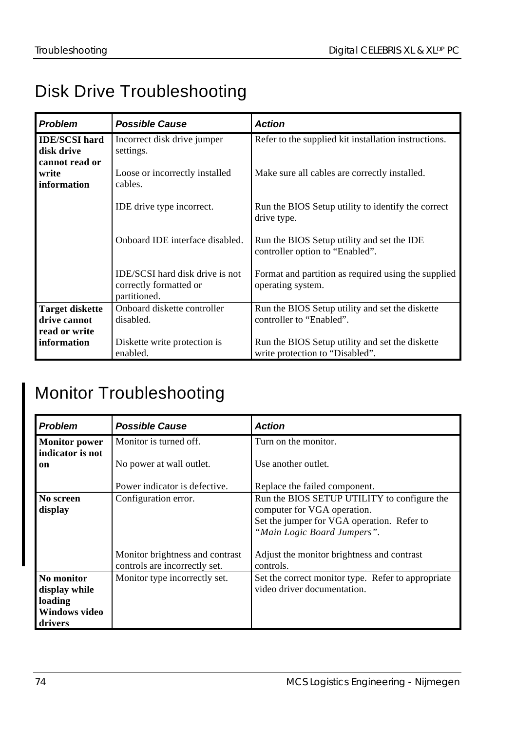# Disk Drive Troubleshooting

| ***Problem*** | ***Possible Cause*** | ***Action*** |
|---|---|---|
| **IDE/SCSI hard disk drive cannot read or write information** | Incorrect disk drive jumper settings. | Refer to the supplied kit installation instructions. |
| | Loose or incorrectly installed cables. | Make sure all cables are correctly installed. |
| | IDE drive type incorrect. | Run the BIOS Setup utility to identify the correct drive type. |
| | Onboard IDE interface disabled. | Run the BIOS Setup utility and set the IDE controller option to “Enabled”. |
| | IDE/SCSI hard disk drive is not correctly formatted or partitioned. | Format and partition as required using the supplied operating system. |
| **Target diskette drive cannot read or write information** | Onboard diskette controller disabled. | Run the BIOS Setup utility and set the diskette controller to “Enabled”. |
| | Diskette write protection is enabled. | Run the BIOS Setup utility and set the diskette write protection to “Disabled”. |

# Monitor Troubleshooting

| ***Problem*** | ***Possible Cause*** | ***Action*** |
|---|---|---|
| **Monitor power indicator is not on** | Monitor is turned off. | Turn on the monitor. |
| | No power at wall outlet. | Use another outlet. |
| | Power indicator is defective. | Replace the failed component. |
| **No screen display** | Configuration error. | Run the BIOS SETUP UTILITY to configure the computer for VGA operation. Set the jumper for VGA operation. Refer to *“Main Logic Board Jumpers”*. |
| | Monitor brightness and contrast controls are incorrectly set. | Adjust the monitor brightness and contrast controls. |
| **No monitor display while loading Windows video drivers** | Monitor type incorrectly set. | Set the correct monitor type. Refer to appropriate video driver documentation. |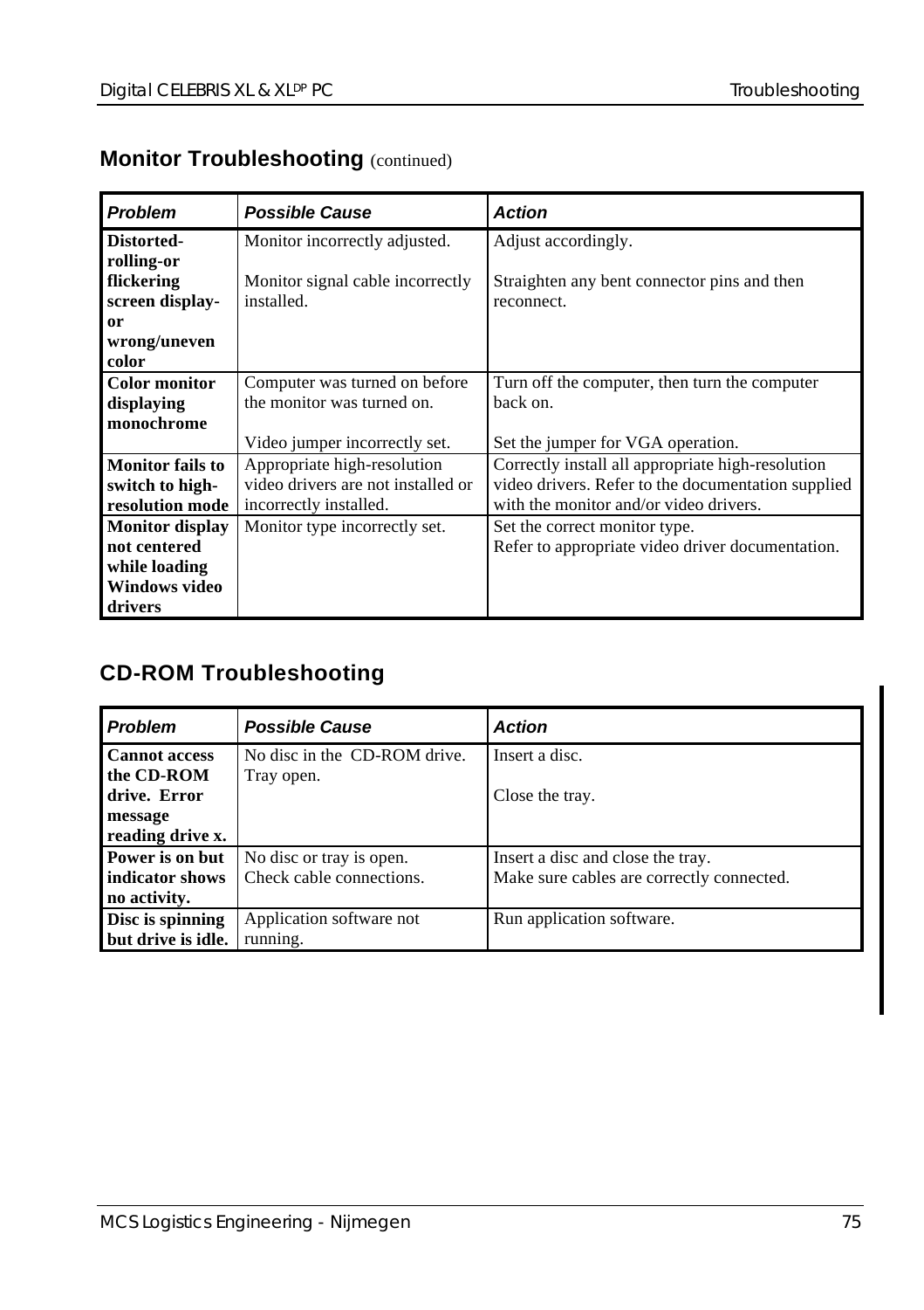## Monitor Troubleshooting (continued)

| Problem | Possible Cause | Action |
|---|---|---|
| **Distorted-rolling-or flickering screen display-or wrong/uneven color** | Monitor incorrectly adjusted.<br><br>Monitor signal cable incorrectly installed. | Adjust accordingly.<br><br>Straighten any bent connector pins and then reconnect. |
| **Color monitor displaying monochrome** | Computer was turned on before the monitor was turned on.<br><br>Video jumper incorrectly set. | Turn off the computer, then turn the computer back on.<br><br>Set the jumper for VGA operation. |
| **Monitor fails to switch to high-resolution mode** | Appropriate high-resolution video drivers are not installed or incorrectly installed. | Correctly install all appropriate high-resolution video drivers. Refer to the documentation supplied with the monitor and/or video drivers. |
| **Monitor display not centered while loading Windows video drivers** | Monitor type incorrectly set. | Set the correct monitor type.<br>Refer to appropriate video driver documentation. |

## CD-ROM Troubleshooting

| Problem | Possible Cause | Action |
|---|---|---|
| **Cannot access the CD-ROM drive. Error message reading drive x.** | No disc in the CD-ROM drive.<br>Tray open. | Insert a disc.<br><br>Close the tray. |
| **Power is on but indicator shows no activity.** | No disc or tray is open.<br>Check cable connections. | Insert a disc and close the tray.<br>Make sure cables are correctly connected. |
| **Disc is spinning but drive is idle.** | Application software not running. | Run application software. |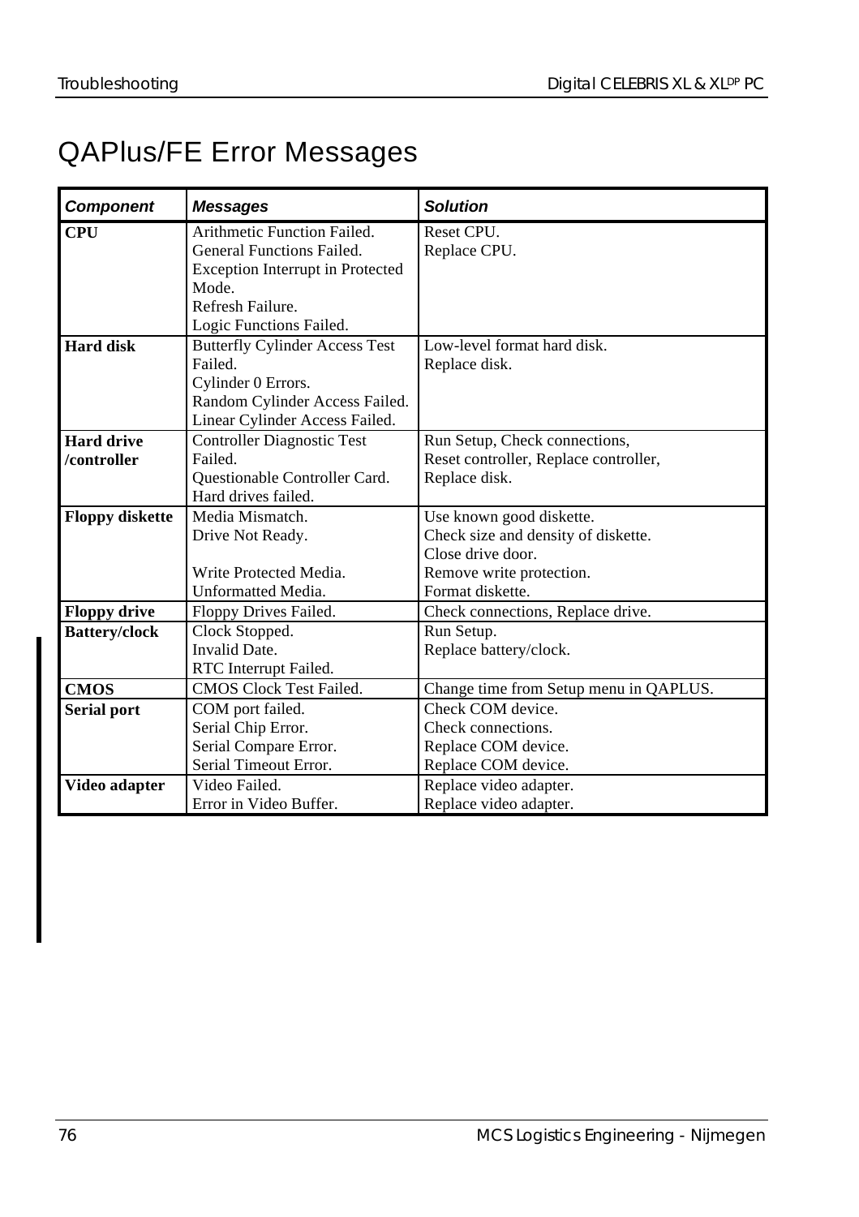# QAPlus/FE Error Messages

| Component | Messages | Solution |
|---|---|---|
| **CPU** | Arithmetic Function Failed.<br>General Functions Failed.<br>Exception Interrupt in Protected Mode.<br>Refresh Failure.<br>Logic Functions Failed. | Reset CPU.<br>Replace CPU. |
| **Hard disk** | Butterfly Cylinder Access Test Failed.<br>Cylinder 0 Errors.<br>Random Cylinder Access Failed.<br>Linear Cylinder Access Failed. | Low-level format hard disk.<br>Replace disk. |
| **Hard drive /controller** | Controller Diagnostic Test Failed.<br>Questionable Controller Card.<br>Hard drives failed. | Run Setup, Check connections, Reset controller, Replace controller, Replace disk. |
| **Floppy diskette** | Media Mismatch.<br>Drive Not Ready.<br><br>Write Protected Media.<br>Unformatted Media. | Use known good diskette.<br>Check size and density of diskette.<br>Close drive door.<br>Remove write protection.<br>Format diskette. |
| **Floppy drive** | Floppy Drives Failed. | Check connections, Replace drive. |
| **Battery/clock** | Clock Stopped.<br>Invalid Date.<br>RTC Interrupt Failed. | Run Setup.<br>Replace battery/clock. |
| **CMOS** | CMOS Clock Test Failed. | Change time from Setup menu in QAPLUS. |
| **Serial port** | COM port failed.<br>Serial Chip Error.<br>Serial Compare Error.<br>Serial Timeout Error. | Check COM device.<br>Check connections.<br>Replace COM device.<br>Replace COM device. |
| **Video adapter** | Video Failed.<br>Error in Video Buffer. | Replace video adapter.<br>Replace video adapter. |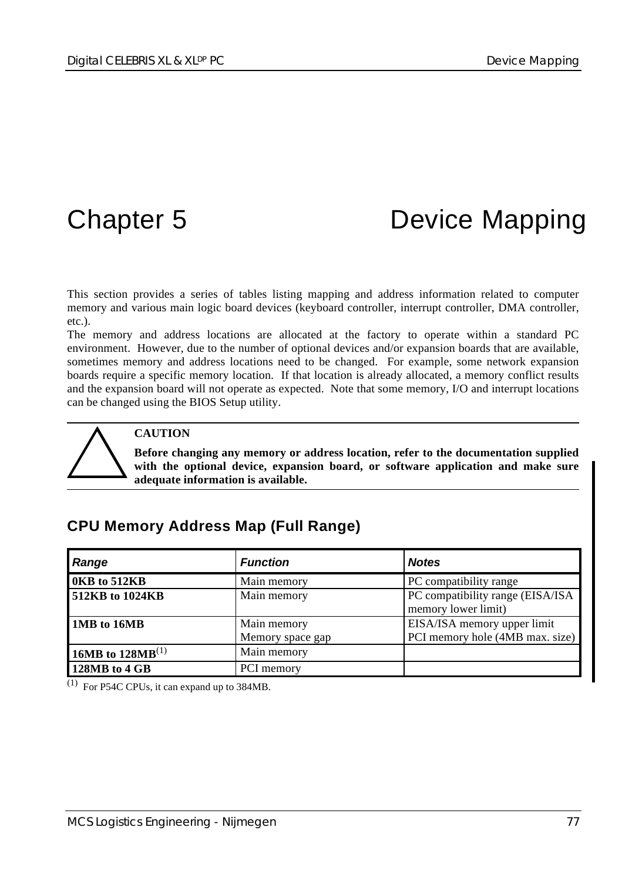# Chapter 5 Device Mapping

This section provides a series of tables listing mapping and address information related to computer memory and various main logic board devices (keyboard controller, interrupt controller, DMA controller, etc.).

The memory and address locations are allocated at the factory to operate within a standard PC environment. However, due to the number of optional devices and/or expansion boards that are available, sometimes memory and address locations need to be changed. For example, some network expansion boards require a specific memory location. If that location is already allocated, a memory conflict results and the expansion board will not operate as expected. Note that some memory, I/O and interrupt locations can be changed using the BIOS Setup utility.

**CAUTION**

**Before changing any memory or address location, refer to the documentation supplied with the optional device, expansion board, or software application and make sure adequate information is available.**

## CPU Memory Address Map (Full Range)

| *Range* | *Function* | *Notes* |
|---|---|---|
| **0KB to 512KB** | Main memory | PC compatibility range |
| **512KB to 1024KB** | Main memory | PC compatibility range (EISA/ISA memory lower limit) |
| **1MB to 16MB** | Main memory<br>Memory space gap | EISA/ISA memory upper limit<br>PCI memory hole (4MB max. size) |
| **16MB to 128MB**(1) | Main memory | |
| **128MB to 4 GB** | PCI memory | |

(1) For P54C CPUs, it can expand up to 384MB.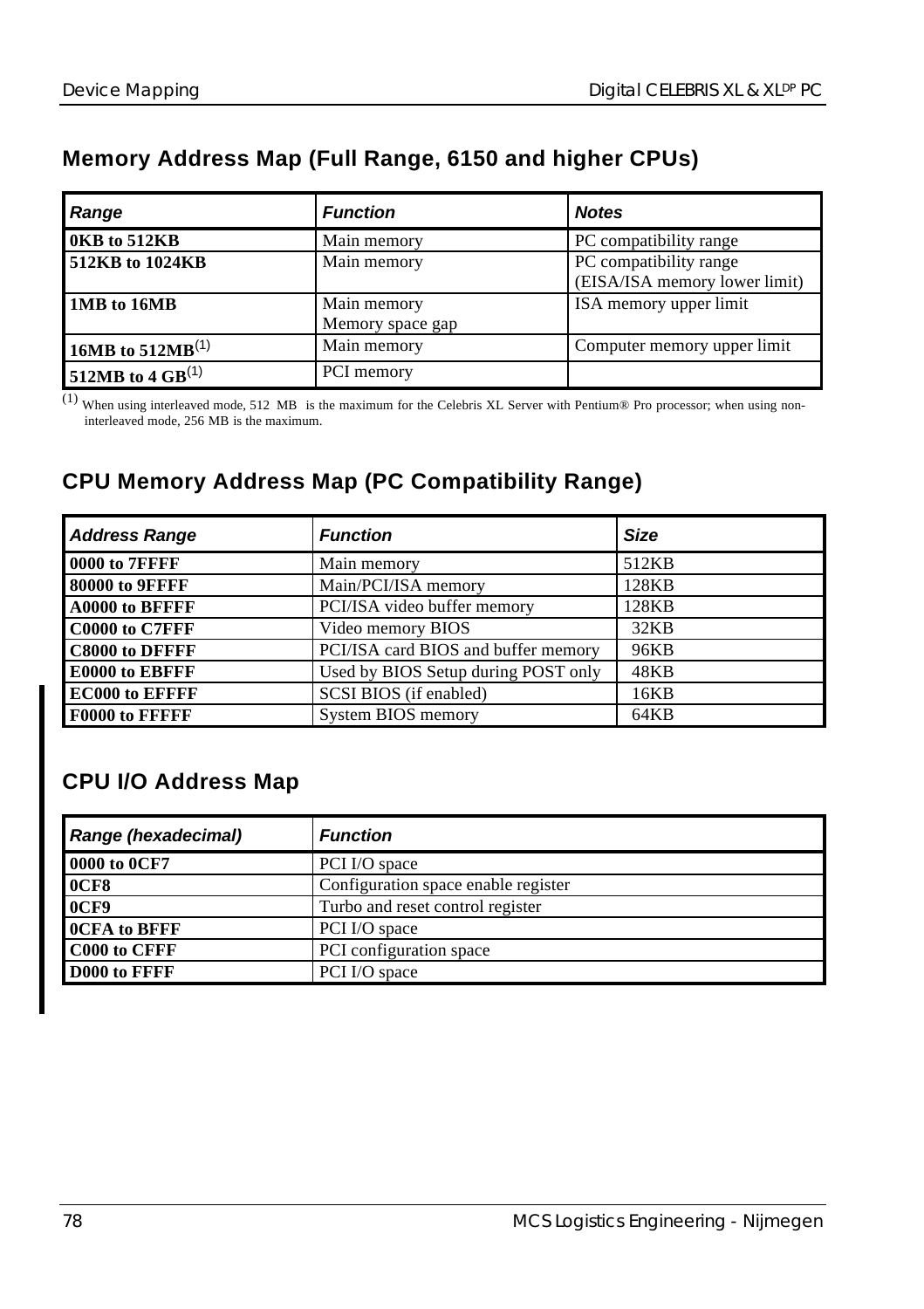## Memory Address Map (Full Range, 6150 and higher CPUs)

| *Range* | *Function* | *Notes* |
|---|---|---|
| **0KB to 512KB** | Main memory | PC compatibility range |
| **512KB to 1024KB** | Main memory | PC compatibility range (EISA/ISA memory lower limit) |
| **1MB to 16MB** | Main memory<br>Memory space gap | ISA memory upper limit |
| **16MB to 512MB**[1] | Main memory | Computer memory upper limit |
| **512MB to 4 GB**[1] | PCI memory | |

[1] When using interleaved mode, 512 MB is the maximum for the Celebris XL Server with Pentium® Pro processor; when using non-interleaved mode, 256 MB is the maximum.

## CPU Memory Address Map (PC Compatibility Range)

| *Address Range* | *Function* | *Size* |
|---|---|---|
| **0000 to 7FFFF** | Main memory | 512KB |
| **80000 to 9FFFF** | Main/PCI/ISA memory | 128KB |
| **A0000 to BFFFF** | PCI/ISA video buffer memory | 128KB |
| **C0000 to C7FFF** | Video memory BIOS | 32KB |
| **C8000 to DFFFF** | PCI/ISA card BIOS and buffer memory | 96KB |
| **E0000 to EBFFF** | Used by BIOS Setup during POST only | 48KB |
| **EC000 to EFFFF** | SCSI BIOS (if enabled) | 16KB |
| **F0000 to FFFFF** | System BIOS memory | 64KB |

## CPU I/O Address Map

| *Range (hexadecimal)* | *Function* |
|---|---|
| **0000 to 0CF7** | PCI I/O space |
| **0CF8** | Configuration space enable register |
| **0CF9** | Turbo and reset control register |
| **0CFA to BFFF** | PCI I/O space |
| **C000 to CFFF** | PCI configuration space |
| **D000 to FFFF** | PCI I/O space |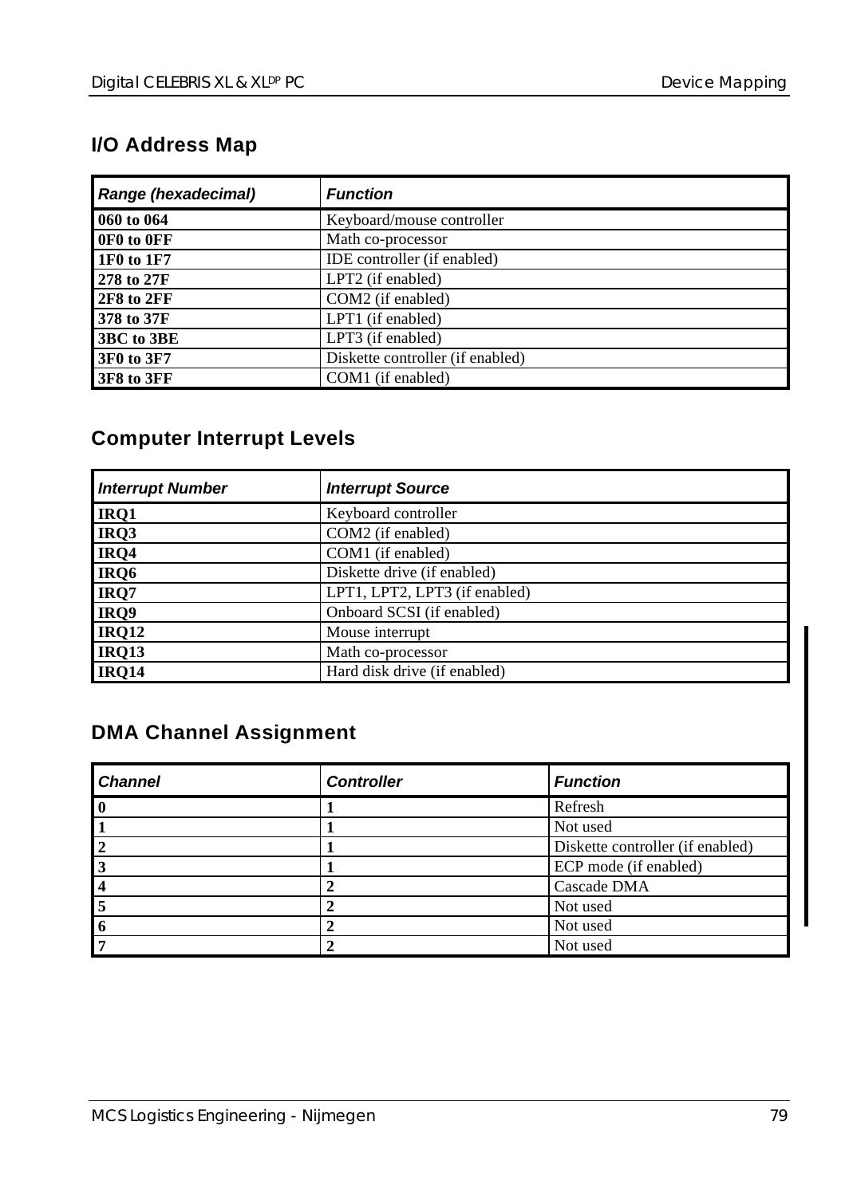## I/O Address Map

| *Range (hexadecimal)* | *Function* |
|---|---|
| **060 to 064** | Keyboard/mouse controller |
| **0F0 to 0FF** | Math co-processor |
| **1F0 to 1F7** | IDE controller (if enabled) |
| **278 to 27F** | LPT2 (if enabled) |
| **2F8 to 2FF** | COM2 (if enabled) |
| **378 to 37F** | LPT1 (if enabled) |
| **3BC to 3BE** | LPT3 (if enabled) |
| **3F0 to 3F7** | Diskette controller (if enabled) |
| **3F8 to 3FF** | COM1 (if enabled) |

## Computer Interrupt Levels

| *Interrupt Number* | *Interrupt Source* |
|---|---|
| **IRQ1** | Keyboard controller |
| **IRQ3** | COM2 (if enabled) |
| **IRQ4** | COM1 (if enabled) |
| **IRQ6** | Diskette drive (if enabled) |
| **IRQ7** | LPT1, LPT2, LPT3 (if enabled) |
| **IRQ9** | Onboard SCSI (if enabled) |
| **IRQ12** | Mouse interrupt |
| **IRQ13** | Math co-processor |
| **IRQ14** | Hard disk drive (if enabled) |

## DMA Channel Assignment

| *Channel* | *Controller* | *Function* |
|---|---|---|
| **0** | **1** | Refresh |
| **1** | **1** | Not used |
| **2** | **1** | Diskette controller (if enabled) |
| **3** | **1** | ECP mode (if enabled) |
| **4** | **2** | Cascade DMA |
| **5** | **2** | Not used |
| **6** | **2** | Not used |
| **7** | **2** | Not used |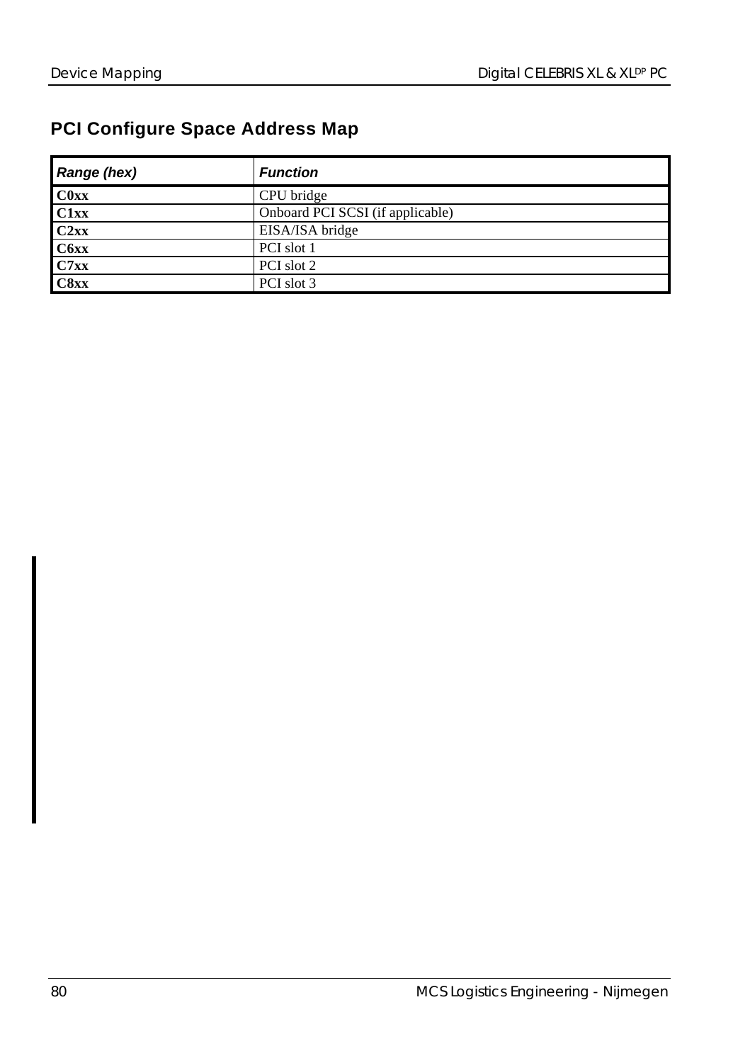## PCI Configure Space Address Map

| *Range (hex)* | *Function* |
|---|---|
| **C0xx** | CPU bridge |
| **C1xx** | Onboard PCI SCSI (if applicable) |
| **C2xx** | EISA/ISA bridge |
| **C6xx** | PCI slot 1 |
| **C7xx** | PCI slot 2 |
| **C8xx** | PCI slot 3 |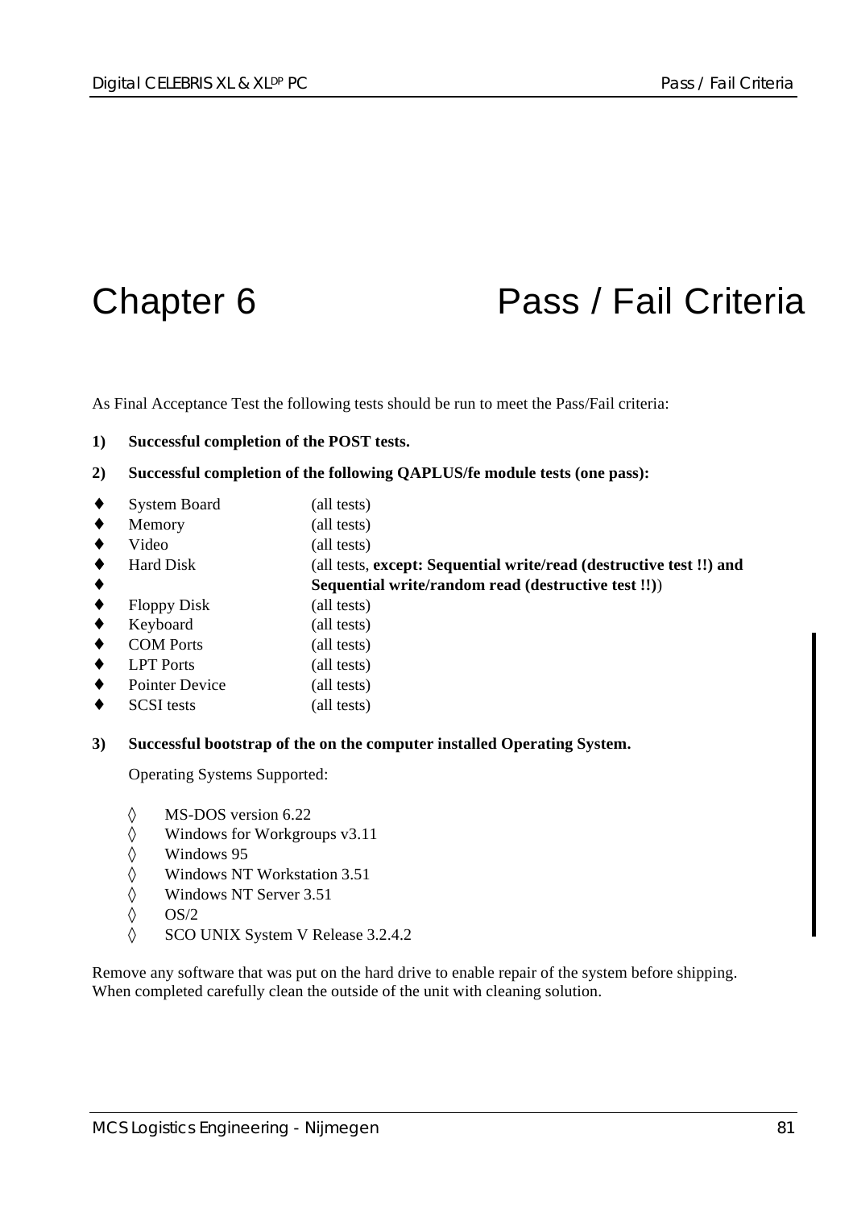# Chapter 6 Pass / Fail Criteria

As Final Acceptance Test the following tests should be run to meet the Pass/Fail criteria:

**1) Successful completion of the POST tests.**

**2) Successful completion of the following QAPLUS/fe module tests (one pass):**

| | |
|---|---|
| ♦ System Board | (all tests) |
| ♦ Memory | (all tests) |
| ♦ Video | (all tests) |
| ♦ Hard Disk | (all tests, **except: Sequential write/read (destructive test !!) and** |
| ♦ | **Sequential write/random read (destructive test !!)**) |
| ♦ Floppy Disk | (all tests) |
| ♦ Keyboard | (all tests) |
| ♦ COM Ports | (all tests) |
| ♦ LPT Ports | (all tests) |
| ♦ Pointer Device | (all tests) |
| ♦ SCSI tests | (all tests) |

**3) Successful bootstrap of the on the computer installed Operating System.**

Operating Systems Supported:

- ◊ MS-DOS version 6.22
- ◊ Windows for Workgroups v3.11
- ◊ Windows 95
- ◊ Windows NT Workstation 3.51
- ◊ Windows NT Server 3.51
- ◊ OS/2
- ◊ SCO UNIX System V Release 3.2.4.2

Remove any software that was put on the hard drive to enable repair of the system before shipping. When completed carefully clean the outside of the unit with cleaning solution.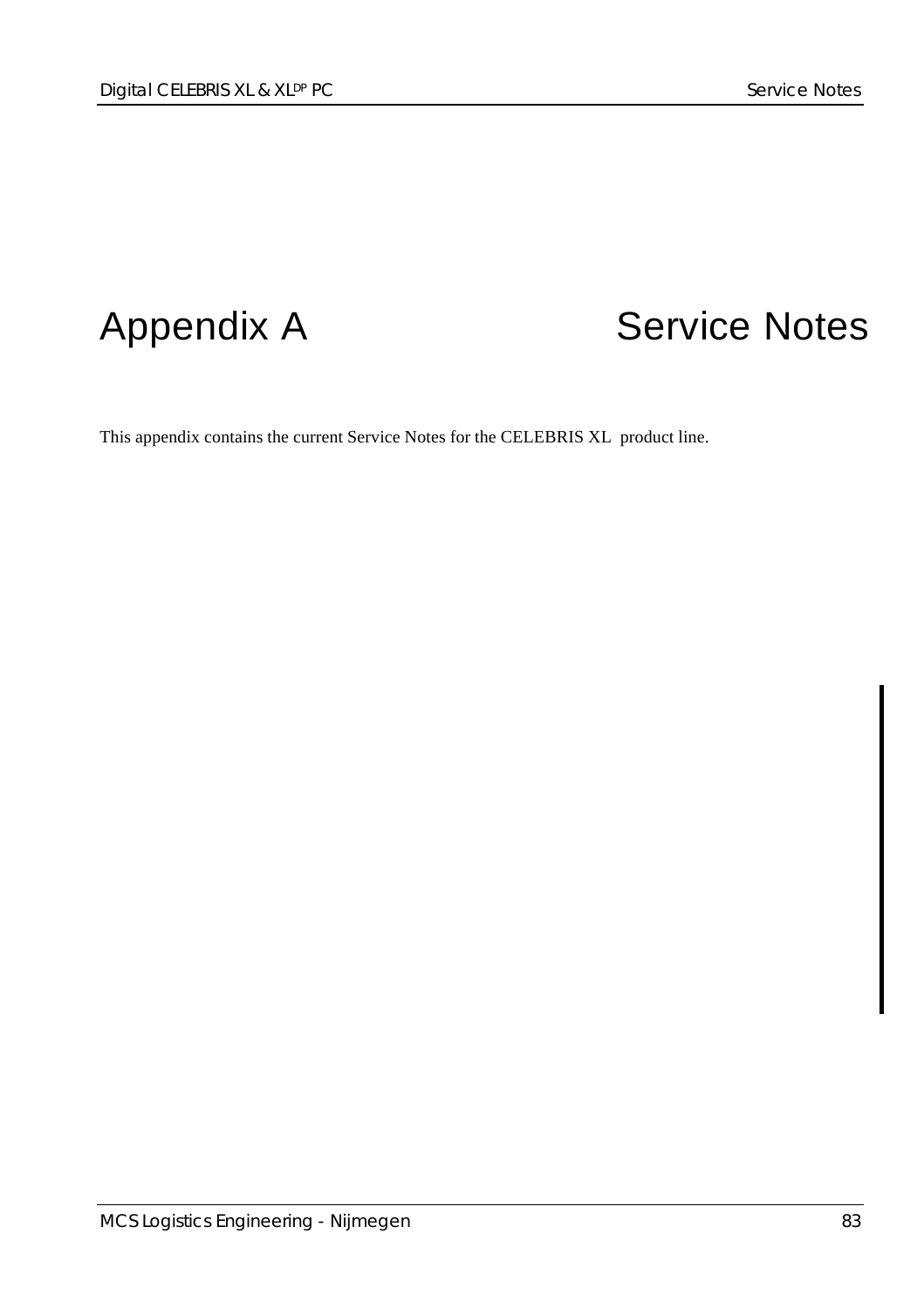# Appendix A Service Notes

This appendix contains the current Service Notes for the CELEBRIS XL product line.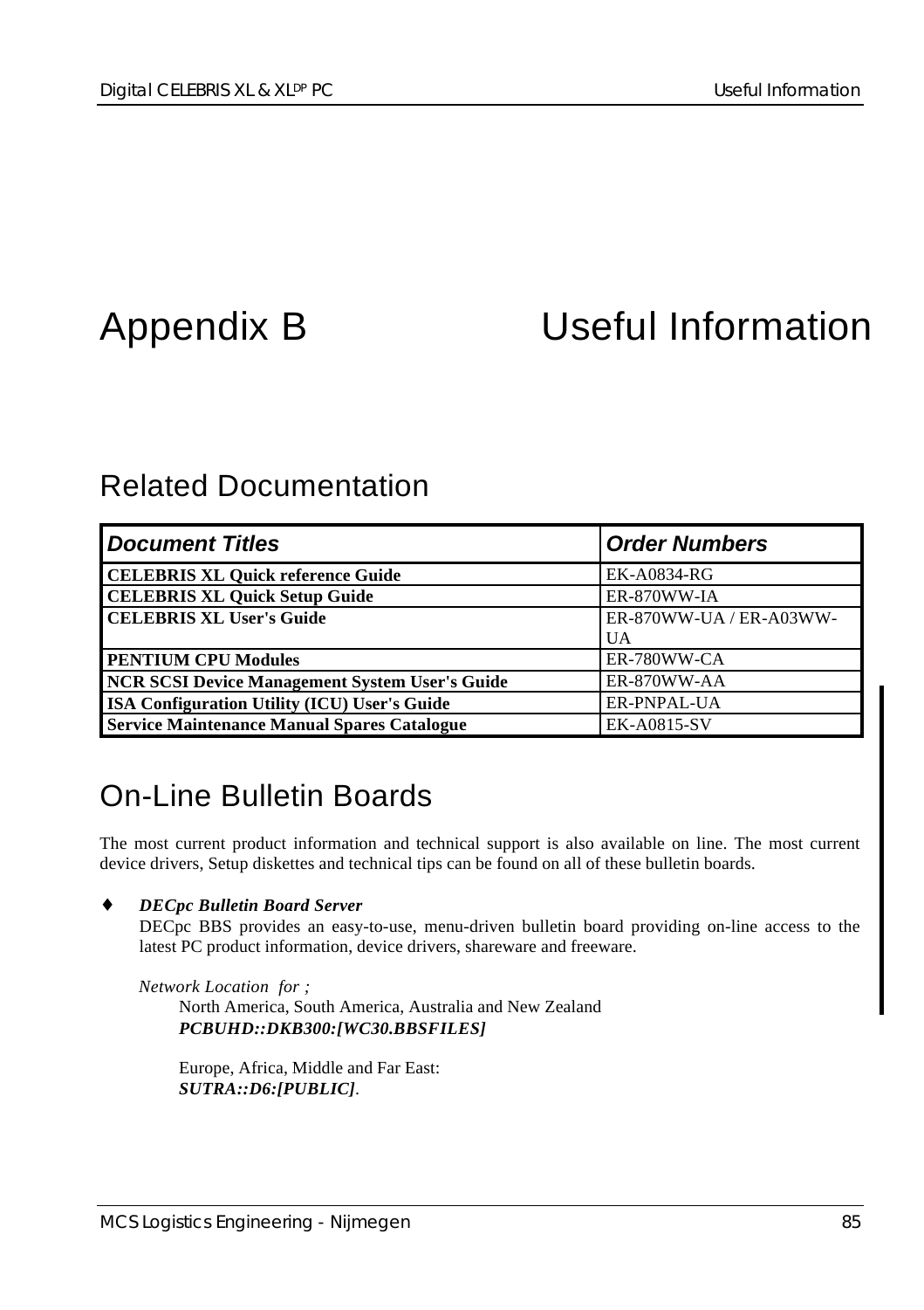# Appendix B Useful Information

## Related Documentation

| *Document Titles* | *Order Numbers* |
| --- | --- |
| **CELEBRIS XL Quick reference Guide** | EK-A0834-RG |
| **CELEBRIS XL Quick Setup Guide** | ER-870WW-IA |
| **CELEBRIS XL User's Guide** | ER-870WW-UA / ER-A03WW-UA |
| **PENTIUM CPU Modules** | ER-780WW-CA |
| **NCR SCSI Device Management System User's Guide** | ER-870WW-AA |
| **ISA Configuration Utility (ICU) User's Guide** | ER-PNPAL-UA |
| **Service Maintenance Manual Spares Catalogue** | EK-A0815-SV |

## On-Line Bulletin Boards

The most current product information and technical support is also available on line. The most current device drivers, Setup diskettes and technical tips can be found on all of these bulletin boards.

- ***DECpc Bulletin Board Server***
  DECpc BBS provides an easy-to-use, menu-driven bulletin board providing on-line access to the latest PC product information, device drivers, shareware and freeware.

  *Network Location for ;*

  North America, South America, Australia and New Zealand
  ***PCBUHD::DKB300:[WC30.BBSFILES]***

  Europe, Africa, Middle and Far East:
  ***SUTRA::D6:[PUBLIC]***.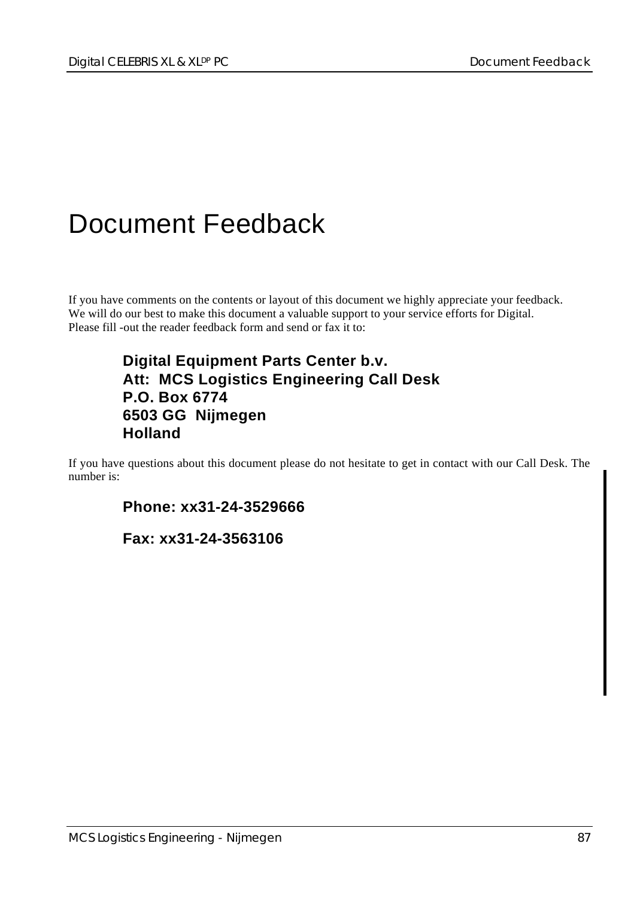# Document Feedback

If you have comments on the contents or layout of this document we highly appreciate your feedback.
We will do our best to make this document a valuable support to your service efforts for Digital.
Please fill -out the reader feedback form and send or fax it to:

> **Digital Equipment Parts Center b.v.**
> **Att: MCS Logistics Engineering Call Desk**
> **P.O. Box 6774**
> **6503 GG Nijmegen**
> **Holland**

If you have questions about this document please do not hesitate to get in contact with our Call Desk. The number is:

> **Phone: xx31-24-3529666**
>
> **Fax: xx31-24-3563106**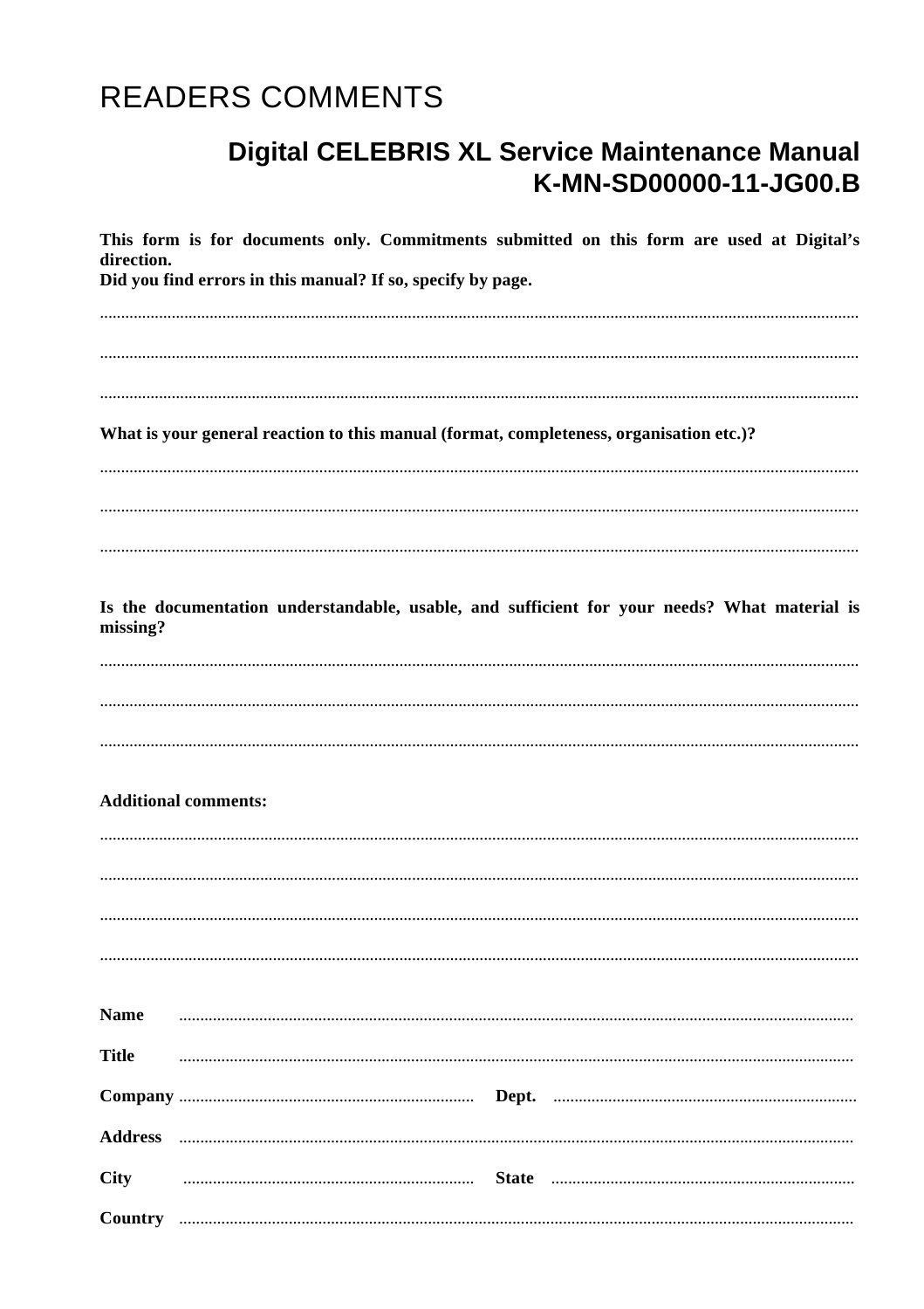# READERS COMMENTS

## Digital CELEBRIS XL Service Maintenance Manual
## K-MN-SD00000-11-JG00.B

**This form is for documents only. Commitments submitted on this form are used at Digital's direction.**
**Did you find errors in this manual? If so, specify by page.**

................................................................................................................................................................

................................................................................................................................................................

................................................................................................................................................................

**What is your general reaction to this manual (format, completeness, organisation etc.)?**

................................................................................................................................................................

................................................................................................................................................................

................................................................................................................................................................

**Is the documentation understandable, usable, and sufficient for your needs? What material is missing?**

................................................................................................................................................................

................................................................................................................................................................

................................................................................................................................................................

**Additional comments:**

................................................................................................................................................................

................................................................................................................................................................

................................................................................................................................................................

................................................................................................................................................................

**Name** ................................................................................................................................................

**Title** ................................................................................................................................................

**Company** ...................................................................... **Dept.** ......................................................................

**Address** ................................................................................................................................................

**City** ...................................................................... **State** ......................................................................

**Country** ................................................................................................................................................